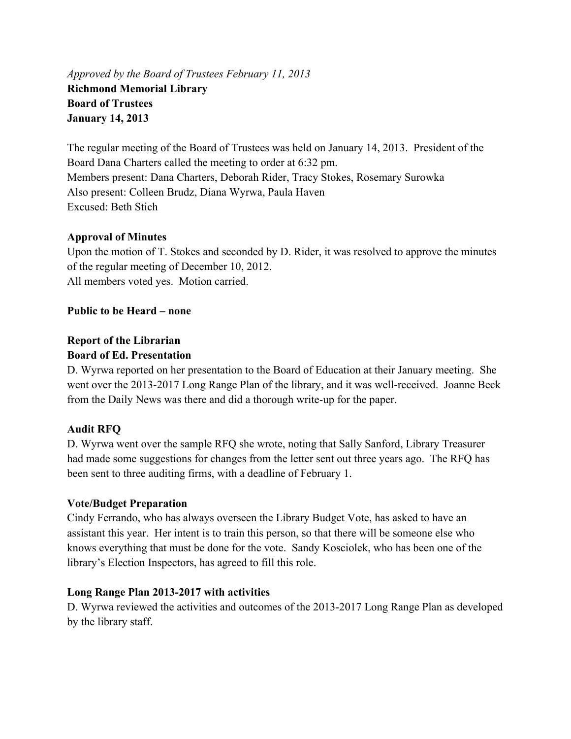*Approved by the Board of Trustees February 11, 2013*

**Richmond Memorial Library**
**Board of Trustees**
**January 14, 2013**

The regular meeting of the Board of Trustees was held on January 14, 2013. President of the Board Dana Charters called the meeting to order at 6:32 pm.
Members present: Dana Charters, Deborah Rider, Tracy Stokes, Rosemary Surowka
Also present: Colleen Brudz, Diana Wyrwa, Paula Haven
Excused: Beth Stich

**Approval of Minutes**

Upon the motion of T. Stokes and seconded by D. Rider, it was resolved to approve the minutes of the regular meeting of December 10, 2012.
All members voted yes. Motion carried.

**Public to be Heard – none**

**Report of the Librarian**

**Board of Ed. Presentation**

D. Wyrwa reported on her presentation to the Board of Education at their January meeting. She went over the 2013-2017 Long Range Plan of the library, and it was well-received. Joanne Beck from the Daily News was there and did a thorough write-up for the paper.

**Audit RFQ**

D. Wyrwa went over the sample RFQ she wrote, noting that Sally Sanford, Library Treasurer had made some suggestions for changes from the letter sent out three years ago. The RFQ has been sent to three auditing firms, with a deadline of February 1.

**Vote/Budget Preparation**

Cindy Ferrando, who has always overseen the Library Budget Vote, has asked to have an assistant this year. Her intent is to train this person, so that there will be someone else who knows everything that must be done for the vote. Sandy Kosciolek, who has been one of the library's Election Inspectors, has agreed to fill this role.

**Long Range Plan 2013-2017 with activities**

D. Wyrwa reviewed the activities and outcomes of the 2013-2017 Long Range Plan as developed by the library staff.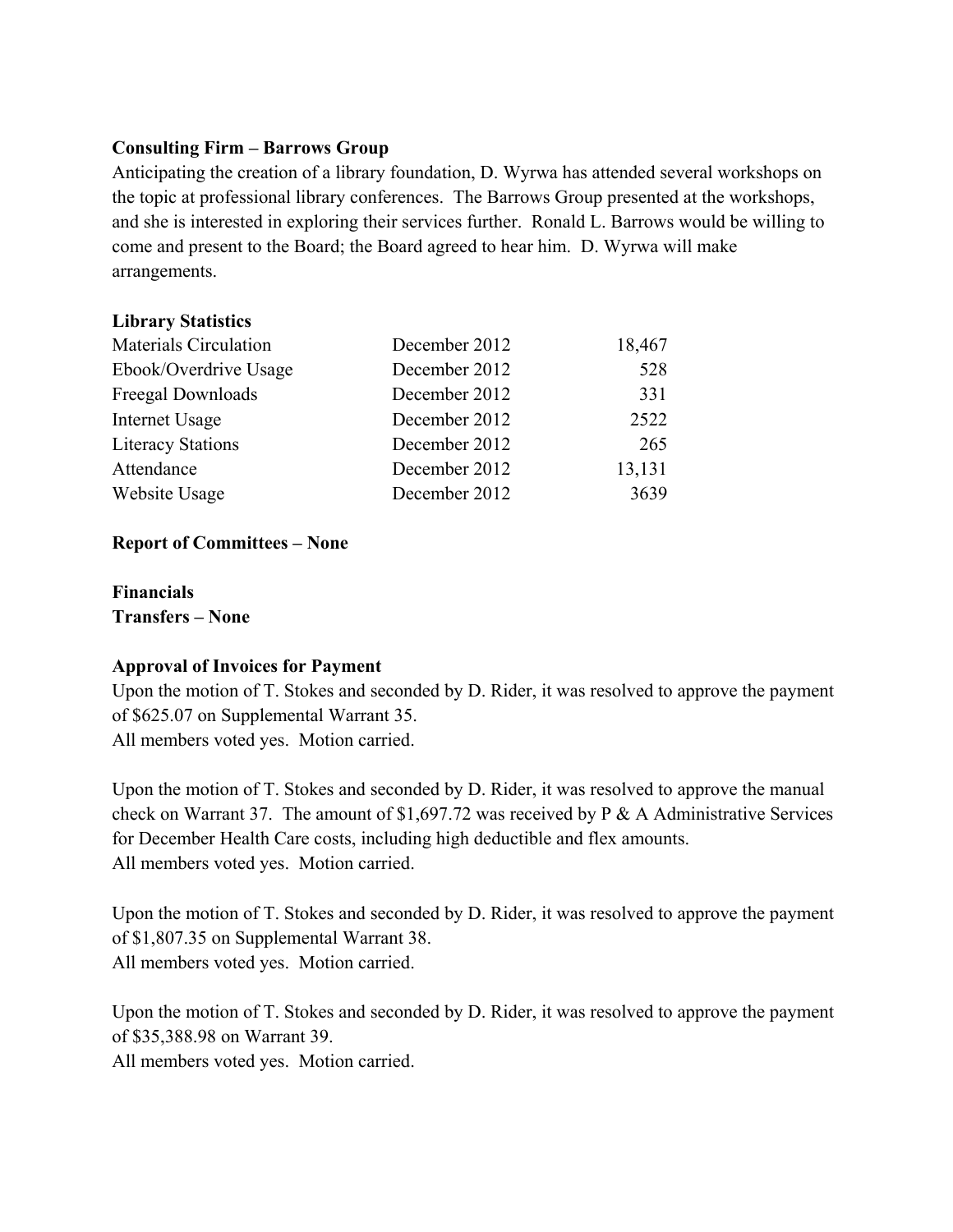**Consulting Firm – Barrows Group**

Anticipating the creation of a library foundation, D. Wyrwa has attended several workshops on the topic at professional library conferences. The Barrows Group presented at the workshops, and she is interested in exploring their services further. Ronald L. Barrows would be willing to come and present to the Board; the Board agreed to hear him. D. Wyrwa will make arrangements.

**Library Statistics**

| | | |
|---|---|---:|
| Materials Circulation | December 2012 | 18,467 |
| Ebook/Overdrive Usage | December 2012 | 528 |
| Freegal Downloads | December 2012 | 331 |
| Internet Usage | December 2012 | 2522 |
| Literacy Stations | December 2012 | 265 |
| Attendance | December 2012 | 13,131 |
| Website Usage | December 2012 | 3639 |

**Report of Committees – None**

**Financials**

**Transfers – None**

**Approval of Invoices for Payment**

Upon the motion of T. Stokes and seconded by D. Rider, it was resolved to approve the payment of $625.07 on Supplemental Warrant 35.
All members voted yes. Motion carried.

Upon the motion of T. Stokes and seconded by D. Rider, it was resolved to approve the manual check on Warrant 37. The amount of $1,697.72 was received by P & A Administrative Services for December Health Care costs, including high deductible and flex amounts.
All members voted yes. Motion carried.

Upon the motion of T. Stokes and seconded by D. Rider, it was resolved to approve the payment of $1,807.35 on Supplemental Warrant 38.
All members voted yes. Motion carried.

Upon the motion of T. Stokes and seconded by D. Rider, it was resolved to approve the payment of $35,388.98 on Warrant 39.
All members voted yes. Motion carried.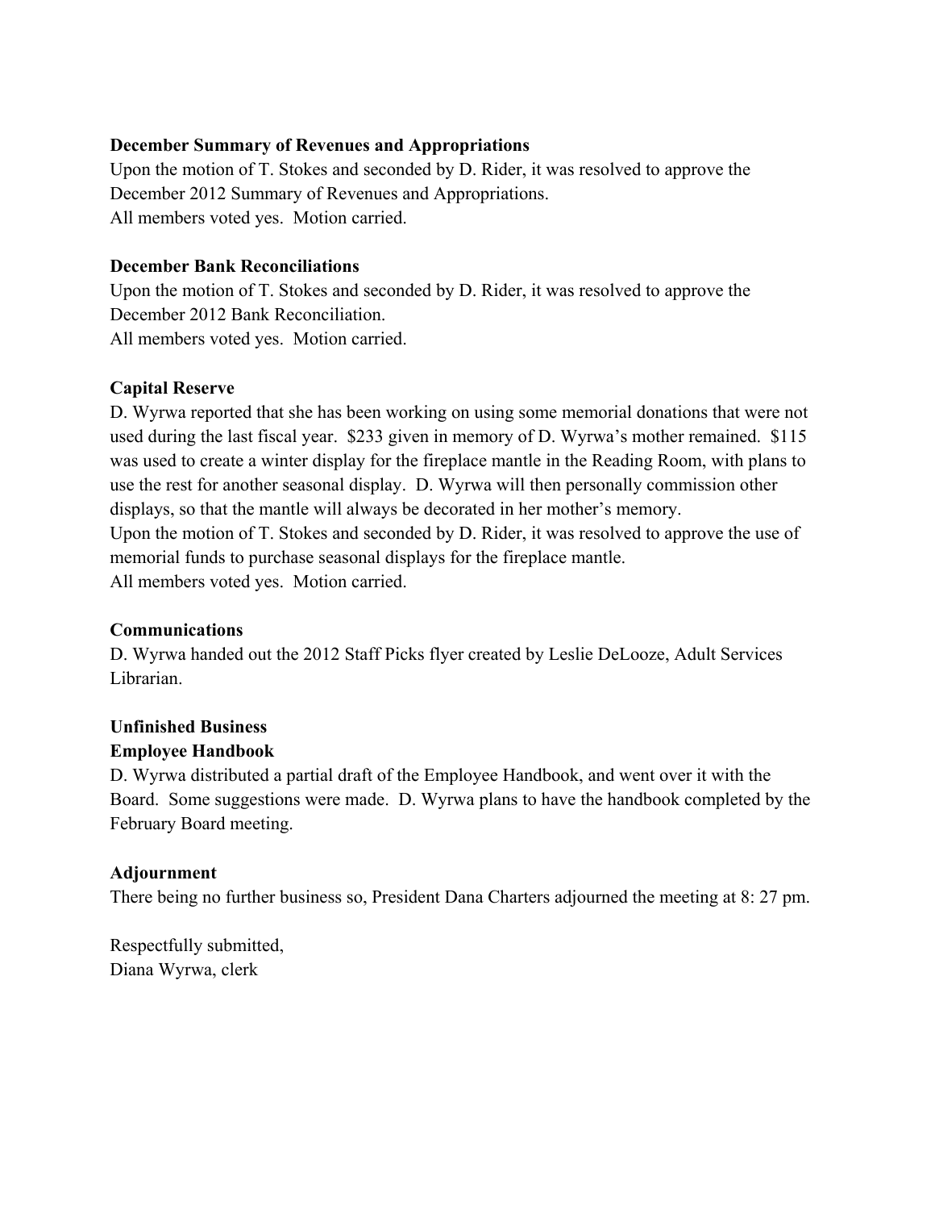**December Summary of Revenues and Appropriations**

Upon the motion of T. Stokes and seconded by D. Rider, it was resolved to approve the December 2012 Summary of Revenues and Appropriations.
All members voted yes. Motion carried.

**December Bank Reconciliations**

Upon the motion of T. Stokes and seconded by D. Rider, it was resolved to approve the December 2012 Bank Reconciliation.
All members voted yes. Motion carried.

**Capital Reserve**

D. Wyrwa reported that she has been working on using some memorial donations that were not used during the last fiscal year. $233 given in memory of D. Wyrwa's mother remained. $115 was used to create a winter display for the fireplace mantle in the Reading Room, with plans to use the rest for another seasonal display. D. Wyrwa will then personally commission other displays, so that the mantle will always be decorated in her mother's memory.
Upon the motion of T. Stokes and seconded by D. Rider, it was resolved to approve the use of memorial funds to purchase seasonal displays for the fireplace mantle.
All members voted yes. Motion carried.

**Communications**

D. Wyrwa handed out the 2012 Staff Picks flyer created by Leslie DeLooze, Adult Services Librarian.

**Unfinished Business**

**Employee Handbook**

D. Wyrwa distributed a partial draft of the Employee Handbook, and went over it with the Board. Some suggestions were made. D. Wyrwa plans to have the handbook completed by the February Board meeting.

**Adjournment**

There being no further business so, President Dana Charters adjourned the meeting at 8: 27 pm.

Respectfully submitted,
Diana Wyrwa, clerk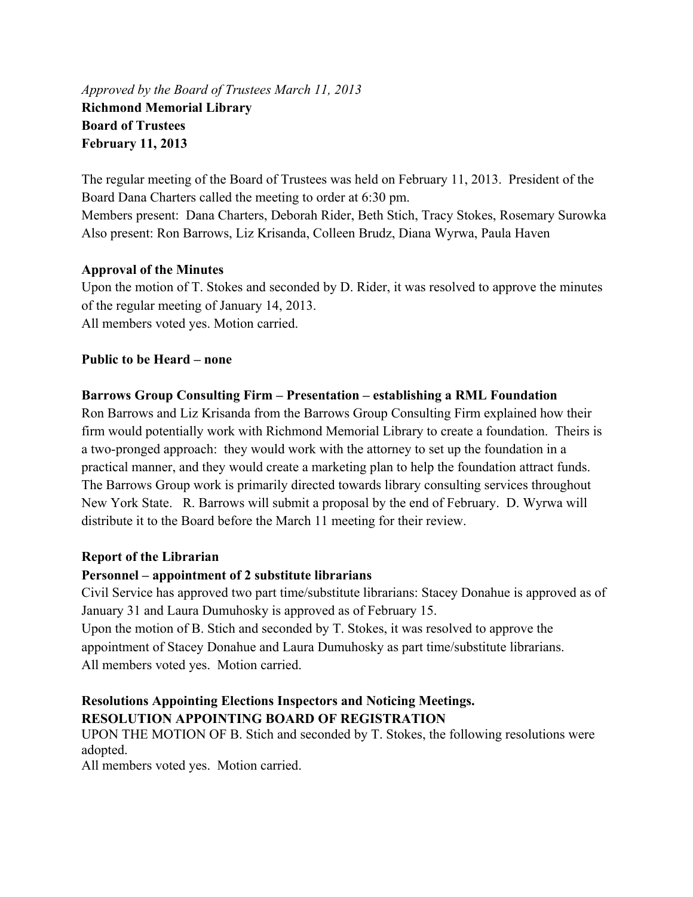*Approved by the Board of Trustees March 11, 2013*

**Richmond Memorial Library**
**Board of Trustees**
**February 11, 2013**

The regular meeting of the Board of Trustees was held on February 11, 2013. President of the Board Dana Charters called the meeting to order at 6:30 pm.
Members present: Dana Charters, Deborah Rider, Beth Stich, Tracy Stokes, Rosemary Surowka
Also present: Ron Barrows, Liz Krisanda, Colleen Brudz, Diana Wyrwa, Paula Haven

**Approval of the Minutes**

Upon the motion of T. Stokes and seconded by D. Rider, it was resolved to approve the minutes of the regular meeting of January 14, 2013.
All members voted yes. Motion carried.

**Public to be Heard – none**

**Barrows Group Consulting Firm – Presentation – establishing a RML Foundation**

Ron Barrows and Liz Krisanda from the Barrows Group Consulting Firm explained how their firm would potentially work with Richmond Memorial Library to create a foundation. Theirs is a two-pronged approach: they would work with the attorney to set up the foundation in a practical manner, and they would create a marketing plan to help the foundation attract funds. The Barrows Group work is primarily directed towards library consulting services throughout New York State. R. Barrows will submit a proposal by the end of February. D. Wyrwa will distribute it to the Board before the March 11 meeting for their review.

**Report of the Librarian**

**Personnel – appointment of 2 substitute librarians**

Civil Service has approved two part time/substitute librarians: Stacey Donahue is approved as of January 31 and Laura Dumuhosky is approved as of February 15.
Upon the motion of B. Stich and seconded by T. Stokes, it was resolved to approve the appointment of Stacey Donahue and Laura Dumuhosky as part time/substitute librarians.
All members voted yes. Motion carried.

**Resolutions Appointing Elections Inspectors and Noticing Meetings.**
**RESOLUTION APPOINTING BOARD OF REGISTRATION**

UPON THE MOTION OF B. Stich and seconded by T. Stokes, the following resolutions were adopted.
All members voted yes. Motion carried.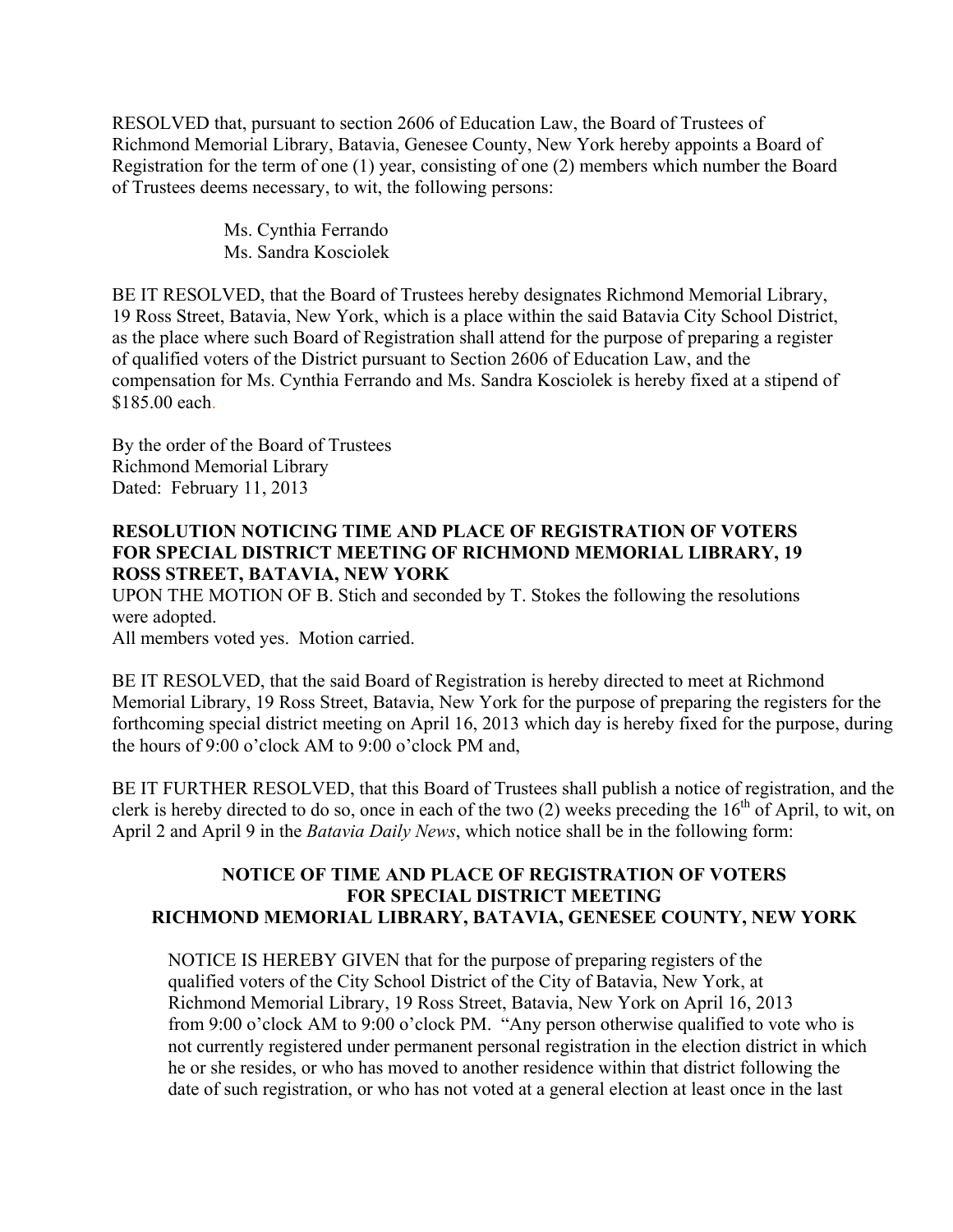RESOLVED that, pursuant to section 2606 of Education Law, the Board of Trustees of Richmond Memorial Library, Batavia, Genesee County, New York hereby appoints a Board of Registration for the term of one (1) year, consisting of one (2) members which number the Board of Trustees deems necessary, to wit, the following persons:

Ms. Cynthia Ferrando
Ms. Sandra Kosciolek

BE IT RESOLVED, that the Board of Trustees hereby designates Richmond Memorial Library, 19 Ross Street, Batavia, New York, which is a place within the said Batavia City School District, as the place where such Board of Registration shall attend for the purpose of preparing a register of qualified voters of the District pursuant to Section 2606 of Education Law, and the compensation for Ms. Cynthia Ferrando and Ms. Sandra Kosciolek is hereby fixed at a stipend of $185.00 each.

By the order of the Board of Trustees
Richmond Memorial Library
Dated: February 11, 2013

**RESOLUTION NOTICING TIME AND PLACE OF REGISTRATION OF VOTERS FOR SPECIAL DISTRICT MEETING OF RICHMOND MEMORIAL LIBRARY, 19 ROSS STREET, BATAVIA, NEW YORK**

UPON THE MOTION OF B. Stich and seconded by T. Stokes the following the resolutions were adopted.
All members voted yes. Motion carried.

BE IT RESOLVED, that the said Board of Registration is hereby directed to meet at Richmond Memorial Library, 19 Ross Street, Batavia, New York for the purpose of preparing the registers for the forthcoming special district meeting on April 16, 2013 which day is hereby fixed for the purpose, during the hours of 9:00 o'clock AM to 9:00 o'clock PM and,

BE IT FURTHER RESOLVED, that this Board of Trustees shall publish a notice of registration, and the clerk is hereby directed to do so, once in each of the two (2) weeks preceding the 16th of April, to wit, on April 2 and April 9 in the *Batavia Daily News*, which notice shall be in the following form:

**NOTICE OF TIME AND PLACE OF REGISTRATION OF VOTERS FOR SPECIAL DISTRICT MEETING RICHMOND MEMORIAL LIBRARY, BATAVIA, GENESEE COUNTY, NEW YORK**

NOTICE IS HEREBY GIVEN that for the purpose of preparing registers of the qualified voters of the City School District of the City of Batavia, New York, at Richmond Memorial Library, 19 Ross Street, Batavia, New York on April 16, 2013 from 9:00 o'clock AM to 9:00 o'clock PM. "Any person otherwise qualified to vote who is not currently registered under permanent personal registration in the election district in which he or she resides, or who has moved to another residence within that district following the date of such registration, or who has not voted at a general election at least once in the last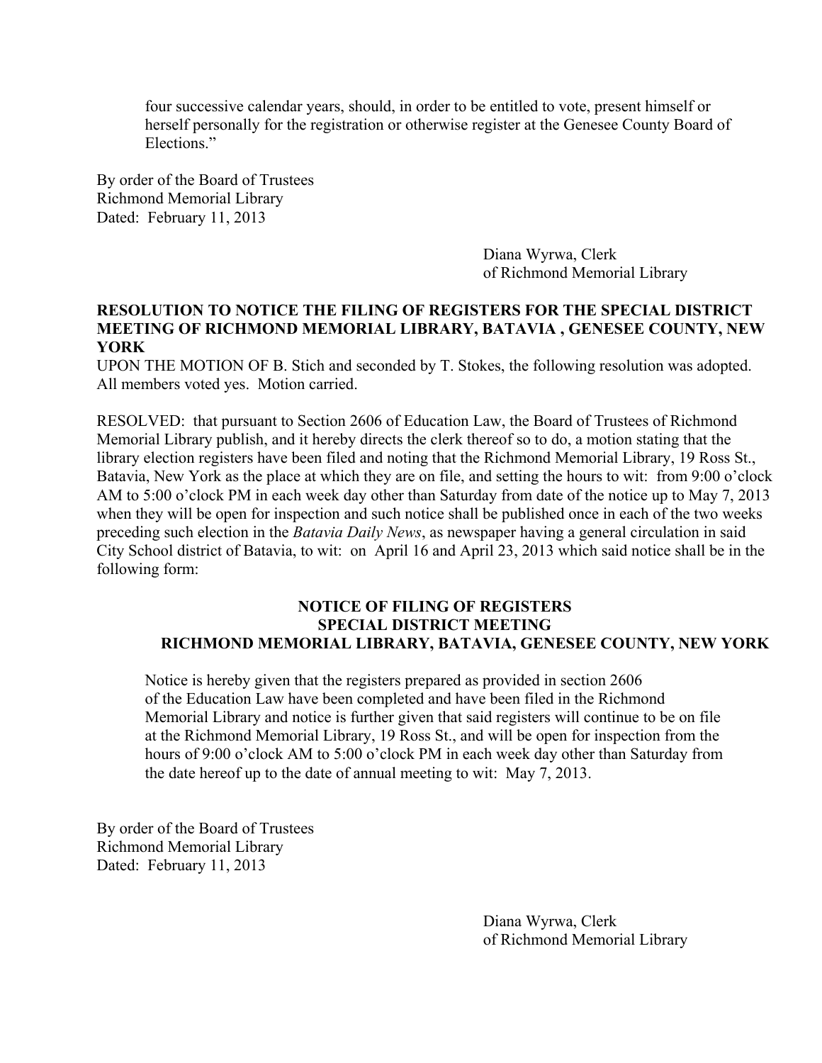four successive calendar years, should, in order to be entitled to vote, present himself or herself personally for the registration or otherwise register at the Genesee County Board of Elections."

By order of the Board of Trustees
Richmond Memorial Library
Dated: February 11, 2013

Diana Wyrwa, Clerk
of Richmond Memorial Library

**RESOLUTION TO NOTICE THE FILING OF REGISTERS FOR THE SPECIAL DISTRICT MEETING OF RICHMOND MEMORIAL LIBRARY, BATAVIA , GENESEE COUNTY, NEW YORK**

UPON THE MOTION OF B. Stich and seconded by T. Stokes, the following resolution was adopted. All members voted yes. Motion carried.

RESOLVED: that pursuant to Section 2606 of Education Law, the Board of Trustees of Richmond Memorial Library publish, and it hereby directs the clerk thereof so to do, a motion stating that the library election registers have been filed and noting that the Richmond Memorial Library, 19 Ross St., Batavia, New York as the place at which they are on file, and setting the hours to wit: from 9:00 o'clock AM to 5:00 o'clock PM in each week day other than Saturday from date of the notice up to May 7, 2013 when they will be open for inspection and such notice shall be published once in each of the two weeks preceding such election in the *Batavia Daily News*, as newspaper having a general circulation in said City School district of Batavia, to wit: on April 16 and April 23, 2013 which said notice shall be in the following form:

**NOTICE OF FILING OF REGISTERS**
**SPECIAL DISTRICT MEETING**
**RICHMOND MEMORIAL LIBRARY, BATAVIA, GENESEE COUNTY, NEW YORK**

Notice is hereby given that the registers prepared as provided in section 2606 of the Education Law have been completed and have been filed in the Richmond Memorial Library and notice is further given that said registers will continue to be on file at the Richmond Memorial Library, 19 Ross St., and will be open for inspection from the hours of 9:00 o'clock AM to 5:00 o'clock PM in each week day other than Saturday from the date hereof up to the date of annual meeting to wit: May 7, 2013.

By order of the Board of Trustees
Richmond Memorial Library
Dated: February 11, 2013

Diana Wyrwa, Clerk
of Richmond Memorial Library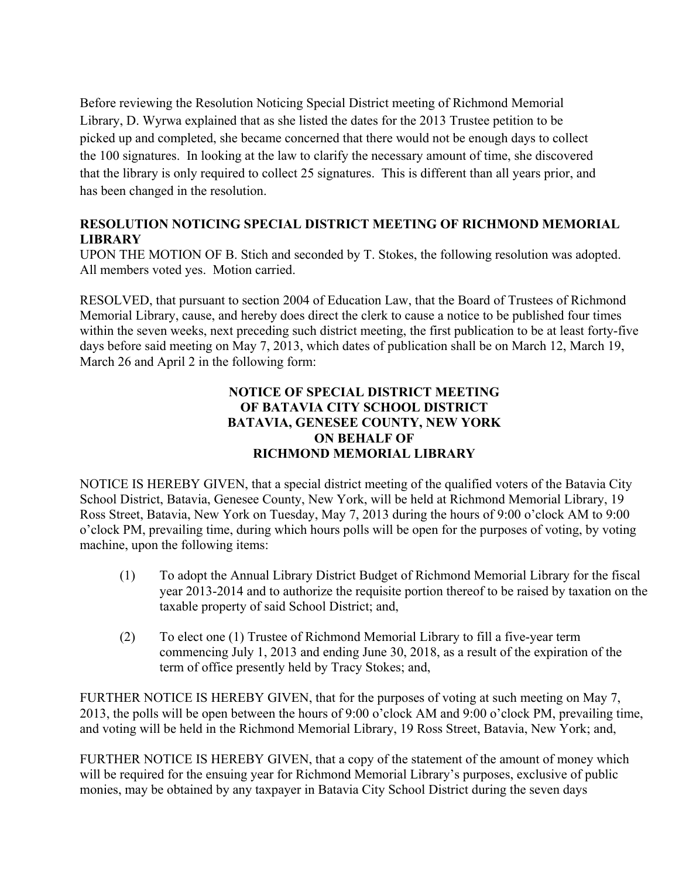Before reviewing the Resolution Noticing Special District meeting of Richmond Memorial Library, D. Wyrwa explained that as she listed the dates for the 2013 Trustee petition to be picked up and completed, she became concerned that there would not be enough days to collect the 100 signatures. In looking at the law to clarify the necessary amount of time, she discovered that the library is only required to collect 25 signatures. This is different than all years prior, and has been changed in the resolution.

**RESOLUTION NOTICING SPECIAL DISTRICT MEETING OF RICHMOND MEMORIAL LIBRARY**

UPON THE MOTION OF B. Stich and seconded by T. Stokes, the following resolution was adopted. All members voted yes. Motion carried.

RESOLVED, that pursuant to section 2004 of Education Law, that the Board of Trustees of Richmond Memorial Library, cause, and hereby does direct the clerk to cause a notice to be published four times within the seven weeks, next preceding such district meeting, the first publication to be at least forty-five days before said meeting on May 7, 2013, which dates of publication shall be on March 12, March 19, March 26 and April 2 in the following form:

**NOTICE OF SPECIAL DISTRICT MEETING**
**OF BATAVIA CITY SCHOOL DISTRICT**
**BATAVIA, GENESEE COUNTY, NEW YORK**
**ON BEHALF OF**
**RICHMOND MEMORIAL LIBRARY**

NOTICE IS HEREBY GIVEN, that a special district meeting of the qualified voters of the Batavia City School District, Batavia, Genesee County, New York, will be held at Richmond Memorial Library, 19 Ross Street, Batavia, New York on Tuesday, May 7, 2013 during the hours of 9:00 o'clock AM to 9:00 o'clock PM, prevailing time, during which hours polls will be open for the purposes of voting, by voting machine, upon the following items:

(1) To adopt the Annual Library District Budget of Richmond Memorial Library for the fiscal year 2013-2014 and to authorize the requisite portion thereof to be raised by taxation on the taxable property of said School District; and,

(2) To elect one (1) Trustee of Richmond Memorial Library to fill a five-year term commencing July 1, 2013 and ending June 30, 2018, as a result of the expiration of the term of office presently held by Tracy Stokes; and,

FURTHER NOTICE IS HEREBY GIVEN, that for the purposes of voting at such meeting on May 7, 2013, the polls will be open between the hours of 9:00 o'clock AM and 9:00 o'clock PM, prevailing time, and voting will be held in the Richmond Memorial Library, 19 Ross Street, Batavia, New York; and,

FURTHER NOTICE IS HEREBY GIVEN, that a copy of the statement of the amount of money which will be required for the ensuing year for Richmond Memorial Library's purposes, exclusive of public monies, may be obtained by any taxpayer in Batavia City School District during the seven days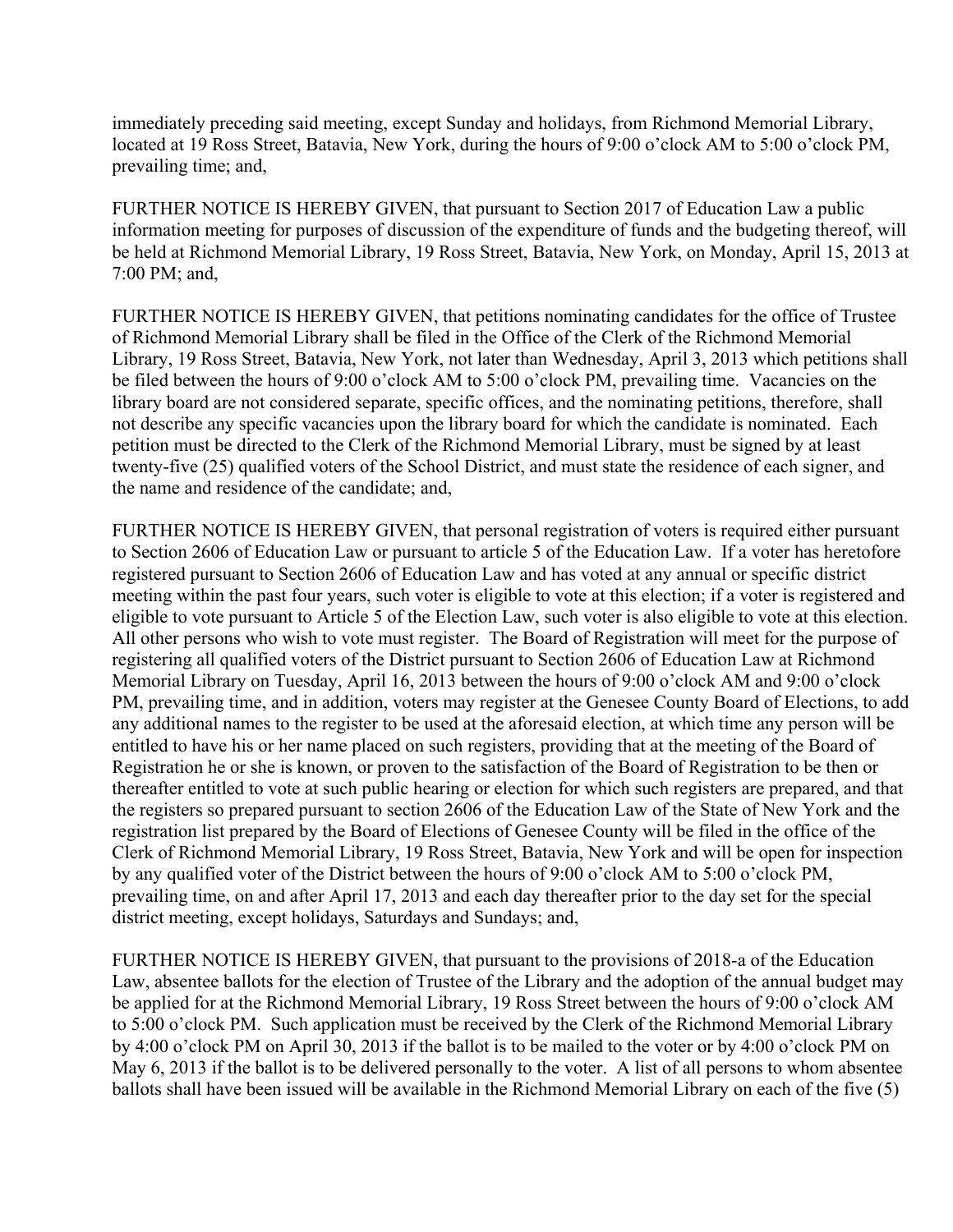immediately preceding said meeting, except Sunday and holidays, from Richmond Memorial Library, located at 19 Ross Street, Batavia, New York, during the hours of 9:00 o'clock AM to 5:00 o'clock PM, prevailing time; and,

FURTHER NOTICE IS HEREBY GIVEN, that pursuant to Section 2017 of Education Law a public information meeting for purposes of discussion of the expenditure of funds and the budgeting thereof, will be held at Richmond Memorial Library, 19 Ross Street, Batavia, New York, on Monday, April 15, 2013 at 7:00 PM; and,

FURTHER NOTICE IS HEREBY GIVEN, that petitions nominating candidates for the office of Trustee of Richmond Memorial Library shall be filed in the Office of the Clerk of the Richmond Memorial Library, 19 Ross Street, Batavia, New York, not later than Wednesday, April 3, 2013 which petitions shall be filed between the hours of 9:00 o'clock AM to 5:00 o'clock PM, prevailing time. Vacancies on the library board are not considered separate, specific offices, and the nominating petitions, therefore, shall not describe any specific vacancies upon the library board for which the candidate is nominated. Each petition must be directed to the Clerk of the Richmond Memorial Library, must be signed by at least twenty-five (25) qualified voters of the School District, and must state the residence of each signer, and the name and residence of the candidate; and,

FURTHER NOTICE IS HEREBY GIVEN, that personal registration of voters is required either pursuant to Section 2606 of Education Law or pursuant to article 5 of the Education Law. If a voter has heretofore registered pursuant to Section 2606 of Education Law and has voted at any annual or specific district meeting within the past four years, such voter is eligible to vote at this election; if a voter is registered and eligible to vote pursuant to Article 5 of the Election Law, such voter is also eligible to vote at this election. All other persons who wish to vote must register. The Board of Registration will meet for the purpose of registering all qualified voters of the District pursuant to Section 2606 of Education Law at Richmond Memorial Library on Tuesday, April 16, 2013 between the hours of 9:00 o'clock AM and 9:00 o'clock PM, prevailing time, and in addition, voters may register at the Genesee County Board of Elections, to add any additional names to the register to be used at the aforesaid election, at which time any person will be entitled to have his or her name placed on such registers, providing that at the meeting of the Board of Registration he or she is known, or proven to the satisfaction of the Board of Registration to be then or thereafter entitled to vote at such public hearing or election for which such registers are prepared, and that the registers so prepared pursuant to section 2606 of the Education Law of the State of New York and the registration list prepared by the Board of Elections of Genesee County will be filed in the office of the Clerk of Richmond Memorial Library, 19 Ross Street, Batavia, New York and will be open for inspection by any qualified voter of the District between the hours of 9:00 o'clock AM to 5:00 o'clock PM, prevailing time, on and after April 17, 2013 and each day thereafter prior to the day set for the special district meeting, except holidays, Saturdays and Sundays; and,

FURTHER NOTICE IS HEREBY GIVEN, that pursuant to the provisions of 2018-a of the Education Law, absentee ballots for the election of Trustee of the Library and the adoption of the annual budget may be applied for at the Richmond Memorial Library, 19 Ross Street between the hours of 9:00 o'clock AM to 5:00 o'clock PM. Such application must be received by the Clerk of the Richmond Memorial Library by 4:00 o'clock PM on April 30, 2013 if the ballot is to be mailed to the voter or by 4:00 o'clock PM on May 6, 2013 if the ballot is to be delivered personally to the voter. A list of all persons to whom absentee ballots shall have been issued will be available in the Richmond Memorial Library on each of the five (5)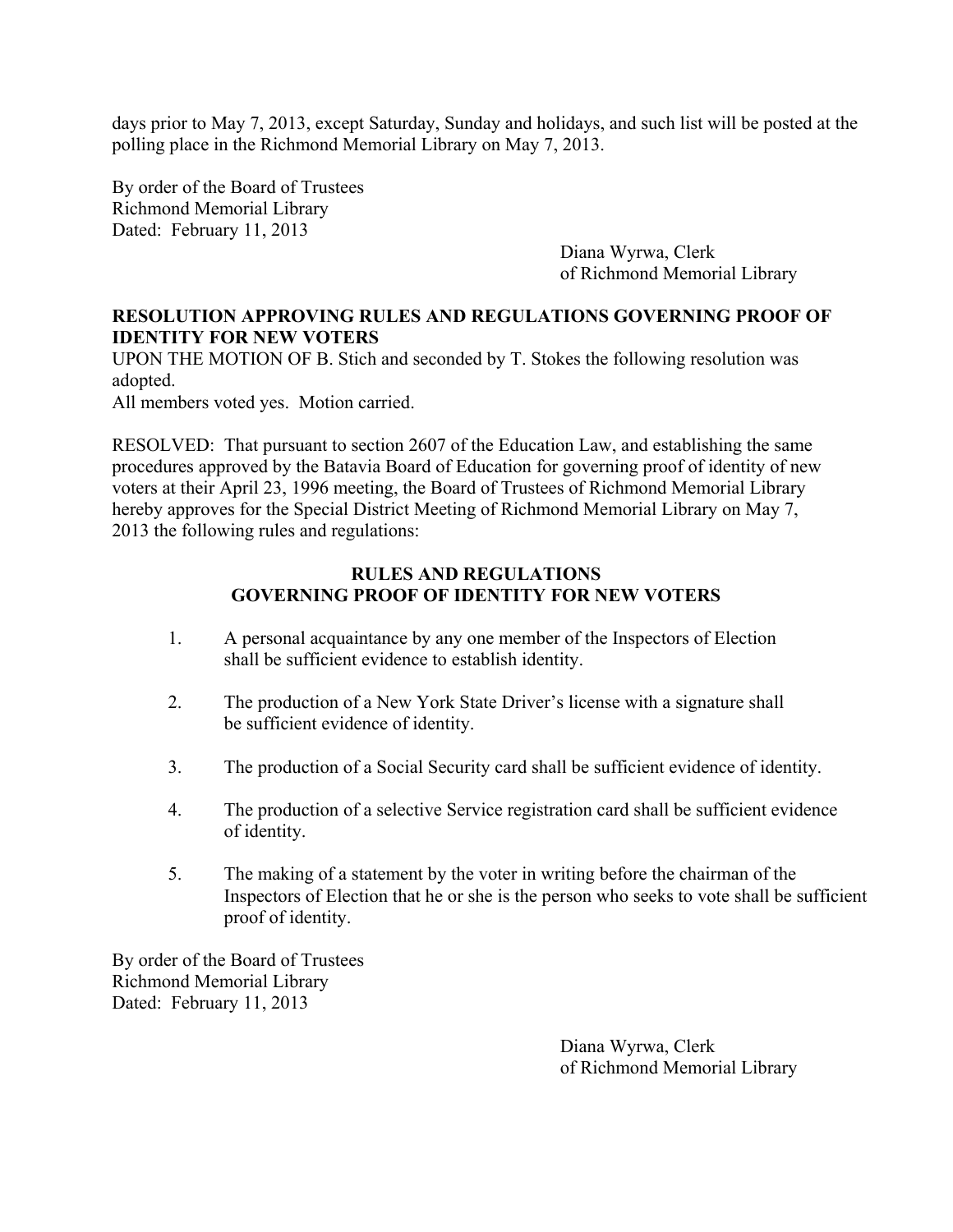days prior to May 7, 2013, except Saturday, Sunday and holidays, and such list will be posted at the polling place in the Richmond Memorial Library on May 7, 2013.

By order of the Board of Trustees
Richmond Memorial Library
Dated: February 11, 2013

Diana Wyrwa, Clerk
of Richmond Memorial Library

**RESOLUTION APPROVING RULES AND REGULATIONS GOVERNING PROOF OF IDENTITY FOR NEW VOTERS**

UPON THE MOTION OF B. Stich and seconded by T. Stokes the following resolution was adopted.
All members voted yes. Motion carried.

RESOLVED: That pursuant to section 2607 of the Education Law, and establishing the same procedures approved by the Batavia Board of Education for governing proof of identity of new voters at their April 23, 1996 meeting, the Board of Trustees of Richmond Memorial Library hereby approves for the Special District Meeting of Richmond Memorial Library on May 7, 2013 the following rules and regulations:

**RULES AND REGULATIONS**
**GOVERNING PROOF OF IDENTITY FOR NEW VOTERS**

1. A personal acquaintance by any one member of the Inspectors of Election shall be sufficient evidence to establish identity.

2. The production of a New York State Driver's license with a signature shall be sufficient evidence of identity.

3. The production of a Social Security card shall be sufficient evidence of identity.

4. The production of a selective Service registration card shall be sufficient evidence of identity.

5. The making of a statement by the voter in writing before the chairman of the Inspectors of Election that he or she is the person who seeks to vote shall be sufficient proof of identity.

By order of the Board of Trustees
Richmond Memorial Library
Dated: February 11, 2013

Diana Wyrwa, Clerk
of Richmond Memorial Library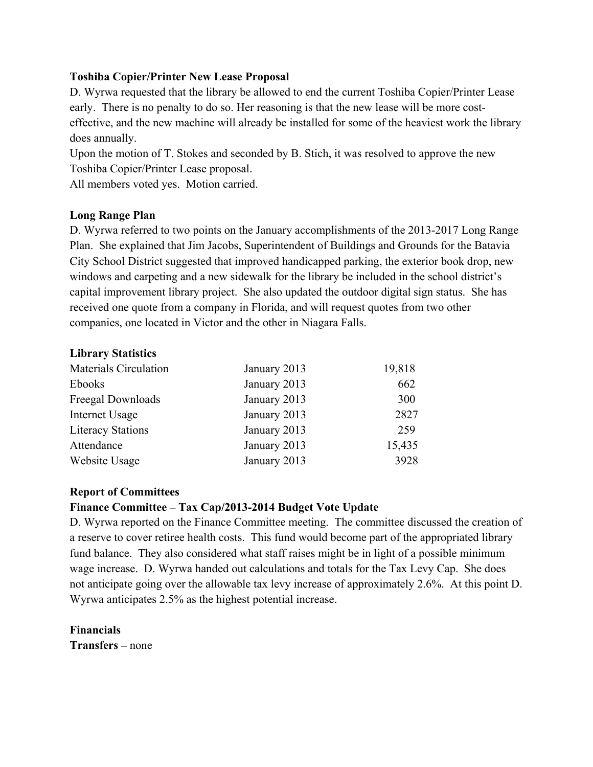**Toshiba Copier/Printer New Lease Proposal**

D. Wyrwa requested that the library be allowed to end the current Toshiba Copier/Printer Lease early. There is no penalty to do so. Her reasoning is that the new lease will be more cost-effective, and the new machine will already be installed for some of the heaviest work the library does annually.

Upon the motion of T. Stokes and seconded by B. Stich, it was resolved to approve the new Toshiba Copier/Printer Lease proposal.

All members voted yes. Motion carried.

**Long Range Plan**

D. Wyrwa referred to two points on the January accomplishments of the 2013-2017 Long Range Plan. She explained that Jim Jacobs, Superintendent of Buildings and Grounds for the Batavia City School District suggested that improved handicapped parking, the exterior book drop, new windows and carpeting and a new sidewalk for the library be included in the school district's capital improvement library project. She also updated the outdoor digital sign status. She has received one quote from a company in Florida, and will request quotes from two other companies, one located in Victor and the other in Niagara Falls.

**Library Statistics**

| | | |
|---|---|---|
| Materials Circulation | January 2013 | 19,818 |
| Ebooks | January 2013 | 662 |
| Freegal Downloads | January 2013 | 300 |
| Internet Usage | January 2013 | 2827 |
| Literacy Stations | January 2013 | 259 |
| Attendance | January 2013 | 15,435 |
| Website Usage | January 2013 | 3928 |

**Report of Committees**

**Finance Committee – Tax Cap/2013-2014 Budget Vote Update**

D. Wyrwa reported on the Finance Committee meeting. The committee discussed the creation of a reserve to cover retiree health costs. This fund would become part of the appropriated library fund balance. They also considered what staff raises might be in light of a possible minimum wage increase. D. Wyrwa handed out calculations and totals for the Tax Levy Cap. She does not anticipate going over the allowable tax levy increase of approximately 2.6%. At this point D. Wyrwa anticipates 2.5% as the highest potential increase.

**Financials**

**Transfers –** none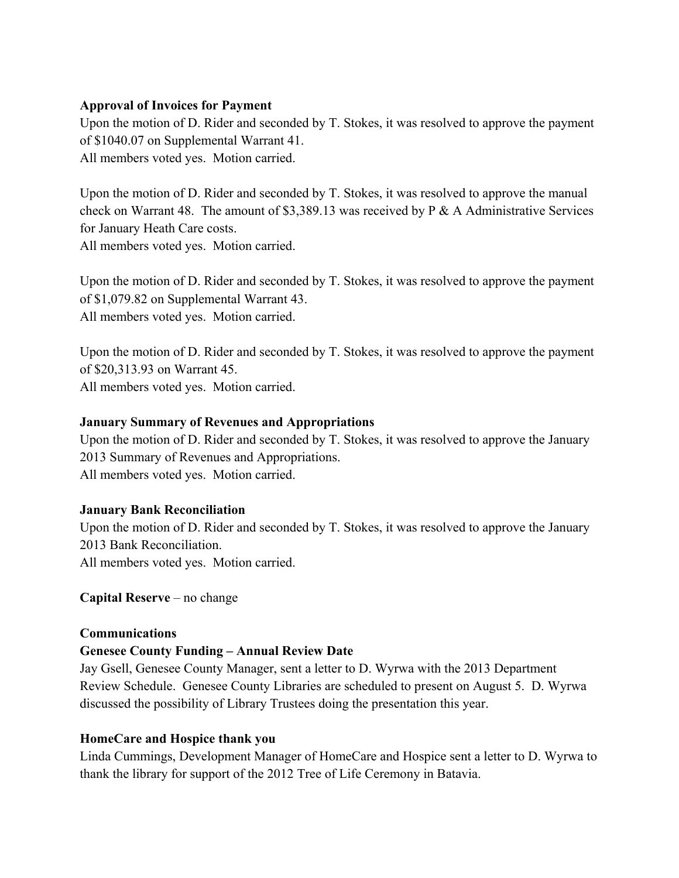**Approval of Invoices for Payment**

Upon the motion of D. Rider and seconded by T. Stokes, it was resolved to approve the payment of $1040.07 on Supplemental Warrant 41.
All members voted yes. Motion carried.

Upon the motion of D. Rider and seconded by T. Stokes, it was resolved to approve the manual check on Warrant 48. The amount of $3,389.13 was received by P & A Administrative Services for January Heath Care costs.
All members voted yes. Motion carried.

Upon the motion of D. Rider and seconded by T. Stokes, it was resolved to approve the payment of $1,079.82 on Supplemental Warrant 43.
All members voted yes. Motion carried.

Upon the motion of D. Rider and seconded by T. Stokes, it was resolved to approve the payment of $20,313.93 on Warrant 45.
All members voted yes. Motion carried.

**January Summary of Revenues and Appropriations**

Upon the motion of D. Rider and seconded by T. Stokes, it was resolved to approve the January 2013 Summary of Revenues and Appropriations.
All members voted yes. Motion carried.

**January Bank Reconciliation**

Upon the motion of D. Rider and seconded by T. Stokes, it was resolved to approve the January 2013 Bank Reconciliation.
All members voted yes. Motion carried.

**Capital Reserve** – no change

**Communications**

**Genesee County Funding – Annual Review Date**

Jay Gsell, Genesee County Manager, sent a letter to D. Wyrwa with the 2013 Department Review Schedule. Genesee County Libraries are scheduled to present on August 5. D. Wyrwa discussed the possibility of Library Trustees doing the presentation this year.

**HomeCare and Hospice thank you**

Linda Cummings, Development Manager of HomeCare and Hospice sent a letter to D. Wyrwa to thank the library for support of the 2012 Tree of Life Ceremony in Batavia.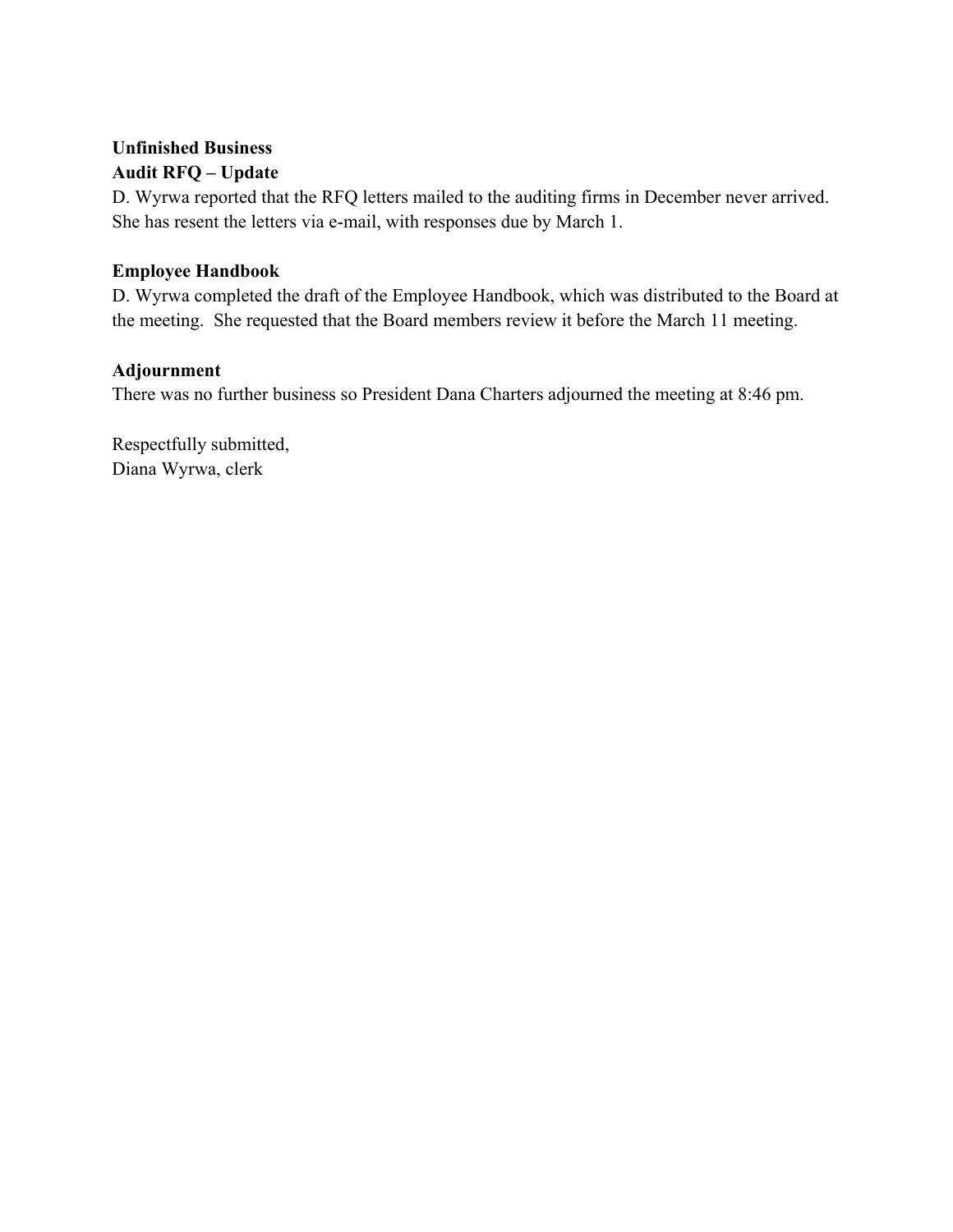**Unfinished Business**

**Audit RFQ – Update**

D. Wyrwa reported that the RFQ letters mailed to the auditing firms in December never arrived. She has resent the letters via e-mail, with responses due by March 1.

**Employee Handbook**

D. Wyrwa completed the draft of the Employee Handbook, which was distributed to the Board at the meeting. She requested that the Board members review it before the March 11 meeting.

**Adjournment**

There was no further business so President Dana Charters adjourned the meeting at 8:46 pm.

Respectfully submitted,
Diana Wyrwa, clerk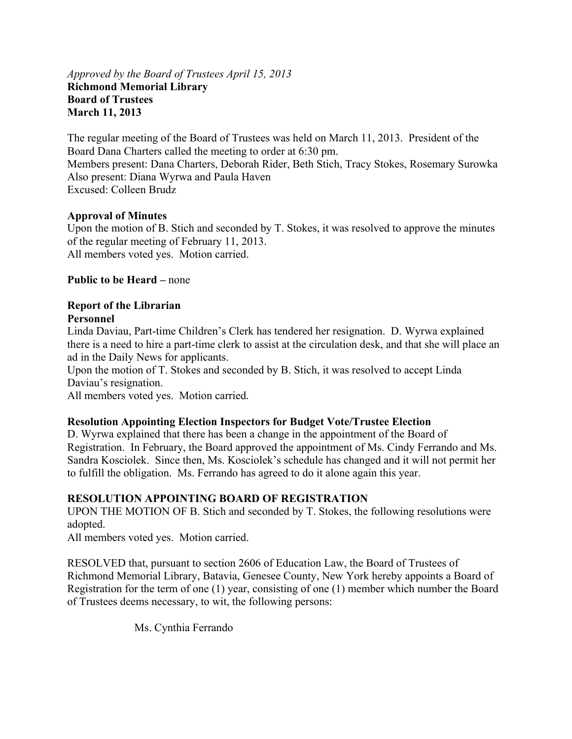*Approved by the Board of Trustees April 15, 2013*

**Richmond Memorial Library**
**Board of Trustees**
**March 11, 2013**

The regular meeting of the Board of Trustees was held on March 11, 2013. President of the Board Dana Charters called the meeting to order at 6:30 pm.
Members present: Dana Charters, Deborah Rider, Beth Stich, Tracy Stokes, Rosemary Surowka
Also present: Diana Wyrwa and Paula Haven
Excused: Colleen Brudz

**Approval of Minutes**
Upon the motion of B. Stich and seconded by T. Stokes, it was resolved to approve the minutes of the regular meeting of February 11, 2013.
All members voted yes. Motion carried.

**Public to be Heard –** none

**Report of the Librarian**
**Personnel**
Linda Daviau, Part-time Children's Clerk has tendered her resignation. D. Wyrwa explained there is a need to hire a part-time clerk to assist at the circulation desk, and that she will place an ad in the Daily News for applicants.
Upon the motion of T. Stokes and seconded by B. Stich, it was resolved to accept Linda Daviau's resignation.
All members voted yes. Motion carried.

**Resolution Appointing Election Inspectors for Budget Vote/Trustee Election**
D. Wyrwa explained that there has been a change in the appointment of the Board of Registration. In February, the Board approved the appointment of Ms. Cindy Ferrando and Ms. Sandra Kosciolek. Since then, Ms. Kosciolek's schedule has changed and it will not permit her to fulfill the obligation. Ms. Ferrando has agreed to do it alone again this year.

**RESOLUTION APPOINTING BOARD OF REGISTRATION**
UPON THE MOTION OF B. Stich and seconded by T. Stokes, the following resolutions were adopted.
All members voted yes. Motion carried.

RESOLVED that, pursuant to section 2606 of Education Law, the Board of Trustees of Richmond Memorial Library, Batavia, Genesee County, New York hereby appoints a Board of Registration for the term of one (1) year, consisting of one (1) member which number the Board of Trustees deems necessary, to wit, the following persons:

Ms. Cynthia Ferrando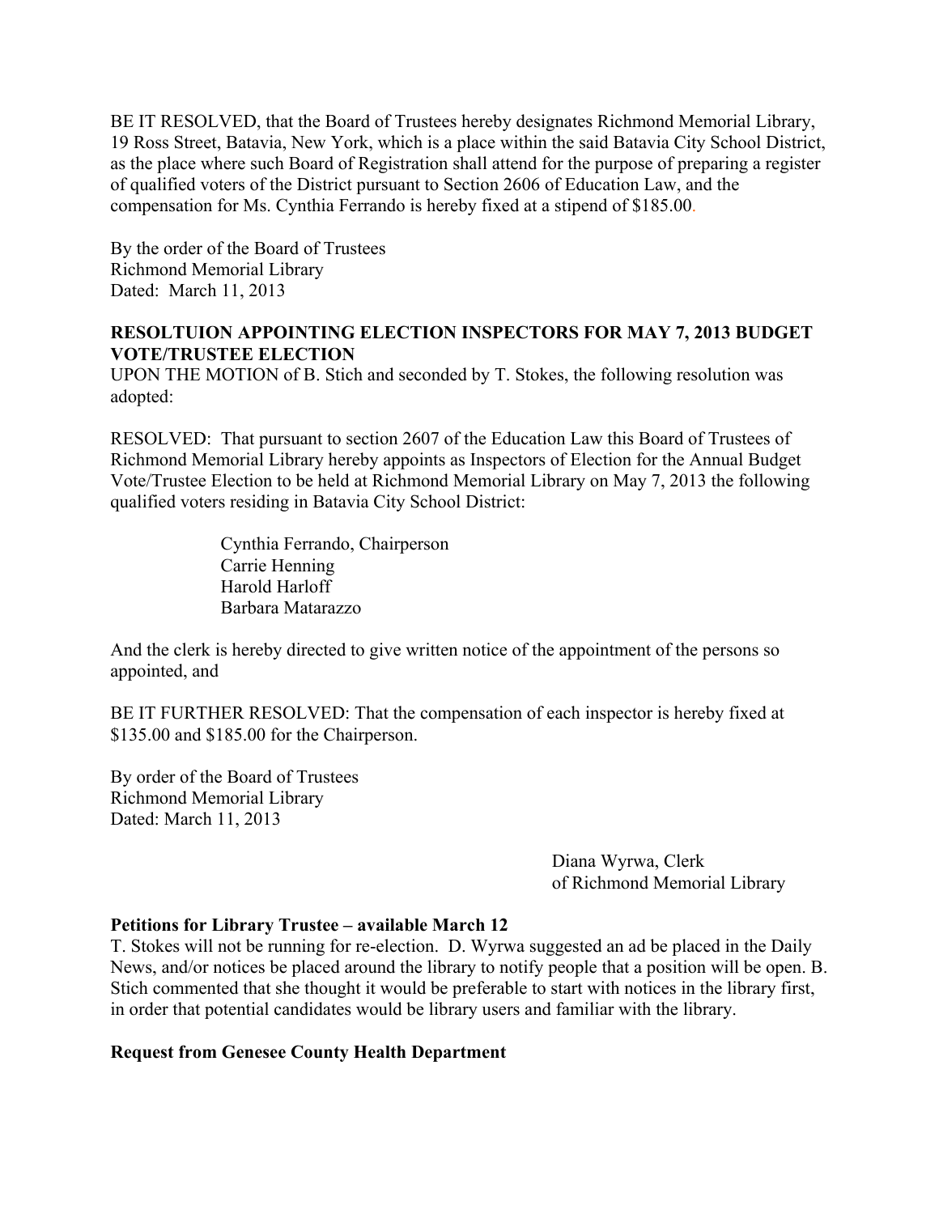BE IT RESOLVED, that the Board of Trustees hereby designates Richmond Memorial Library, 19 Ross Street, Batavia, New York, which is a place within the said Batavia City School District, as the place where such Board of Registration shall attend for the purpose of preparing a register of qualified voters of the District pursuant to Section 2606 of Education Law, and the compensation for Ms. Cynthia Ferrando is hereby fixed at a stipend of $185.00.

By the order of the Board of Trustees
Richmond Memorial Library
Dated: March 11, 2013

**RESOLTUION APPOINTING ELECTION INSPECTORS FOR MAY 7, 2013 BUDGET VOTE/TRUSTEE ELECTION**

UPON THE MOTION of B. Stich and seconded by T. Stokes, the following resolution was adopted:

RESOLVED: That pursuant to section 2607 of the Education Law this Board of Trustees of Richmond Memorial Library hereby appoints as Inspectors of Election for the Annual Budget Vote/Trustee Election to be held at Richmond Memorial Library on May 7, 2013 the following qualified voters residing in Batavia City School District:

Cynthia Ferrando, Chairperson
Carrie Henning
Harold Harloff
Barbara Matarazzo

And the clerk is hereby directed to give written notice of the appointment of the persons so appointed, and

BE IT FURTHER RESOLVED: That the compensation of each inspector is hereby fixed at $135.00 and $185.00 for the Chairperson.

By order of the Board of Trustees
Richmond Memorial Library
Dated: March 11, 2013

Diana Wyrwa, Clerk
of Richmond Memorial Library

**Petitions for Library Trustee – available March 12**

T. Stokes will not be running for re-election. D. Wyrwa suggested an ad be placed in the Daily News, and/or notices be placed around the library to notify people that a position will be open. B. Stich commented that she thought it would be preferable to start with notices in the library first, in order that potential candidates would be library users and familiar with the library.

**Request from Genesee County Health Department**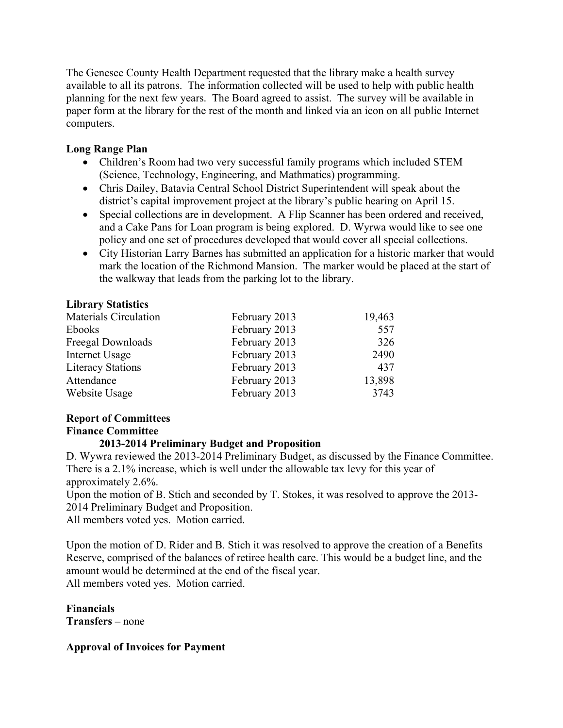The Genesee County Health Department requested that the library make a health survey available to all its patrons. The information collected will be used to help with public health planning for the next few years. The Board agreed to assist. The survey will be available in paper form at the library for the rest of the month and linked via an icon on all public Internet computers.

**Long Range Plan**

- Children's Room had two very successful family programs which included STEM (Science, Technology, Engineering, and Mathmatics) programming.
- Chris Dailey, Batavia Central School District Superintendent will speak about the district's capital improvement project at the library's public hearing on April 15.
- Special collections are in development. A Flip Scanner has been ordered and received, and a Cake Pans for Loan program is being explored. D. Wyrwa would like to see one policy and one set of procedures developed that would cover all special collections.
- City Historian Larry Barnes has submitted an application for a historic marker that would mark the location of the Richmond Mansion. The marker would be placed at the start of the walkway that leads from the parking lot to the library.

**Library Statistics**

| | | |
|---|---|---:|
| Materials Circulation | February 2013 | 19,463 |
| Ebooks | February 2013 | 557 |
| Freegal Downloads | February 2013 | 326 |
| Internet Usage | February 2013 | 2490 |
| Literacy Stations | February 2013 | 437 |
| Attendance | February 2013 | 13,898 |
| Website Usage | February 2013 | 3743 |

**Report of Committees**
**Finance Committee**

**2013-2014 Preliminary Budget and Proposition**

D. Wywra reviewed the 2013-2014 Preliminary Budget, as discussed by the Finance Committee. There is a 2.1% increase, which is well under the allowable tax levy for this year of approximately 2.6%.
Upon the motion of B. Stich and seconded by T. Stokes, it was resolved to approve the 2013-2014 Preliminary Budget and Proposition.
All members voted yes. Motion carried.

Upon the motion of D. Rider and B. Stich it was resolved to approve the creation of a Benefits Reserve, comprised of the balances of retiree health care. This would be a budget line, and the amount would be determined at the end of the fiscal year.
All members voted yes. Motion carried.

**Financials**
**Transfers –** none

**Approval of Invoices for Payment**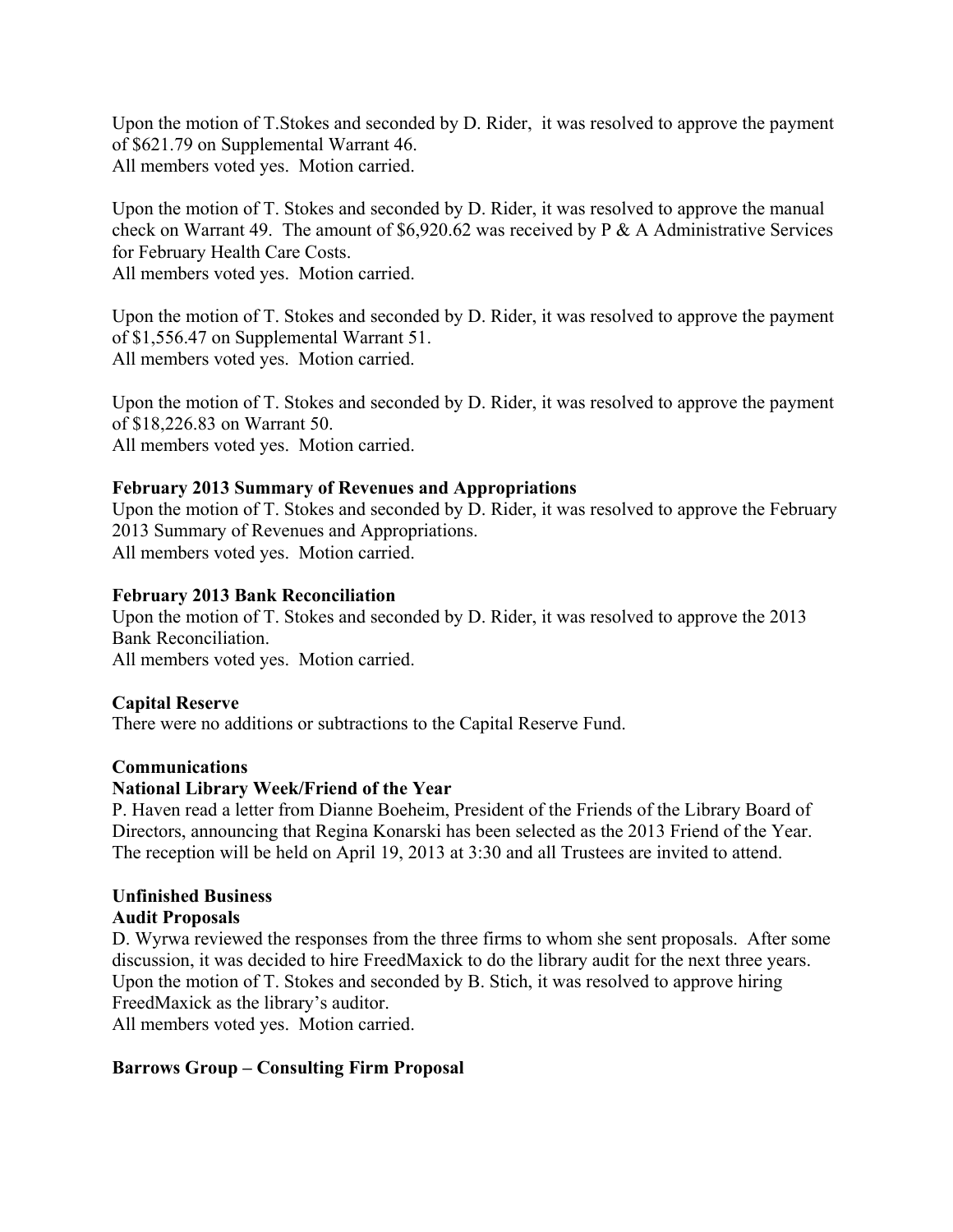Upon the motion of T.Stokes and seconded by D. Rider, it was resolved to approve the payment of $621.79 on Supplemental Warrant 46.
All members voted yes. Motion carried.

Upon the motion of T. Stokes and seconded by D. Rider, it was resolved to approve the manual check on Warrant 49. The amount of $6,920.62 was received by P & A Administrative Services for February Health Care Costs.
All members voted yes. Motion carried.

Upon the motion of T. Stokes and seconded by D. Rider, it was resolved to approve the payment of $1,556.47 on Supplemental Warrant 51.
All members voted yes. Motion carried.

Upon the motion of T. Stokes and seconded by D. Rider, it was resolved to approve the payment of $18,226.83 on Warrant 50.
All members voted yes. Motion carried.

**February 2013 Summary of Revenues and Appropriations**
Upon the motion of T. Stokes and seconded by D. Rider, it was resolved to approve the February 2013 Summary of Revenues and Appropriations.
All members voted yes. Motion carried.

**February 2013 Bank Reconciliation**
Upon the motion of T. Stokes and seconded by D. Rider, it was resolved to approve the 2013 Bank Reconciliation.
All members voted yes. Motion carried.

**Capital Reserve**
There were no additions or subtractions to the Capital Reserve Fund.

**Communications**
**National Library Week/Friend of the Year**
P. Haven read a letter from Dianne Boeheim, President of the Friends of the Library Board of Directors, announcing that Regina Konarski has been selected as the 2013 Friend of the Year. The reception will be held on April 19, 2013 at 3:30 and all Trustees are invited to attend.

**Unfinished Business**
**Audit Proposals**
D. Wyrwa reviewed the responses from the three firms to whom she sent proposals. After some discussion, it was decided to hire FreedMaxick to do the library audit for the next three years. Upon the motion of T. Stokes and seconded by B. Stich, it was resolved to approve hiring FreedMaxick as the library's auditor.
All members voted yes. Motion carried.

**Barrows Group – Consulting Firm Proposal**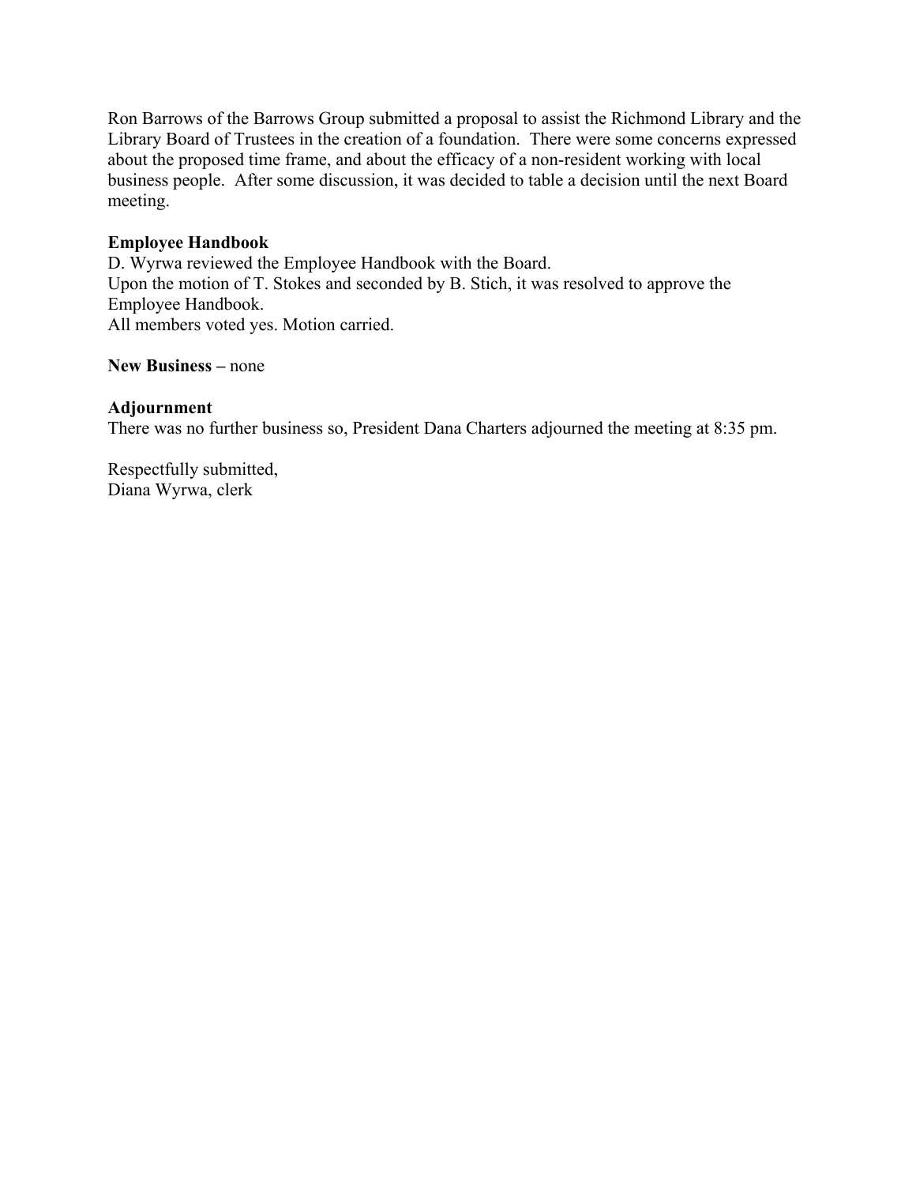Ron Barrows of the Barrows Group submitted a proposal to assist the Richmond Library and the Library Board of Trustees in the creation of a foundation. There were some concerns expressed about the proposed time frame, and about the efficacy of a non-resident working with local business people. After some discussion, it was decided to table a decision until the next Board meeting.

**Employee Handbook**
D. Wyrwa reviewed the Employee Handbook with the Board.
Upon the motion of T. Stokes and seconded by B. Stich, it was resolved to approve the Employee Handbook.
All members voted yes. Motion carried.

**New Business –** none

**Adjournment**
There was no further business so, President Dana Charters adjourned the meeting at 8:35 pm.

Respectfully submitted,
Diana Wyrwa, clerk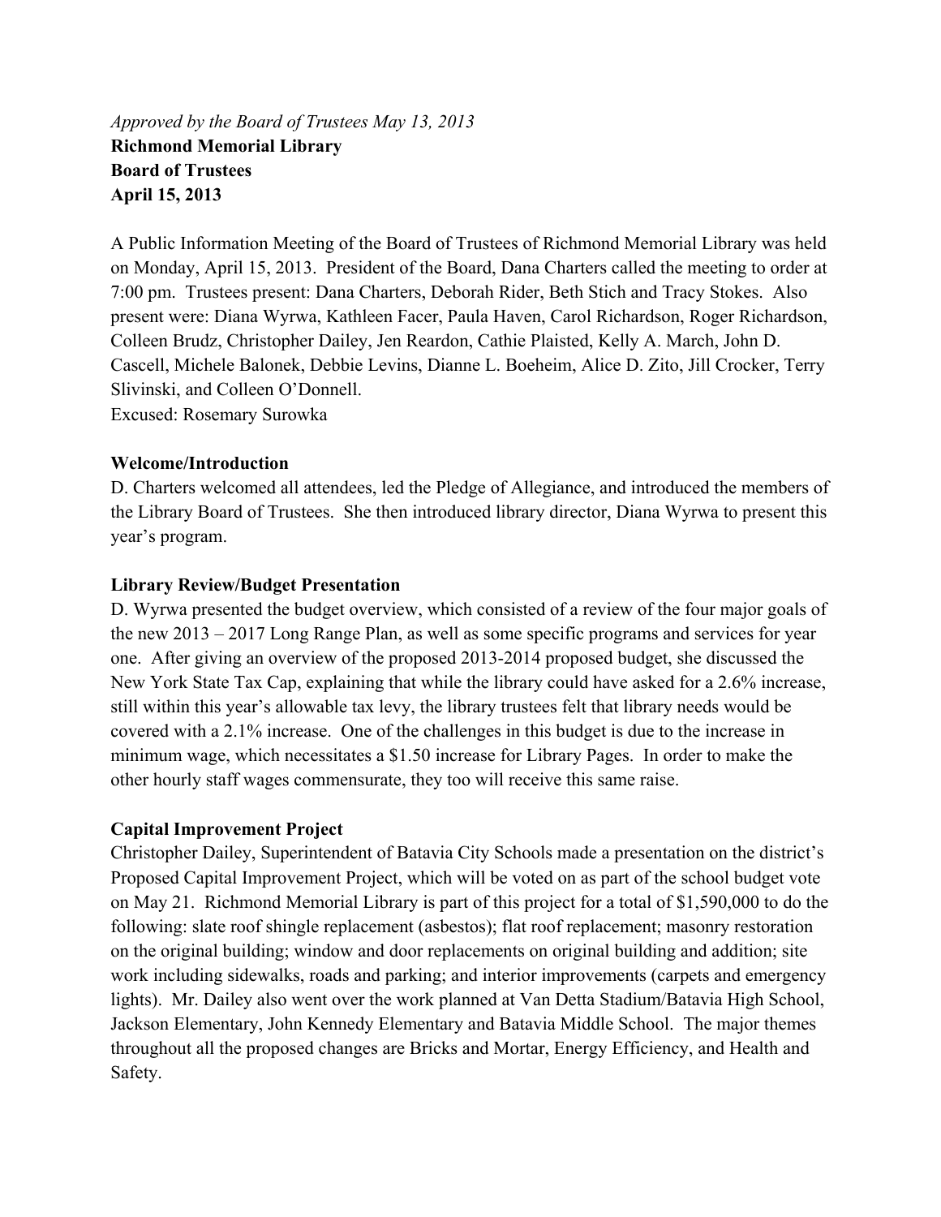*Approved by the Board of Trustees May 13, 2013*

**Richmond Memorial Library**

**Board of Trustees**

**April 15, 2013**

A Public Information Meeting of the Board of Trustees of Richmond Memorial Library was held on Monday, April 15, 2013. President of the Board, Dana Charters called the meeting to order at 7:00 pm. Trustees present: Dana Charters, Deborah Rider, Beth Stich and Tracy Stokes. Also present were: Diana Wyrwa, Kathleen Facer, Paula Haven, Carol Richardson, Roger Richardson, Colleen Brudz, Christopher Dailey, Jen Reardon, Cathie Plaisted, Kelly A. March, John D. Cascell, Michele Balonek, Debbie Levins, Dianne L. Boeheim, Alice D. Zito, Jill Crocker, Terry Slivinski, and Colleen O'Donnell.
Excused: Rosemary Surowka

**Welcome/Introduction**

D. Charters welcomed all attendees, led the Pledge of Allegiance, and introduced the members of the Library Board of Trustees. She then introduced library director, Diana Wyrwa to present this year's program.

**Library Review/Budget Presentation**

D. Wyrwa presented the budget overview, which consisted of a review of the four major goals of the new 2013 – 2017 Long Range Plan, as well as some specific programs and services for year one. After giving an overview of the proposed 2013-2014 proposed budget, she discussed the New York State Tax Cap, explaining that while the library could have asked for a 2.6% increase, still within this year's allowable tax levy, the library trustees felt that library needs would be covered with a 2.1% increase. One of the challenges in this budget is due to the increase in minimum wage, which necessitates a $1.50 increase for Library Pages. In order to make the other hourly staff wages commensurate, they too will receive this same raise.

**Capital Improvement Project**

Christopher Dailey, Superintendent of Batavia City Schools made a presentation on the district's Proposed Capital Improvement Project, which will be voted on as part of the school budget vote on May 21. Richmond Memorial Library is part of this project for a total of $1,590,000 to do the following: slate roof shingle replacement (asbestos); flat roof replacement; masonry restoration on the original building; window and door replacements on original building and addition; site work including sidewalks, roads and parking; and interior improvements (carpets and emergency lights). Mr. Dailey also went over the work planned at Van Detta Stadium/Batavia High School, Jackson Elementary, John Kennedy Elementary and Batavia Middle School. The major themes throughout all the proposed changes are Bricks and Mortar, Energy Efficiency, and Health and Safety.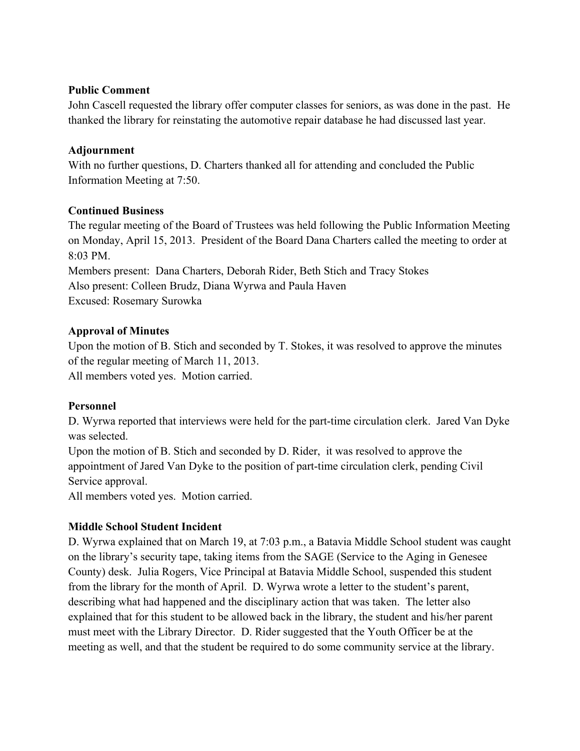**Public Comment**

John Cascell requested the library offer computer classes for seniors, as was done in the past. He thanked the library for reinstating the automotive repair database he had discussed last year.

**Adjournment**

With no further questions, D. Charters thanked all for attending and concluded the Public Information Meeting at 7:50.

**Continued Business**

The regular meeting of the Board of Trustees was held following the Public Information Meeting on Monday, April 15, 2013. President of the Board Dana Charters called the meeting to order at 8:03 PM.
Members present: Dana Charters, Deborah Rider, Beth Stich and Tracy Stokes
Also present: Colleen Brudz, Diana Wyrwa and Paula Haven
Excused: Rosemary Surowka

**Approval of Minutes**

Upon the motion of B. Stich and seconded by T. Stokes, it was resolved to approve the minutes of the regular meeting of March 11, 2013.
All members voted yes. Motion carried.

**Personnel**

D. Wyrwa reported that interviews were held for the part-time circulation clerk. Jared Van Dyke was selected.
Upon the motion of B. Stich and seconded by D. Rider, it was resolved to approve the appointment of Jared Van Dyke to the position of part-time circulation clerk, pending Civil Service approval.
All members voted yes. Motion carried.

**Middle School Student Incident**

D. Wyrwa explained that on March 19, at 7:03 p.m., a Batavia Middle School student was caught on the library's security tape, taking items from the SAGE (Service to the Aging in Genesee County) desk. Julia Rogers, Vice Principal at Batavia Middle School, suspended this student from the library for the month of April. D. Wyrwa wrote a letter to the student's parent, describing what had happened and the disciplinary action that was taken. The letter also explained that for this student to be allowed back in the library, the student and his/her parent must meet with the Library Director. D. Rider suggested that the Youth Officer be at the meeting as well, and that the student be required to do some community service at the library.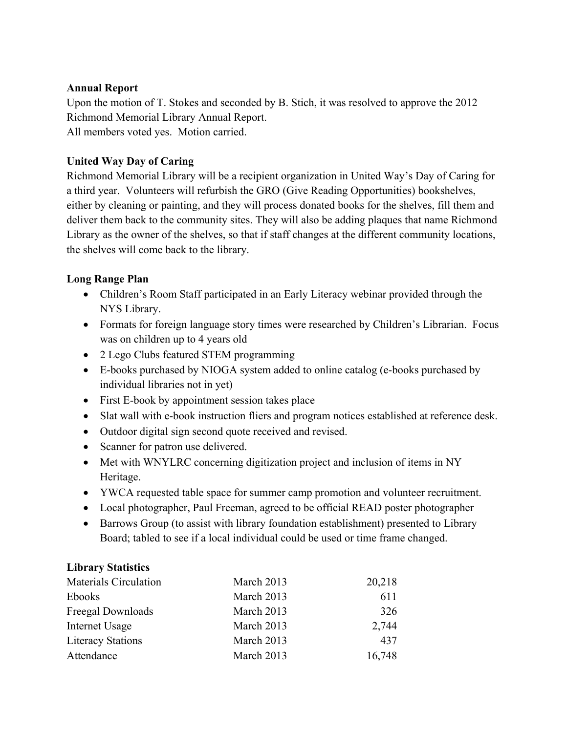**Annual Report**

Upon the motion of T. Stokes and seconded by B. Stich, it was resolved to approve the 2012 Richmond Memorial Library Annual Report.
All members voted yes. Motion carried.

**United Way Day of Caring**

Richmond Memorial Library will be a recipient organization in United Way's Day of Caring for a third year. Volunteers will refurbish the GRO (Give Reading Opportunities) bookshelves, either by cleaning or painting, and they will process donated books for the shelves, fill them and deliver them back to the community sites. They will also be adding plaques that name Richmond Library as the owner of the shelves, so that if staff changes at the different community locations, the shelves will come back to the library.

**Long Range Plan**

- Children's Room Staff participated in an Early Literacy webinar provided through the NYS Library.
- Formats for foreign language story times were researched by Children's Librarian. Focus was on children up to 4 years old
- 2 Lego Clubs featured STEM programming
- E-books purchased by NIOGA system added to online catalog (e-books purchased by individual libraries not in yet)
- First E-book by appointment session takes place
- Slat wall with e-book instruction fliers and program notices established at reference desk.
- Outdoor digital sign second quote received and revised.
- Scanner for patron use delivered.
- Met with WNYLRC concerning digitization project and inclusion of items in NY Heritage.
- YWCA requested table space for summer camp promotion and volunteer recruitment.
- Local photographer, Paul Freeman, agreed to be official READ poster photographer
- Barrows Group (to assist with library foundation establishment) presented to Library Board; tabled to see if a local individual could be used or time frame changed.

**Library Statistics**

| | | |
|---|---|---|
| Materials Circulation | March 2013 | 20,218 |
| Ebooks | March 2013 | 611 |
| Freegal Downloads | March 2013 | 326 |
| Internet Usage | March 2013 | 2,744 |
| Literacy Stations | March 2013 | 437 |
| Attendance | March 2013 | 16,748 |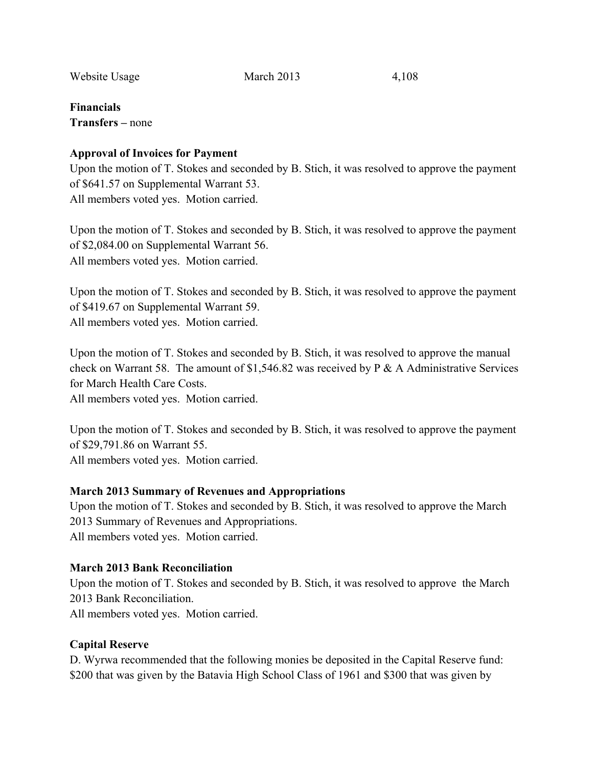Website Usage March 2013 4,108

**Financials**
**Transfers –** none

**Approval of Invoices for Payment**
Upon the motion of T. Stokes and seconded by B. Stich, it was resolved to approve the payment of $641.57 on Supplemental Warrant 53.
All members voted yes. Motion carried.

Upon the motion of T. Stokes and seconded by B. Stich, it was resolved to approve the payment of $2,084.00 on Supplemental Warrant 56.
All members voted yes. Motion carried.

Upon the motion of T. Stokes and seconded by B. Stich, it was resolved to approve the payment of $419.67 on Supplemental Warrant 59.
All members voted yes. Motion carried.

Upon the motion of T. Stokes and seconded by B. Stich, it was resolved to approve the manual check on Warrant 58. The amount of $1,546.82 was received by P & A Administrative Services for March Health Care Costs.
All members voted yes. Motion carried.

Upon the motion of T. Stokes and seconded by B. Stich, it was resolved to approve the payment of $29,791.86 on Warrant 55.
All members voted yes. Motion carried.

**March 2013 Summary of Revenues and Appropriations**
Upon the motion of T. Stokes and seconded by B. Stich, it was resolved to approve the March 2013 Summary of Revenues and Appropriations.
All members voted yes. Motion carried.

**March 2013 Bank Reconciliation**
Upon the motion of T. Stokes and seconded by B. Stich, it was resolved to approve the March 2013 Bank Reconciliation.
All members voted yes. Motion carried.

**Capital Reserve**
D. Wyrwa recommended that the following monies be deposited in the Capital Reserve fund: $200 that was given by the Batavia High School Class of 1961 and $300 that was given by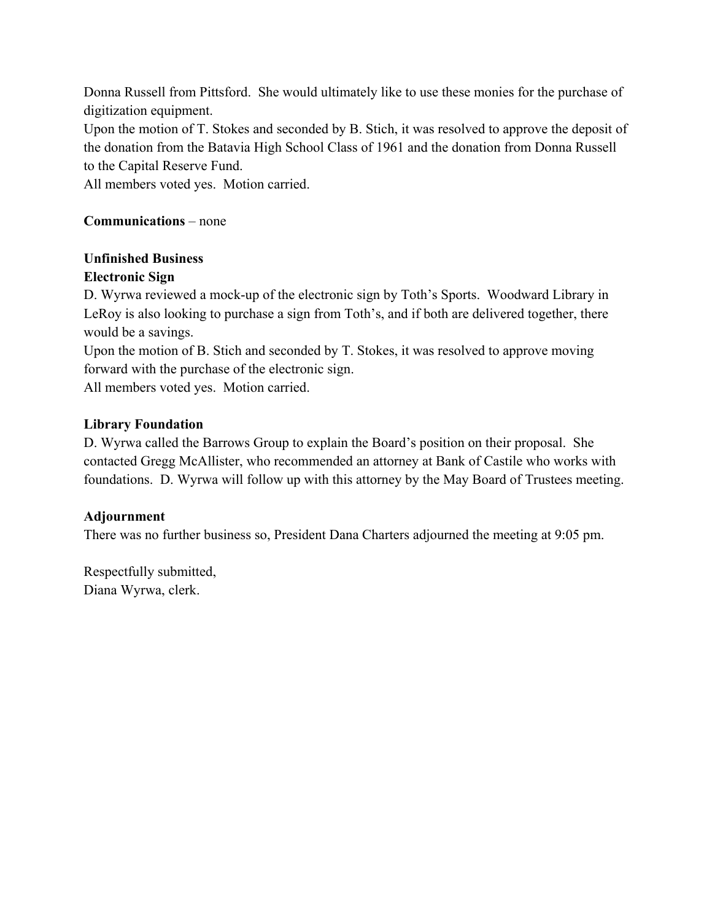Donna Russell from Pittsford. She would ultimately like to use these monies for the purchase of digitization equipment.
Upon the motion of T. Stokes and seconded by B. Stich, it was resolved to approve the deposit of the donation from the Batavia High School Class of 1961 and the donation from Donna Russell to the Capital Reserve Fund.
All members voted yes. Motion carried.

**Communications** – none

**Unfinished Business**
**Electronic Sign**
D. Wyrwa reviewed a mock-up of the electronic sign by Toth's Sports. Woodward Library in LeRoy is also looking to purchase a sign from Toth's, and if both are delivered together, there would be a savings.
Upon the motion of B. Stich and seconded by T. Stokes, it was resolved to approve moving forward with the purchase of the electronic sign.
All members voted yes. Motion carried.

**Library Foundation**
D. Wyrwa called the Barrows Group to explain the Board's position on their proposal. She contacted Gregg McAllister, who recommended an attorney at Bank of Castile who works with foundations. D. Wyrwa will follow up with this attorney by the May Board of Trustees meeting.

**Adjournment**
There was no further business so, President Dana Charters adjourned the meeting at 9:05 pm.

Respectfully submitted,
Diana Wyrwa, clerk.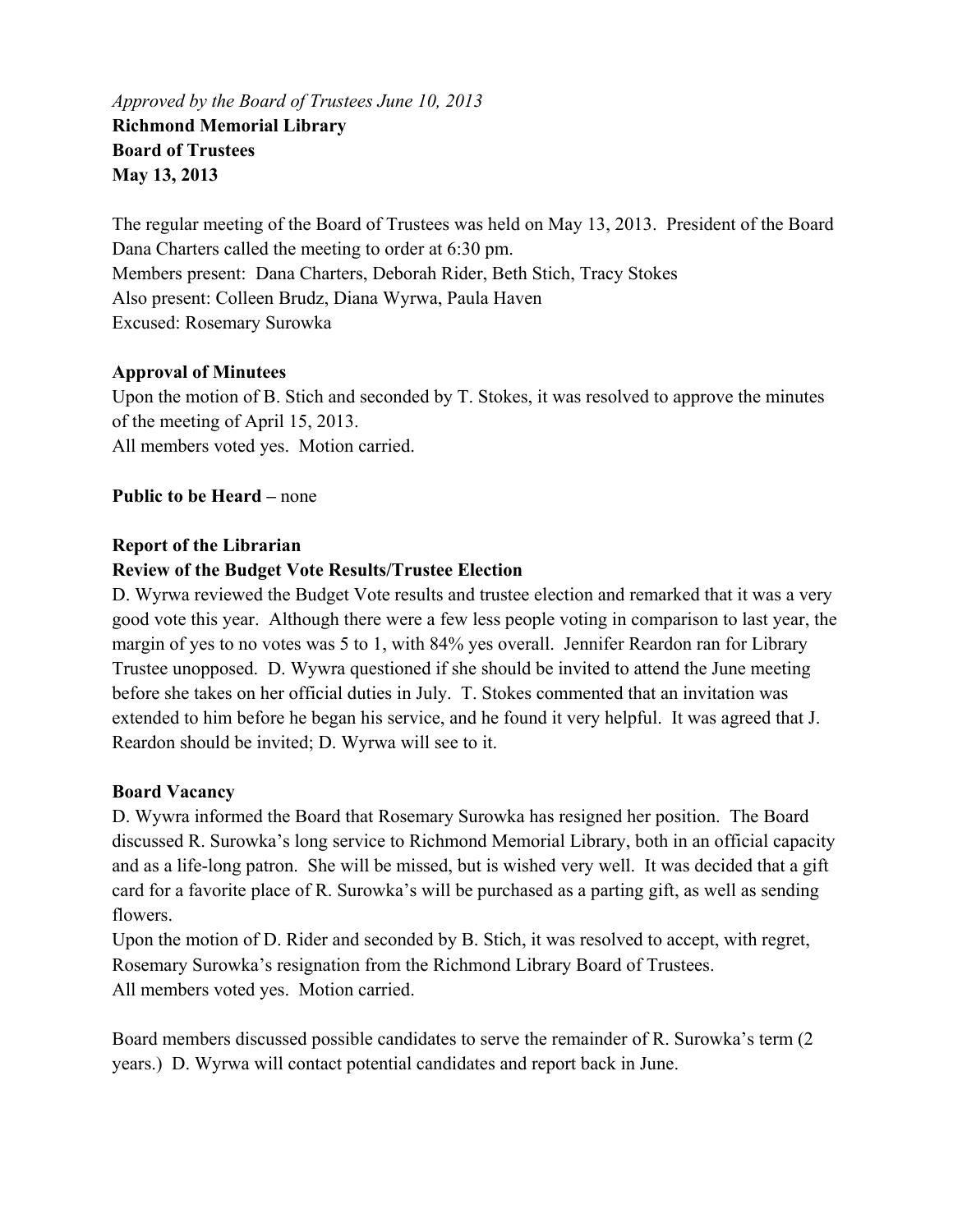*Approved by the Board of Trustees June 10, 2013*

**Richmond Memorial Library**

**Board of Trustees**

**May 13, 2013**

The regular meeting of the Board of Trustees was held on May 13, 2013. President of the Board Dana Charters called the meeting to order at 6:30 pm.
Members present: Dana Charters, Deborah Rider, Beth Stich, Tracy Stokes
Also present: Colleen Brudz, Diana Wyrwa, Paula Haven
Excused: Rosemary Surowka

**Approval of Minutes**

Upon the motion of B. Stich and seconded by T. Stokes, it was resolved to approve the minutes of the meeting of April 15, 2013.
All members voted yes. Motion carried.

**Public to be Heard –** none

**Report of the Librarian**

**Review of the Budget Vote Results/Trustee Election**

D. Wyrwa reviewed the Budget Vote results and trustee election and remarked that it was a very good vote this year. Although there were a few less people voting in comparison to last year, the margin of yes to no votes was 5 to 1, with 84% yes overall. Jennifer Reardon ran for Library Trustee unopposed. D. Wywra questioned if she should be invited to attend the June meeting before she takes on her official duties in July. T. Stokes commented that an invitation was extended to him before he began his service, and he found it very helpful. It was agreed that J. Reardon should be invited; D. Wyrwa will see to it.

**Board Vacancy**

D. Wywra informed the Board that Rosemary Surowka has resigned her position. The Board discussed R. Surowka's long service to Richmond Memorial Library, both in an official capacity and as a life-long patron. She will be missed, but is wished very well. It was decided that a gift card for a favorite place of R. Surowka's will be purchased as a parting gift, as well as sending flowers.
Upon the motion of D. Rider and seconded by B. Stich, it was resolved to accept, with regret, Rosemary Surowka's resignation from the Richmond Library Board of Trustees.
All members voted yes. Motion carried.

Board members discussed possible candidates to serve the remainder of R. Surowka's term (2 years.) D. Wyrwa will contact potential candidates and report back in June.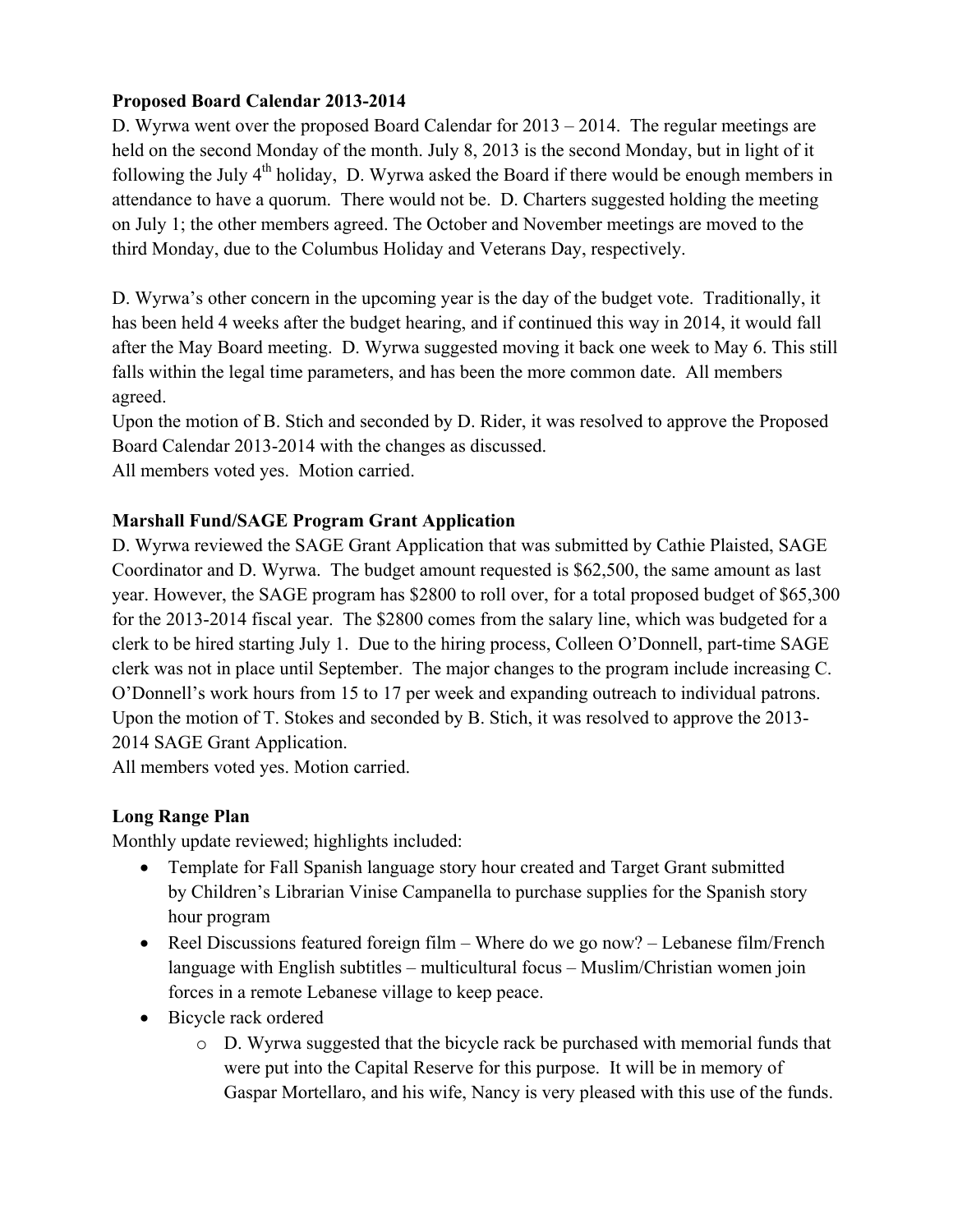**Proposed Board Calendar 2013-2014**

D. Wyrwa went over the proposed Board Calendar for 2013 – 2014. The regular meetings are held on the second Monday of the month. July 8, 2013 is the second Monday, but in light of it following the July 4th holiday, D. Wyrwa asked the Board if there would be enough members in attendance to have a quorum. There would not be. D. Charters suggested holding the meeting on July 1; the other members agreed. The October and November meetings are moved to the third Monday, due to the Columbus Holiday and Veterans Day, respectively.

D. Wyrwa's other concern in the upcoming year is the day of the budget vote. Traditionally, it has been held 4 weeks after the budget hearing, and if continued this way in 2014, it would fall after the May Board meeting. D. Wyrwa suggested moving it back one week to May 6. This still falls within the legal time parameters, and has been the more common date. All members agreed.

Upon the motion of B. Stich and seconded by D. Rider, it was resolved to approve the Proposed Board Calendar 2013-2014 with the changes as discussed.

All members voted yes. Motion carried.

**Marshall Fund/SAGE Program Grant Application**

D. Wyrwa reviewed the SAGE Grant Application that was submitted by Cathie Plaisted, SAGE Coordinator and D. Wyrwa. The budget amount requested is $62,500, the same amount as last year. However, the SAGE program has $2800 to roll over, for a total proposed budget of $65,300 for the 2013-2014 fiscal year. The $2800 comes from the salary line, which was budgeted for a clerk to be hired starting July 1. Due to the hiring process, Colleen O'Donnell, part-time SAGE clerk was not in place until September. The major changes to the program include increasing C. O'Donnell's work hours from 15 to 17 per week and expanding outreach to individual patrons.

Upon the motion of T. Stokes and seconded by B. Stich, it was resolved to approve the 2013-2014 SAGE Grant Application.

All members voted yes. Motion carried.

**Long Range Plan**

Monthly update reviewed; highlights included:

- Template for Fall Spanish language story hour created and Target Grant submitted by Children's Librarian Vinise Campanella to purchase supplies for the Spanish story hour program
- Reel Discussions featured foreign film – Where do we go now? – Lebanese film/French language with English subtitles – multicultural focus – Muslim/Christian women join forces in a remote Lebanese village to keep peace.
- Bicycle rack ordered
  - D. Wyrwa suggested that the bicycle rack be purchased with memorial funds that were put into the Capital Reserve for this purpose. It will be in memory of Gaspar Mortellaro, and his wife, Nancy is very pleased with this use of the funds.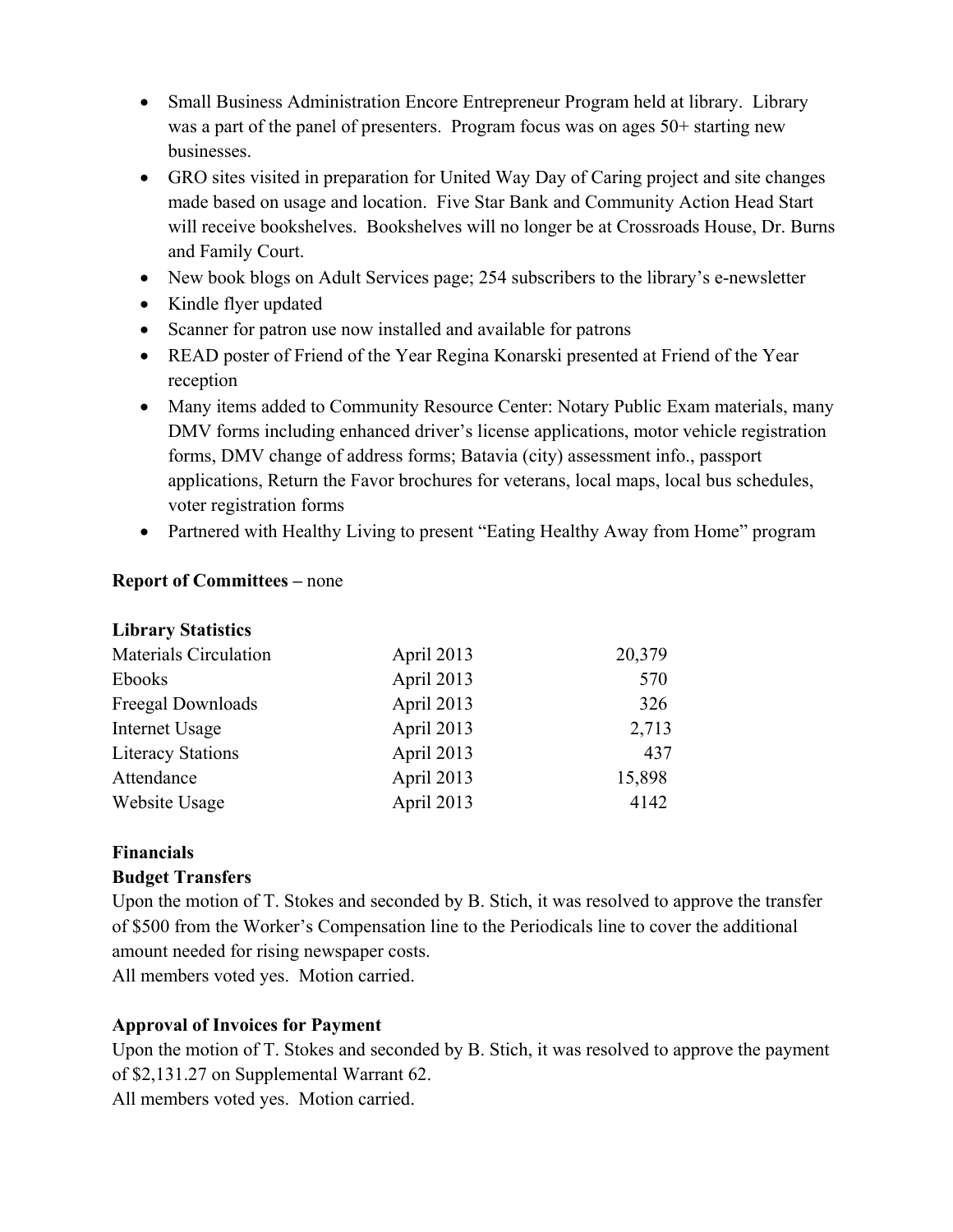- Small Business Administration Encore Entrepreneur Program held at library. Library was a part of the panel of presenters. Program focus was on ages 50+ starting new businesses.
- GRO sites visited in preparation for United Way Day of Caring project and site changes made based on usage and location. Five Star Bank and Community Action Head Start will receive bookshelves. Bookshelves will no longer be at Crossroads House, Dr. Burns and Family Court.
- New book blogs on Adult Services page; 254 subscribers to the library's e-newsletter
- Kindle flyer updated
- Scanner for patron use now installed and available for patrons
- READ poster of Friend of the Year Regina Konarski presented at Friend of the Year reception
- Many items added to Community Resource Center: Notary Public Exam materials, many DMV forms including enhanced driver's license applications, motor vehicle registration forms, DMV change of address forms; Batavia (city) assessment info., passport applications, Return the Favor brochures for veterans, local maps, local bus schedules, voter registration forms
- Partnered with Healthy Living to present "Eating Healthy Away from Home" program

**Report of Committees –** none

**Library Statistics**

| | | |
|---|---|---|
| Materials Circulation | April 2013 | 20,379 |
| Ebooks | April 2013 | 570 |
| Freegal Downloads | April 2013 | 326 |
| Internet Usage | April 2013 | 2,713 |
| Literacy Stations | April 2013 | 437 |
| Attendance | April 2013 | 15,898 |
| Website Usage | April 2013 | 4142 |

**Financials**

**Budget Transfers**

Upon the motion of T. Stokes and seconded by B. Stich, it was resolved to approve the transfer of $500 from the Worker's Compensation line to the Periodicals line to cover the additional amount needed for rising newspaper costs.
All members voted yes. Motion carried.

**Approval of Invoices for Payment**

Upon the motion of T. Stokes and seconded by B. Stich, it was resolved to approve the payment of $2,131.27 on Supplemental Warrant 62.
All members voted yes. Motion carried.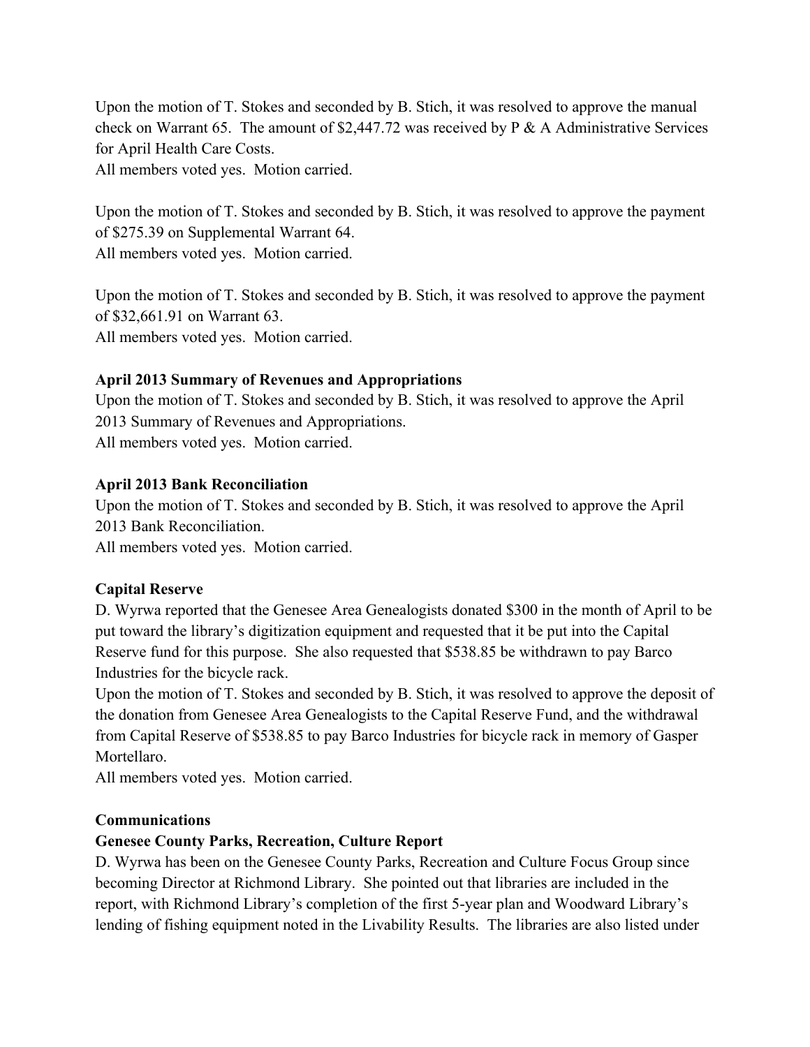Upon the motion of T. Stokes and seconded by B. Stich, it was resolved to approve the manual check on Warrant 65. The amount of $2,447.72 was received by P & A Administrative Services for April Health Care Costs.
All members voted yes. Motion carried.

Upon the motion of T. Stokes and seconded by B. Stich, it was resolved to approve the payment of $275.39 on Supplemental Warrant 64.
All members voted yes. Motion carried.

Upon the motion of T. Stokes and seconded by B. Stich, it was resolved to approve the payment of $32,661.91 on Warrant 63.
All members voted yes. Motion carried.

**April 2013 Summary of Revenues and Appropriations**

Upon the motion of T. Stokes and seconded by B. Stich, it was resolved to approve the April 2013 Summary of Revenues and Appropriations.
All members voted yes. Motion carried.

**April 2013 Bank Reconciliation**

Upon the motion of T. Stokes and seconded by B. Stich, it was resolved to approve the April 2013 Bank Reconciliation.
All members voted yes. Motion carried.

**Capital Reserve**

D. Wyrwa reported that the Genesee Area Genealogists donated $300 in the month of April to be put toward the library's digitization equipment and requested that it be put into the Capital Reserve fund for this purpose. She also requested that $538.85 be withdrawn to pay Barco Industries for the bicycle rack.
Upon the motion of T. Stokes and seconded by B. Stich, it was resolved to approve the deposit of the donation from Genesee Area Genealogists to the Capital Reserve Fund, and the withdrawal from Capital Reserve of $538.85 to pay Barco Industries for bicycle rack in memory of Gasper Mortellaro.
All members voted yes. Motion carried.

**Communications**

**Genesee County Parks, Recreation, Culture Report**

D. Wyrwa has been on the Genesee County Parks, Recreation and Culture Focus Group since becoming Director at Richmond Library. She pointed out that libraries are included in the report, with Richmond Library's completion of the first 5-year plan and Woodward Library's lending of fishing equipment noted in the Livability Results. The libraries are also listed under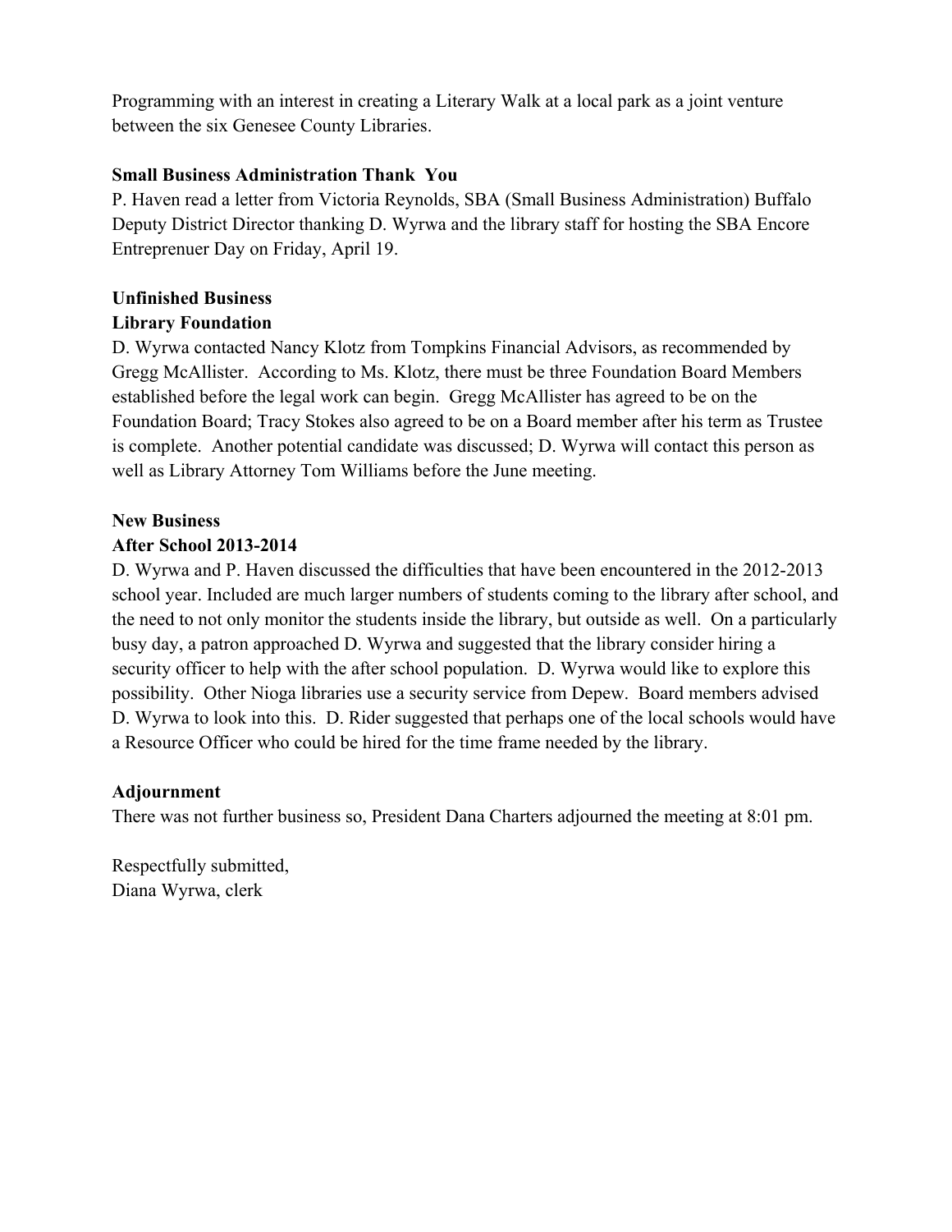Programming with an interest in creating a Literary Walk at a local park as a joint venture between the six Genesee County Libraries.

**Small Business Administration Thank You**

P. Haven read a letter from Victoria Reynolds, SBA (Small Business Administration) Buffalo Deputy District Director thanking D. Wyrwa and the library staff for hosting the SBA Encore Entreprenuer Day on Friday, April 19.

**Unfinished Business**

**Library Foundation**

D. Wyrwa contacted Nancy Klotz from Tompkins Financial Advisors, as recommended by Gregg McAllister. According to Ms. Klotz, there must be three Foundation Board Members established before the legal work can begin. Gregg McAllister has agreed to be on the Foundation Board; Tracy Stokes also agreed to be on a Board member after his term as Trustee is complete. Another potential candidate was discussed; D. Wyrwa will contact this person as well as Library Attorney Tom Williams before the June meeting.

**New Business**

**After School 2013-2014**

D. Wyrwa and P. Haven discussed the difficulties that have been encountered in the 2012-2013 school year. Included are much larger numbers of students coming to the library after school, and the need to not only monitor the students inside the library, but outside as well. On a particularly busy day, a patron approached D. Wyrwa and suggested that the library consider hiring a security officer to help with the after school population. D. Wyrwa would like to explore this possibility. Other Nioga libraries use a security service from Depew. Board members advised D. Wyrwa to look into this. D. Rider suggested that perhaps one of the local schools would have a Resource Officer who could be hired for the time frame needed by the library.

**Adjournment**

There was not further business so, President Dana Charters adjourned the meeting at 8:01 pm.

Respectfully submitted,
Diana Wyrwa, clerk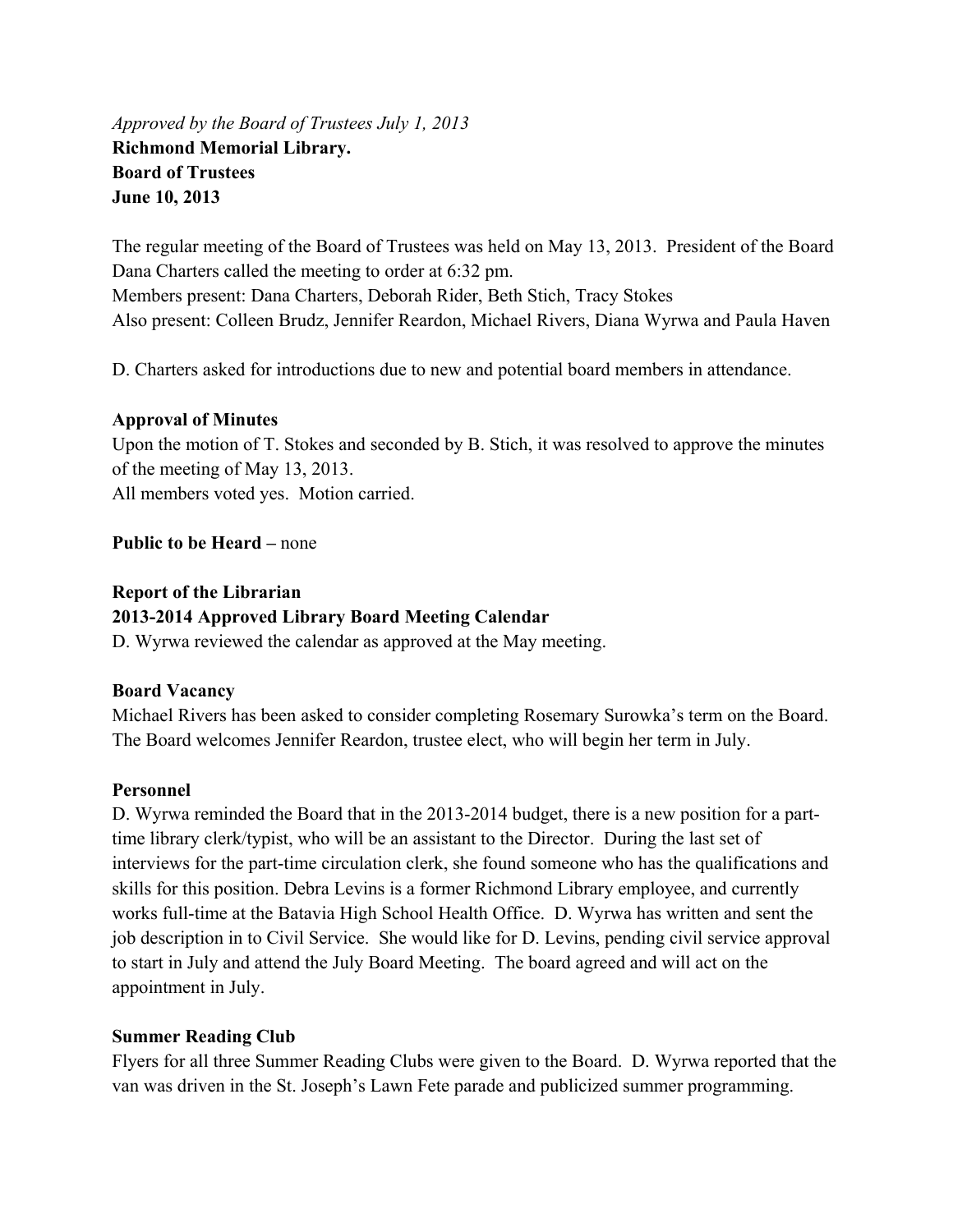*Approved by the Board of Trustees July 1, 2013*

**Richmond Memorial Library.**
**Board of Trustees**
**June 10, 2013**

The regular meeting of the Board of Trustees was held on May 13, 2013. President of the Board Dana Charters called the meeting to order at 6:32 pm.
Members present: Dana Charters, Deborah Rider, Beth Stich, Tracy Stokes
Also present: Colleen Brudz, Jennifer Reardon, Michael Rivers, Diana Wyrwa and Paula Haven

D. Charters asked for introductions due to new and potential board members in attendance.

**Approval of Minutes**

Upon the motion of T. Stokes and seconded by B. Stich, it was resolved to approve the minutes of the meeting of May 13, 2013.
All members voted yes. Motion carried.

**Public to be Heard –** none

**Report of the Librarian**

**2013-2014 Approved Library Board Meeting Calendar**

D. Wyrwa reviewed the calendar as approved at the May meeting.

**Board Vacancy**

Michael Rivers has been asked to consider completing Rosemary Surowka's term on the Board. The Board welcomes Jennifer Reardon, trustee elect, who will begin her term in July.

**Personnel**

D. Wyrwa reminded the Board that in the 2013-2014 budget, there is a new position for a part-time library clerk/typist, who will be an assistant to the Director. During the last set of interviews for the part-time circulation clerk, she found someone who has the qualifications and skills for this position. Debra Levins is a former Richmond Library employee, and currently works full-time at the Batavia High School Health Office. D. Wyrwa has written and sent the job description in to Civil Service. She would like for D. Levins, pending civil service approval to start in July and attend the July Board Meeting. The board agreed and will act on the appointment in July.

**Summer Reading Club**

Flyers for all three Summer Reading Clubs were given to the Board. D. Wyrwa reported that the van was driven in the St. Joseph's Lawn Fete parade and publicized summer programming.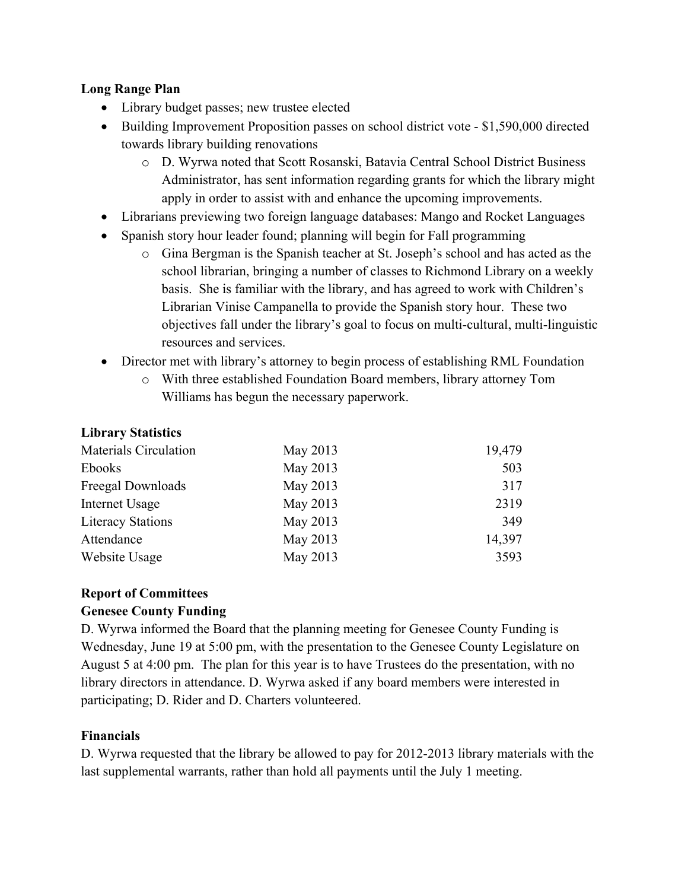**Long Range Plan**

- Library budget passes; new trustee elected
- Building Improvement Proposition passes on school district vote - $1,590,000 directed towards library building renovations
    - D. Wyrwa noted that Scott Rosanski, Batavia Central School District Business Administrator, has sent information regarding grants for which the library might apply in order to assist with and enhance the upcoming improvements.
- Librarians previewing two foreign language databases: Mango and Rocket Languages
- Spanish story hour leader found; planning will begin for Fall programming
    - Gina Bergman is the Spanish teacher at St. Joseph's school and has acted as the school librarian, bringing a number of classes to Richmond Library on a weekly basis. She is familiar with the library, and has agreed to work with Children's Librarian Vinise Campanella to provide the Spanish story hour. These two objectives fall under the library's goal to focus on multi-cultural, multi-linguistic resources and services.
- Director met with library's attorney to begin process of establishing RML Foundation
    - With three established Foundation Board members, library attorney Tom Williams has begun the necessary paperwork.

**Library Statistics**

| | | |
|---|---|---|
| Materials Circulation | May 2013 | 19,479 |
| Ebooks | May 2013 | 503 |
| Freegal Downloads | May 2013 | 317 |
| Internet Usage | May 2013 | 2319 |
| Literacy Stations | May 2013 | 349 |
| Attendance | May 2013 | 14,397 |
| Website Usage | May 2013 | 3593 |

**Report of Committees**

**Genesee County Funding**

D. Wyrwa informed the Board that the planning meeting for Genesee County Funding is Wednesday, June 19 at 5:00 pm, with the presentation to the Genesee County Legislature on August 5 at 4:00 pm. The plan for this year is to have Trustees do the presentation, with no library directors in attendance. D. Wyrwa asked if any board members were interested in participating; D. Rider and D. Charters volunteered.

**Financials**

D. Wyrwa requested that the library be allowed to pay for 2012-2013 library materials with the last supplemental warrants, rather than hold all payments until the July 1 meeting.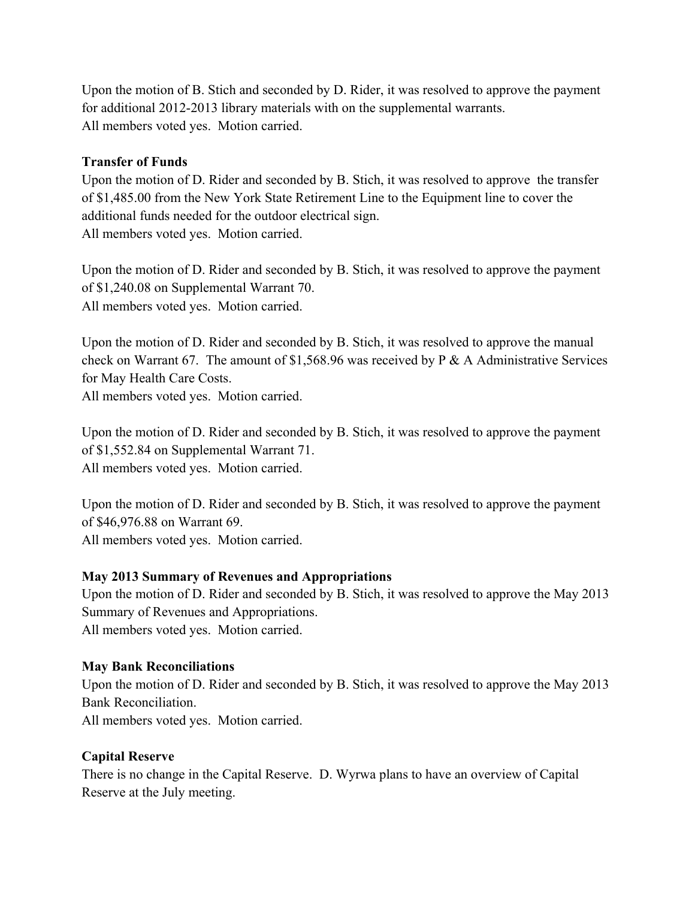Upon the motion of B. Stich and seconded by D. Rider, it was resolved to approve the payment for additional 2012-2013 library materials with on the supplemental warrants.
All members voted yes. Motion carried.

**Transfer of Funds**

Upon the motion of D. Rider and seconded by B. Stich, it was resolved to approve the transfer of $1,485.00 from the New York State Retirement Line to the Equipment line to cover the additional funds needed for the outdoor electrical sign.
All members voted yes. Motion carried.

Upon the motion of D. Rider and seconded by B. Stich, it was resolved to approve the payment of $1,240.08 on Supplemental Warrant 70.
All members voted yes. Motion carried.

Upon the motion of D. Rider and seconded by B. Stich, it was resolved to approve the manual check on Warrant 67. The amount of $1,568.96 was received by P & A Administrative Services for May Health Care Costs.
All members voted yes. Motion carried.

Upon the motion of D. Rider and seconded by B. Stich, it was resolved to approve the payment of $1,552.84 on Supplemental Warrant 71.
All members voted yes. Motion carried.

Upon the motion of D. Rider and seconded by B. Stich, it was resolved to approve the payment of $46,976.88 on Warrant 69.
All members voted yes. Motion carried.

**May 2013 Summary of Revenues and Appropriations**

Upon the motion of D. Rider and seconded by B. Stich, it was resolved to approve the May 2013 Summary of Revenues and Appropriations.
All members voted yes. Motion carried.

**May Bank Reconciliations**

Upon the motion of D. Rider and seconded by B. Stich, it was resolved to approve the May 2013 Bank Reconciliation.
All members voted yes. Motion carried.

**Capital Reserve**

There is no change in the Capital Reserve. D. Wyrwa plans to have an overview of Capital Reserve at the July meeting.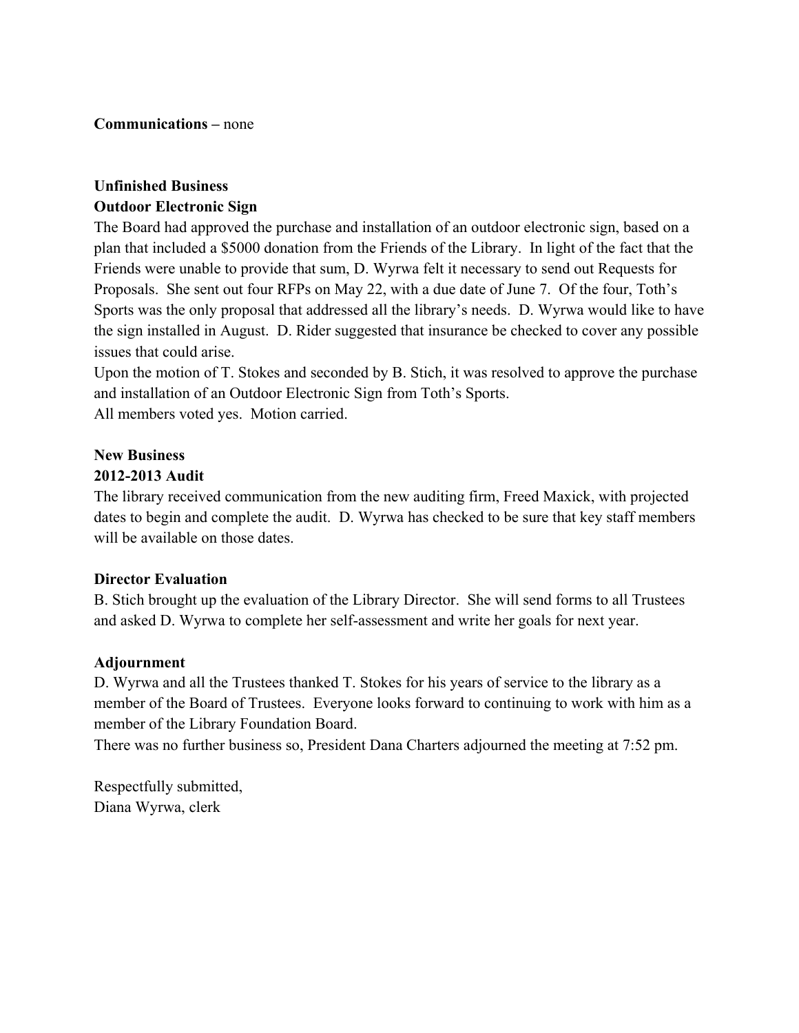**Communications –** none

**Unfinished Business**

**Outdoor Electronic Sign**

The Board had approved the purchase and installation of an outdoor electronic sign, based on a plan that included a $5000 donation from the Friends of the Library. In light of the fact that the Friends were unable to provide that sum, D. Wyrwa felt it necessary to send out Requests for Proposals. She sent out four RFPs on May 22, with a due date of June 7. Of the four, Toth's Sports was the only proposal that addressed all the library's needs. D. Wyrwa would like to have the sign installed in August. D. Rider suggested that insurance be checked to cover any possible issues that could arise.

Upon the motion of T. Stokes and seconded by B. Stich, it was resolved to approve the purchase and installation of an Outdoor Electronic Sign from Toth's Sports.

All members voted yes. Motion carried.

**New Business**

**2012-2013 Audit**

The library received communication from the new auditing firm, Freed Maxick, with projected dates to begin and complete the audit. D. Wyrwa has checked to be sure that key staff members will be available on those dates.

**Director Evaluation**

B. Stich brought up the evaluation of the Library Director. She will send forms to all Trustees and asked D. Wyrwa to complete her self-assessment and write her goals for next year.

**Adjournment**

D. Wyrwa and all the Trustees thanked T. Stokes for his years of service to the library as a member of the Board of Trustees. Everyone looks forward to continuing to work with him as a member of the Library Foundation Board.

There was no further business so, President Dana Charters adjourned the meeting at 7:52 pm.

Respectfully submitted,
Diana Wyrwa, clerk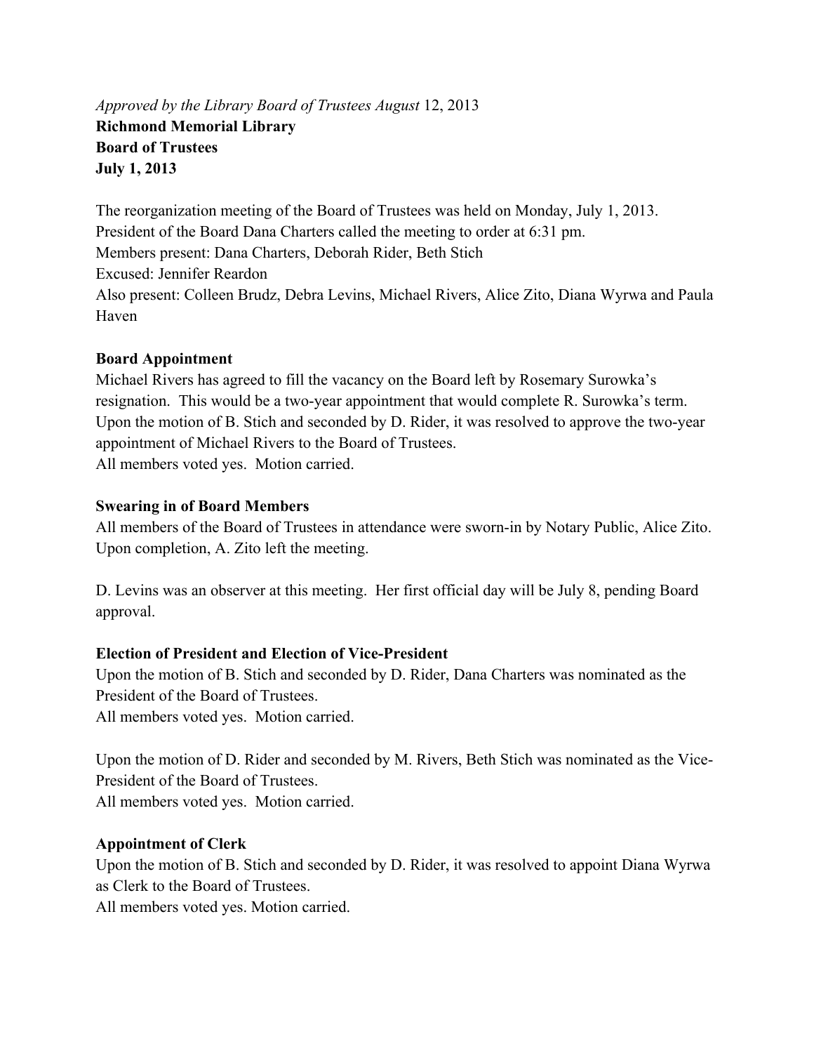*Approved by the Library Board of Trustees August* 12, 2013

**Richmond Memorial Library**
**Board of Trustees**
**July 1, 2013**

The reorganization meeting of the Board of Trustees was held on Monday, July 1, 2013.
President of the Board Dana Charters called the meeting to order at 6:31 pm.
Members present: Dana Charters, Deborah Rider, Beth Stich
Excused: Jennifer Reardon
Also present: Colleen Brudz, Debra Levins, Michael Rivers, Alice Zito, Diana Wyrwa and Paula Haven

**Board Appointment**

Michael Rivers has agreed to fill the vacancy on the Board left by Rosemary Surowka's resignation. This would be a two-year appointment that would complete R. Surowka's term.
Upon the motion of B. Stich and seconded by D. Rider, it was resolved to approve the two-year appointment of Michael Rivers to the Board of Trustees.
All members voted yes. Motion carried.

**Swearing in of Board Members**

All members of the Board of Trustees in attendance were sworn-in by Notary Public, Alice Zito.
Upon completion, A. Zito left the meeting.

D. Levins was an observer at this meeting. Her first official day will be July 8, pending Board approval.

**Election of President and Election of Vice-President**

Upon the motion of B. Stich and seconded by D. Rider, Dana Charters was nominated as the President of the Board of Trustees.
All members voted yes. Motion carried.

Upon the motion of D. Rider and seconded by M. Rivers, Beth Stich was nominated as the Vice-President of the Board of Trustees.
All members voted yes. Motion carried.

**Appointment of Clerk**

Upon the motion of B. Stich and seconded by D. Rider, it was resolved to appoint Diana Wyrwa as Clerk to the Board of Trustees.
All members voted yes. Motion carried.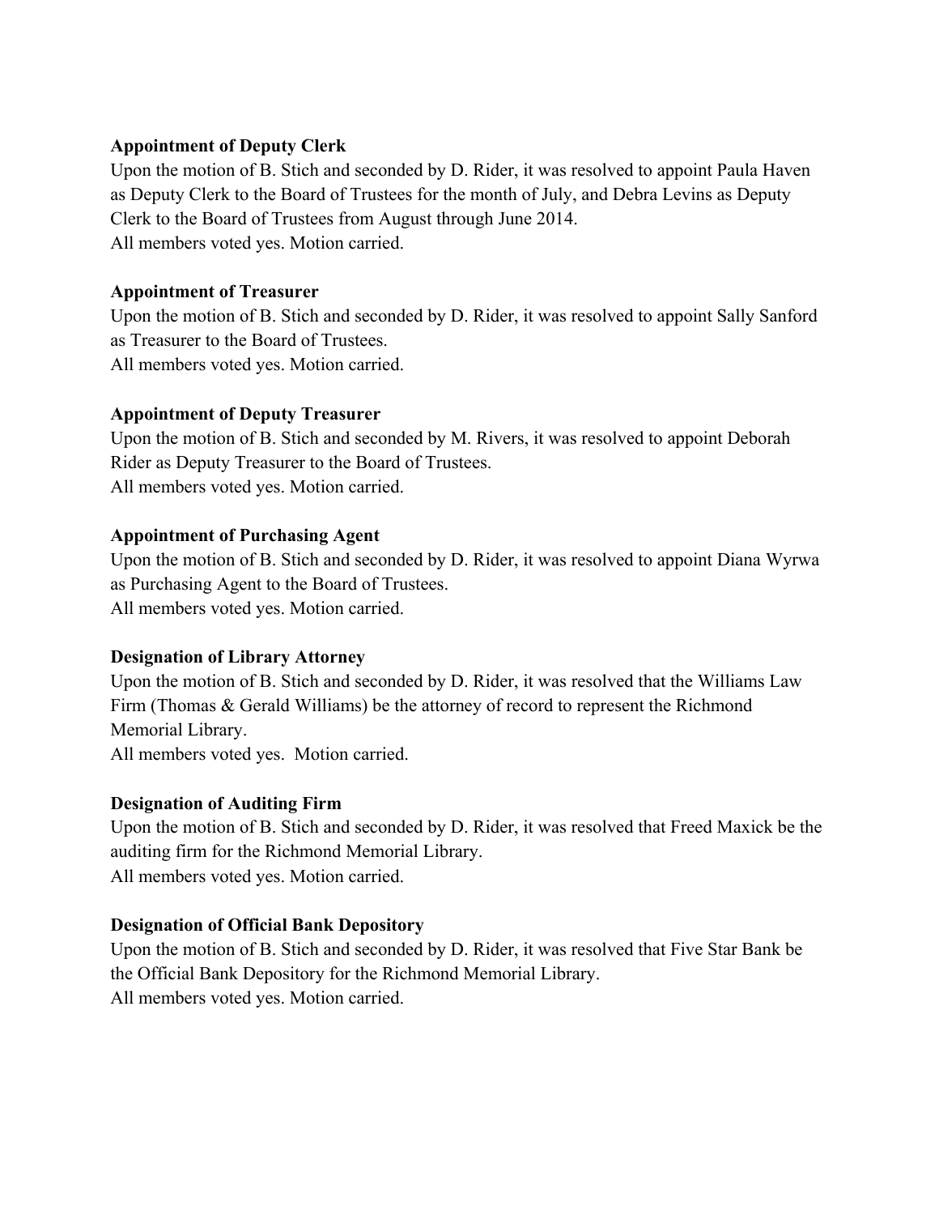**Appointment of Deputy Clerk**

Upon the motion of B. Stich and seconded by D. Rider, it was resolved to appoint Paula Haven as Deputy Clerk to the Board of Trustees for the month of July, and Debra Levins as Deputy Clerk to the Board of Trustees from August through June 2014.
All members voted yes. Motion carried.

**Appointment of Treasurer**

Upon the motion of B. Stich and seconded by D. Rider, it was resolved to appoint Sally Sanford as Treasurer to the Board of Trustees.
All members voted yes. Motion carried.

**Appointment of Deputy Treasurer**

Upon the motion of B. Stich and seconded by M. Rivers, it was resolved to appoint Deborah Rider as Deputy Treasurer to the Board of Trustees.
All members voted yes. Motion carried.

**Appointment of Purchasing Agent**

Upon the motion of B. Stich and seconded by D. Rider, it was resolved to appoint Diana Wyrwa as Purchasing Agent to the Board of Trustees.
All members voted yes. Motion carried.

**Designation of Library Attorney**

Upon the motion of B. Stich and seconded by D. Rider, it was resolved that the Williams Law Firm (Thomas & Gerald Williams) be the attorney of record to represent the Richmond Memorial Library.
All members voted yes. Motion carried.

**Designation of Auditing Firm**

Upon the motion of B. Stich and seconded by D. Rider, it was resolved that Freed Maxick be the auditing firm for the Richmond Memorial Library.
All members voted yes. Motion carried.

**Designation of Official Bank Depository**

Upon the motion of B. Stich and seconded by D. Rider, it was resolved that Five Star Bank be the Official Bank Depository for the Richmond Memorial Library.
All members voted yes. Motion carried.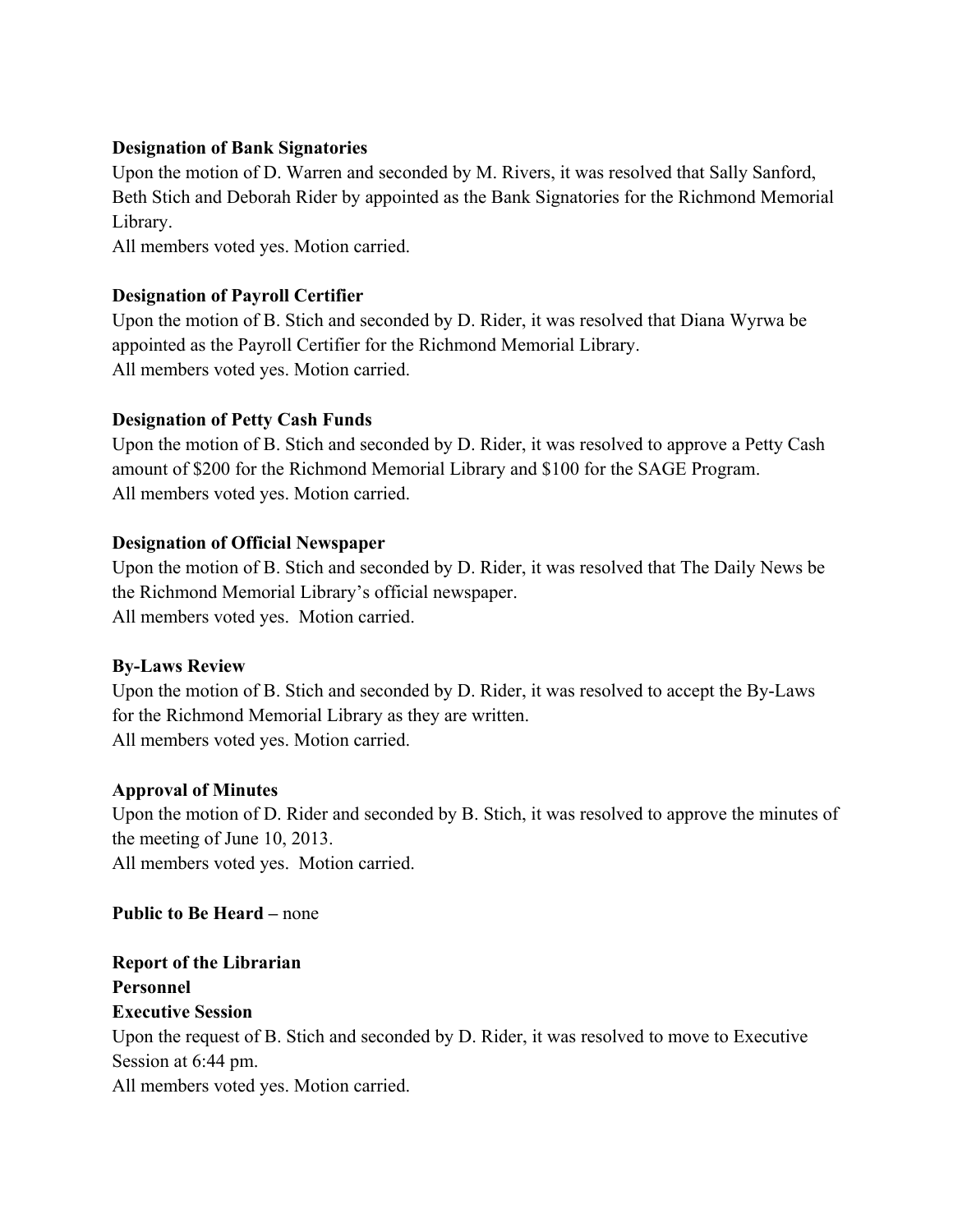**Designation of Bank Signatories**

Upon the motion of D. Warren and seconded by M. Rivers, it was resolved that Sally Sanford, Beth Stich and Deborah Rider by appointed as the Bank Signatories for the Richmond Memorial Library.

All members voted yes. Motion carried.

**Designation of Payroll Certifier**

Upon the motion of B. Stich and seconded by D. Rider, it was resolved that Diana Wyrwa be appointed as the Payroll Certifier for the Richmond Memorial Library.

All members voted yes. Motion carried.

**Designation of Petty Cash Funds**

Upon the motion of B. Stich and seconded by D. Rider, it was resolved to approve a Petty Cash amount of $200 for the Richmond Memorial Library and $100 for the SAGE Program.

All members voted yes. Motion carried.

**Designation of Official Newspaper**

Upon the motion of B. Stich and seconded by D. Rider, it was resolved that The Daily News be the Richmond Memorial Library's official newspaper.

All members voted yes. Motion carried.

**By-Laws Review**

Upon the motion of B. Stich and seconded by D. Rider, it was resolved to accept the By-Laws for the Richmond Memorial Library as they are written.

All members voted yes. Motion carried.

**Approval of Minutes**

Upon the motion of D. Rider and seconded by B. Stich, it was resolved to approve the minutes of the meeting of June 10, 2013.

All members voted yes. Motion carried.

**Public to Be Heard –** none

**Report of the Librarian**

**Personnel**

**Executive Session**

Upon the request of B. Stich and seconded by D. Rider, it was resolved to move to Executive Session at 6:44 pm.

All members voted yes. Motion carried.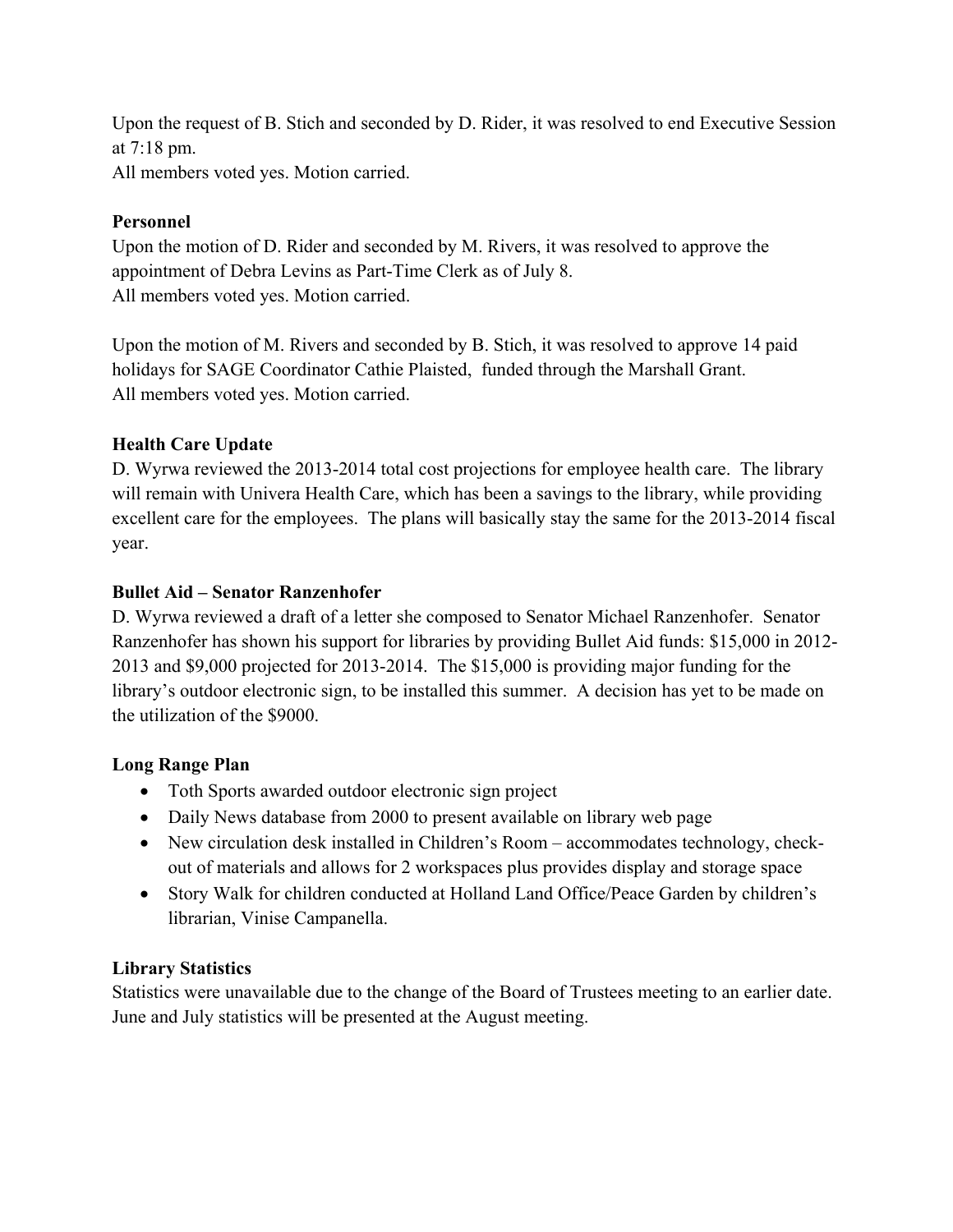Upon the request of B. Stich and seconded by D. Rider, it was resolved to end Executive Session at 7:18 pm.
All members voted yes. Motion carried.

**Personnel**
Upon the motion of D. Rider and seconded by M. Rivers, it was resolved to approve the appointment of Debra Levins as Part-Time Clerk as of July 8.
All members voted yes. Motion carried.

Upon the motion of M. Rivers and seconded by B. Stich, it was resolved to approve 14 paid holidays for SAGE Coordinator Cathie Plaisted, funded through the Marshall Grant.
All members voted yes. Motion carried.

**Health Care Update**
D. Wyrwa reviewed the 2013-2014 total cost projections for employee health care. The library will remain with Univera Health Care, which has been a savings to the library, while providing excellent care for the employees. The plans will basically stay the same for the 2013-2014 fiscal year.

**Bullet Aid – Senator Ranzenhofer**
D. Wyrwa reviewed a draft of a letter she composed to Senator Michael Ranzenhofer. Senator Ranzenhofer has shown his support for libraries by providing Bullet Aid funds: $15,000 in 2012-2013 and $9,000 projected for 2013-2014. The $15,000 is providing major funding for the library's outdoor electronic sign, to be installed this summer. A decision has yet to be made on the utilization of the $9000.

**Long Range Plan**

- Toth Sports awarded outdoor electronic sign project
- Daily News database from 2000 to present available on library web page
- New circulation desk installed in Children's Room – accommodates technology, check-out of materials and allows for 2 workspaces plus provides display and storage space
- Story Walk for children conducted at Holland Land Office/Peace Garden by children's librarian, Vinise Campanella.

**Library Statistics**
Statistics were unavailable due to the change of the Board of Trustees meeting to an earlier date. June and July statistics will be presented at the August meeting.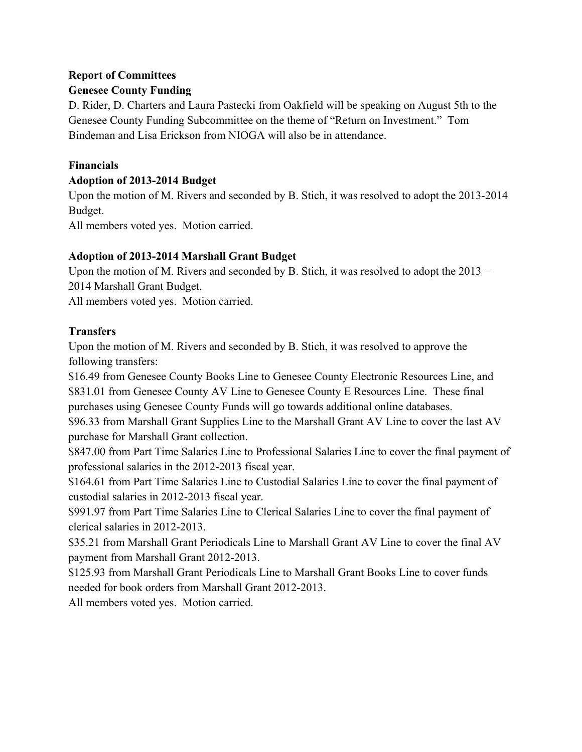**Report of Committees**

**Genesee County Funding**

D. Rider, D. Charters and Laura Pastecki from Oakfield will be speaking on August 5th to the Genesee County Funding Subcommittee on the theme of "Return on Investment." Tom Bindeman and Lisa Erickson from NIOGA will also be in attendance.

**Financials**

**Adoption of 2013-2014 Budget**

Upon the motion of M. Rivers and seconded by B. Stich, it was resolved to adopt the 2013-2014 Budget.

All members voted yes. Motion carried.

**Adoption of 2013-2014 Marshall Grant Budget**

Upon the motion of M. Rivers and seconded by B. Stich, it was resolved to adopt the 2013 – 2014 Marshall Grant Budget.

All members voted yes. Motion carried.

**Transfers**

Upon the motion of M. Rivers and seconded by B. Stich, it was resolved to approve the following transfers:

$16.49 from Genesee County Books Line to Genesee County Electronic Resources Line, and $831.01 from Genesee County AV Line to Genesee County E Resources Line. These final purchases using Genesee County Funds will go towards additional online databases.

$96.33 from Marshall Grant Supplies Line to the Marshall Grant AV Line to cover the last AV purchase for Marshall Grant collection.

$847.00 from Part Time Salaries Line to Professional Salaries Line to cover the final payment of professional salaries in the 2012-2013 fiscal year.

$164.61 from Part Time Salaries Line to Custodial Salaries Line to cover the final payment of custodial salaries in 2012-2013 fiscal year.

$991.97 from Part Time Salaries Line to Clerical Salaries Line to cover the final payment of clerical salaries in 2012-2013.

$35.21 from Marshall Grant Periodicals Line to Marshall Grant AV Line to cover the final AV payment from Marshall Grant 2012-2013.

$125.93 from Marshall Grant Periodicals Line to Marshall Grant Books Line to cover funds needed for book orders from Marshall Grant 2012-2013.

All members voted yes. Motion carried.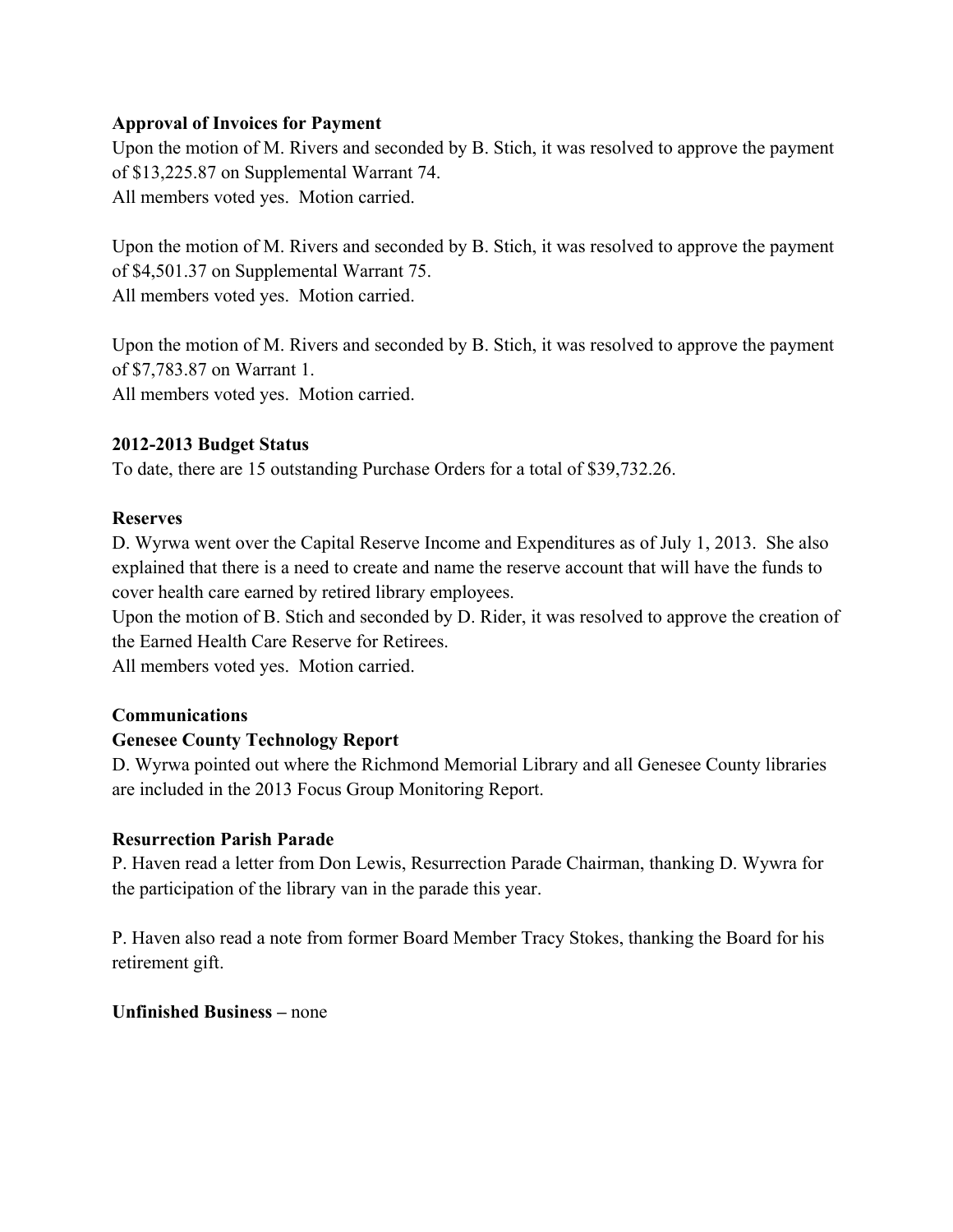**Approval of Invoices for Payment**

Upon the motion of M. Rivers and seconded by B. Stich, it was resolved to approve the payment of $13,225.87 on Supplemental Warrant 74.
All members voted yes. Motion carried.

Upon the motion of M. Rivers and seconded by B. Stich, it was resolved to approve the payment of $4,501.37 on Supplemental Warrant 75.
All members voted yes. Motion carried.

Upon the motion of M. Rivers and seconded by B. Stich, it was resolved to approve the payment of $7,783.87 on Warrant 1.
All members voted yes. Motion carried.

**2012-2013 Budget Status**

To date, there are 15 outstanding Purchase Orders for a total of $39,732.26.

**Reserves**

D. Wyrwa went over the Capital Reserve Income and Expenditures as of July 1, 2013. She also explained that there is a need to create and name the reserve account that will have the funds to cover health care earned by retired library employees.
Upon the motion of B. Stich and seconded by D. Rider, it was resolved to approve the creation of the Earned Health Care Reserve for Retirees.
All members voted yes. Motion carried.

**Communications**

**Genesee County Technology Report**

D. Wyrwa pointed out where the Richmond Memorial Library and all Genesee County libraries are included in the 2013 Focus Group Monitoring Report.

**Resurrection Parish Parade**

P. Haven read a letter from Don Lewis, Resurrection Parade Chairman, thanking D. Wywra for the participation of the library van in the parade this year.

P. Haven also read a note from former Board Member Tracy Stokes, thanking the Board for his retirement gift.

**Unfinished Business –** none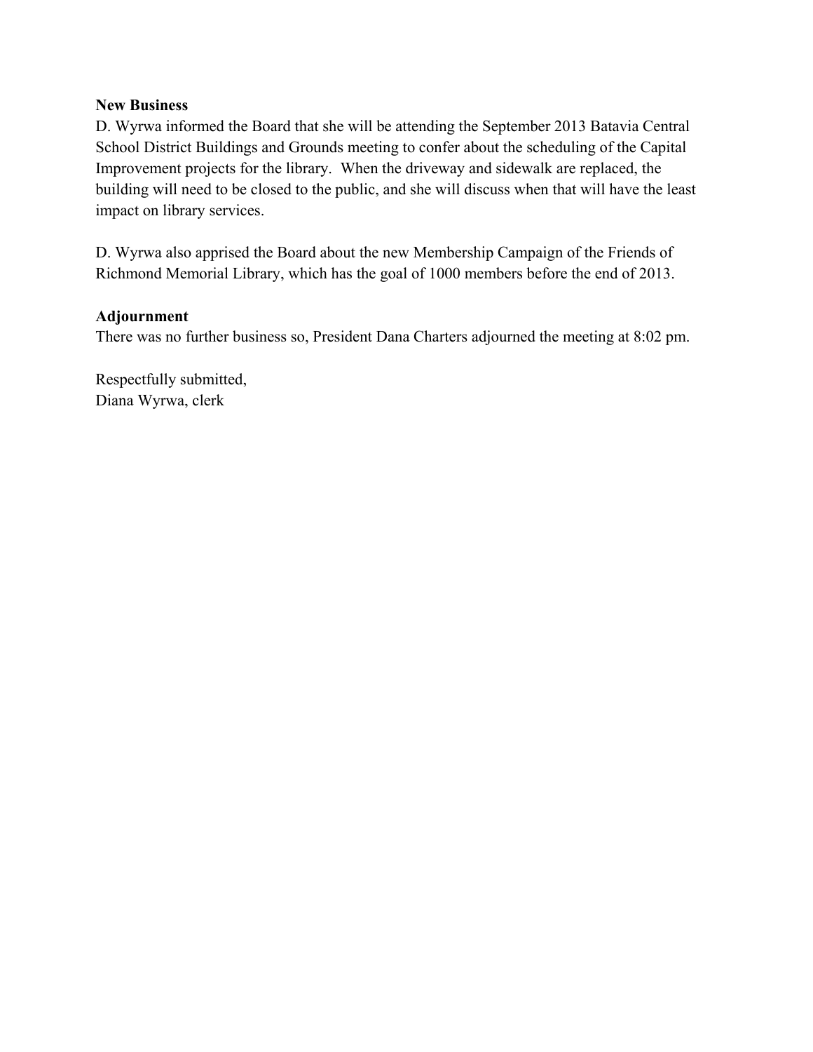**New Business**

D. Wyrwa informed the Board that she will be attending the September 2013 Batavia Central School District Buildings and Grounds meeting to confer about the scheduling of the Capital Improvement projects for the library. When the driveway and sidewalk are replaced, the building will need to be closed to the public, and she will discuss when that will have the least impact on library services.

D. Wyrwa also apprised the Board about the new Membership Campaign of the Friends of Richmond Memorial Library, which has the goal of 1000 members before the end of 2013.

**Adjournment**

There was no further business so, President Dana Charters adjourned the meeting at 8:02 pm.

Respectfully submitted,
Diana Wyrwa, clerk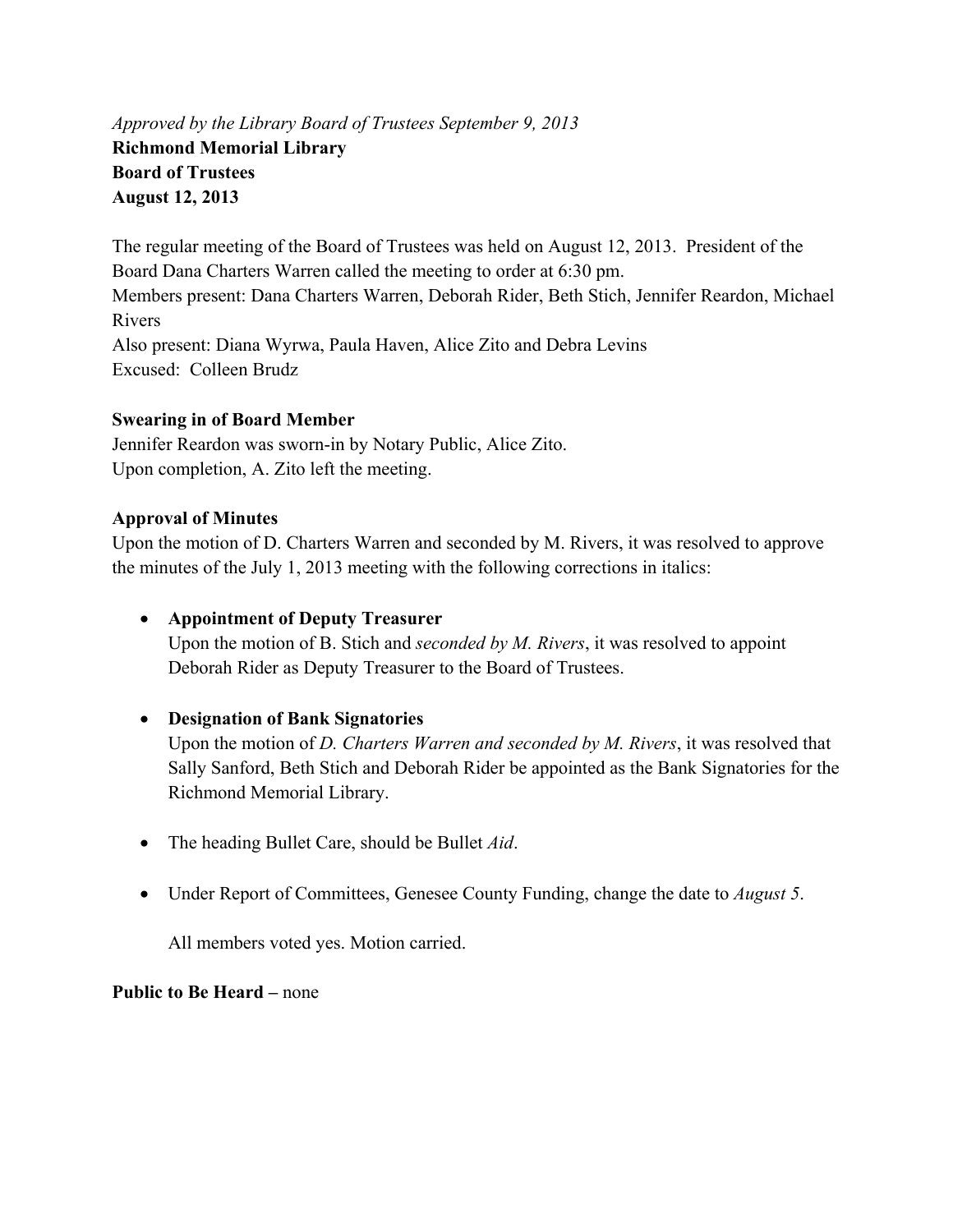*Approved by the Library Board of Trustees September 9, 2013*

**Richmond Memorial Library**
**Board of Trustees**
**August 12, 2013**

The regular meeting of the Board of Trustees was held on August 12, 2013. President of the Board Dana Charters Warren called the meeting to order at 6:30 pm.
Members present: Dana Charters Warren, Deborah Rider, Beth Stich, Jennifer Reardon, Michael Rivers
Also present: Diana Wyrwa, Paula Haven, Alice Zito and Debra Levins
Excused: Colleen Brudz

**Swearing in of Board Member**
Jennifer Reardon was sworn-in by Notary Public, Alice Zito.
Upon completion, A. Zito left the meeting.

**Approval of Minutes**
Upon the motion of D. Charters Warren and seconded by M. Rivers, it was resolved to approve the minutes of the July 1, 2013 meeting with the following corrections in italics:

- **Appointment of Deputy Treasurer**
  Upon the motion of B. Stich and *seconded by M. Rivers*, it was resolved to appoint Deborah Rider as Deputy Treasurer to the Board of Trustees.

- **Designation of Bank Signatories**
  Upon the motion of *D. Charters Warren and seconded by M. Rivers*, it was resolved that Sally Sanford, Beth Stich and Deborah Rider be appointed as the Bank Signatories for the Richmond Memorial Library.

- The heading Bullet Care, should be Bullet *Aid*.

- Under Report of Committees, Genesee County Funding, change the date to *August 5*.

  All members voted yes. Motion carried.

**Public to Be Heard –** none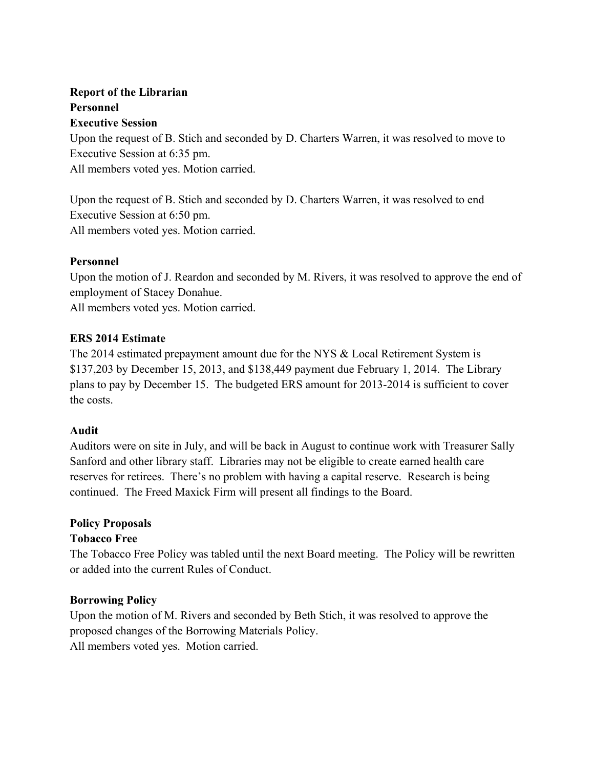**Report of the Librarian**

**Personnel**

**Executive Session**

Upon the request of B. Stich and seconded by D. Charters Warren, it was resolved to move to Executive Session at 6:35 pm.
All members voted yes. Motion carried.

Upon the request of B. Stich and seconded by D. Charters Warren, it was resolved to end Executive Session at 6:50 pm.
All members voted yes. Motion carried.

**Personnel**

Upon the motion of J. Reardon and seconded by M. Rivers, it was resolved to approve the end of employment of Stacey Donahue.
All members voted yes. Motion carried.

**ERS 2014 Estimate**

The 2014 estimated prepayment amount due for the NYS & Local Retirement System is $137,203 by December 15, 2013, and $138,449 payment due February 1, 2014. The Library plans to pay by December 15. The budgeted ERS amount for 2013-2014 is sufficient to cover the costs.

**Audit**

Auditors were on site in July, and will be back in August to continue work with Treasurer Sally Sanford and other library staff. Libraries may not be eligible to create earned health care reserves for retirees. There's no problem with having a capital reserve. Research is being continued. The Freed Maxick Firm will present all findings to the Board.

**Policy Proposals**

**Tobacco Free**

The Tobacco Free Policy was tabled until the next Board meeting. The Policy will be rewritten or added into the current Rules of Conduct.

**Borrowing Policy**

Upon the motion of M. Rivers and seconded by Beth Stich, it was resolved to approve the proposed changes of the Borrowing Materials Policy.
All members voted yes. Motion carried.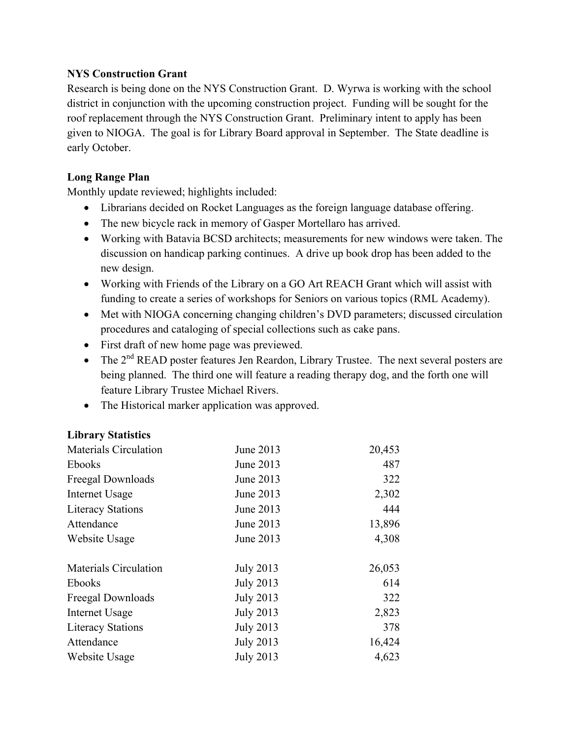**NYS Construction Grant**

Research is being done on the NYS Construction Grant. D. Wyrwa is working with the school district in conjunction with the upcoming construction project. Funding will be sought for the roof replacement through the NYS Construction Grant. Preliminary intent to apply has been given to NIOGA. The goal is for Library Board approval in September. The State deadline is early October.

**Long Range Plan**

Monthly update reviewed; highlights included:

- Librarians decided on Rocket Languages as the foreign language database offering.
- The new bicycle rack in memory of Gasper Mortellaro has arrived.
- Working with Batavia BCSD architects; measurements for new windows were taken. The discussion on handicap parking continues. A drive up book drop has been added to the new design.
- Working with Friends of the Library on a GO Art REACH Grant which will assist with funding to create a series of workshops for Seniors on various topics (RML Academy).
- Met with NIOGA concerning changing children's DVD parameters; discussed circulation procedures and cataloging of special collections such as cake pans.
- First draft of new home page was previewed.
- The 2nd READ poster features Jen Reardon, Library Trustee. The next several posters are being planned. The third one will feature a reading therapy dog, and the forth one will feature Library Trustee Michael Rivers.
- The Historical marker application was approved.

**Library Statistics**

| | | |
|---|---|---:|
| Materials Circulation | June 2013 | 20,453 |
| Ebooks | June 2013 | 487 |
| Freegal Downloads | June 2013 | 322 |
| Internet Usage | June 2013 | 2,302 |
| Literacy Stations | June 2013 | 444 |
| Attendance | June 2013 | 13,896 |
| Website Usage | June 2013 | 4,308 |
| | | |
| Materials Circulation | July 2013 | 26,053 |
| Ebooks | July 2013 | 614 |
| Freegal Downloads | July 2013 | 322 |
| Internet Usage | July 2013 | 2,823 |
| Literacy Stations | July 2013 | 378 |
| Attendance | July 2013 | 16,424 |
| Website Usage | July 2013 | 4,623 |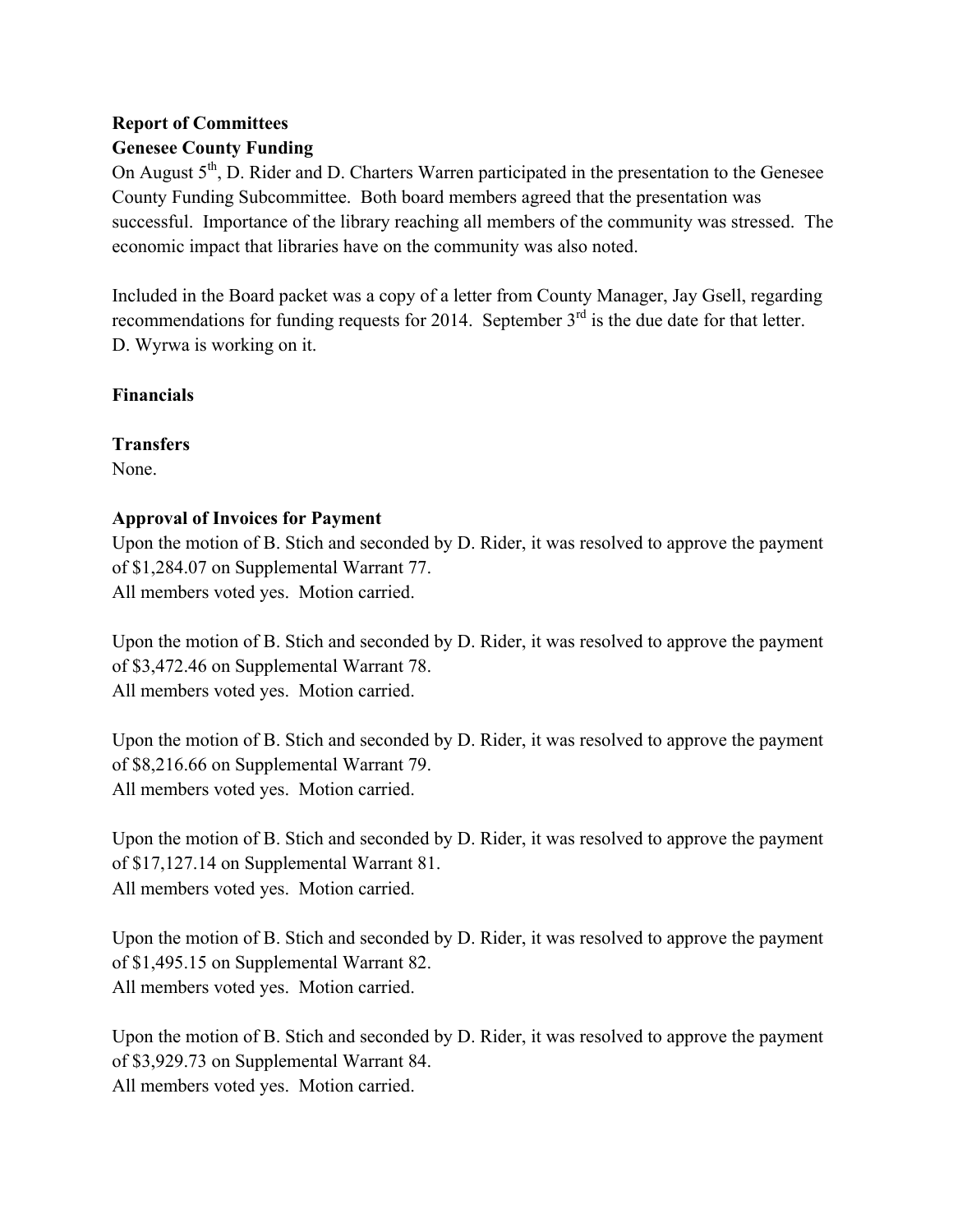**Report of Committees**

**Genesee County Funding**

On August 5th, D. Rider and D. Charters Warren participated in the presentation to the Genesee County Funding Subcommittee. Both board members agreed that the presentation was successful. Importance of the library reaching all members of the community was stressed. The economic impact that libraries have on the community was also noted.

Included in the Board packet was a copy of a letter from County Manager, Jay Gsell, regarding recommendations for funding requests for 2014. September 3rd is the due date for that letter. D. Wyrwa is working on it.

**Financials**

**Transfers**

None.

**Approval of Invoices for Payment**

Upon the motion of B. Stich and seconded by D. Rider, it was resolved to approve the payment of $1,284.07 on Supplemental Warrant 77.
All members voted yes. Motion carried.

Upon the motion of B. Stich and seconded by D. Rider, it was resolved to approve the payment of $3,472.46 on Supplemental Warrant 78.
All members voted yes. Motion carried.

Upon the motion of B. Stich and seconded by D. Rider, it was resolved to approve the payment of $8,216.66 on Supplemental Warrant 79.
All members voted yes. Motion carried.

Upon the motion of B. Stich and seconded by D. Rider, it was resolved to approve the payment of $17,127.14 on Supplemental Warrant 81.
All members voted yes. Motion carried.

Upon the motion of B. Stich and seconded by D. Rider, it was resolved to approve the payment of $1,495.15 on Supplemental Warrant 82.
All members voted yes. Motion carried.

Upon the motion of B. Stich and seconded by D. Rider, it was resolved to approve the payment of $3,929.73 on Supplemental Warrant 84.
All members voted yes. Motion carried.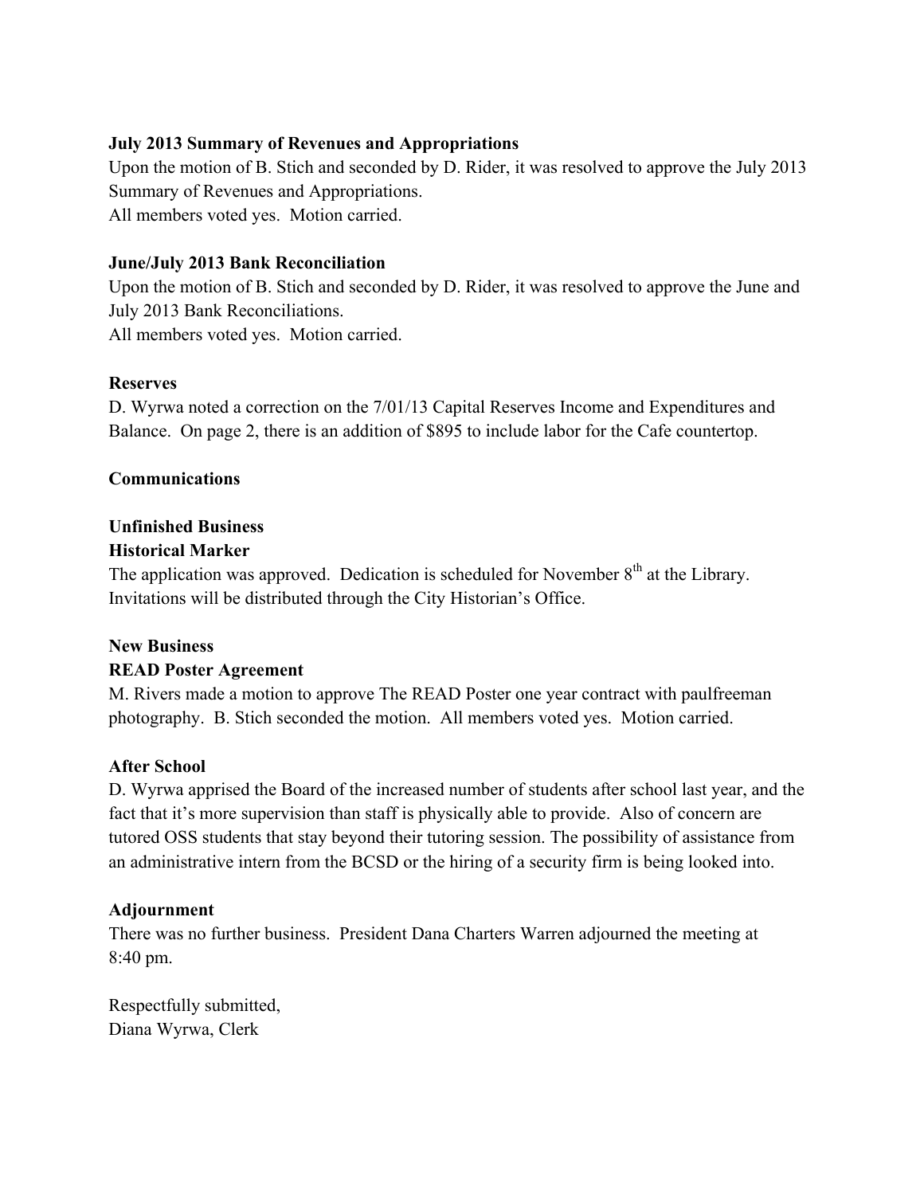**July 2013 Summary of Revenues and Appropriations**

Upon the motion of B. Stich and seconded by D. Rider, it was resolved to approve the July 2013 Summary of Revenues and Appropriations.
All members voted yes. Motion carried.

**June/July 2013 Bank Reconciliation**

Upon the motion of B. Stich and seconded by D. Rider, it was resolved to approve the June and July 2013 Bank Reconciliations.
All members voted yes. Motion carried.

**Reserves**

D. Wyrwa noted a correction on the 7/01/13 Capital Reserves Income and Expenditures and Balance. On page 2, there is an addition of $895 to include labor for the Cafe countertop.

**Communications**

**Unfinished Business**

**Historical Marker**

The application was approved. Dedication is scheduled for November 8th at the Library. Invitations will be distributed through the City Historian's Office.

**New Business**

**READ Poster Agreement**

M. Rivers made a motion to approve The READ Poster one year contract with paulfreeman photography. B. Stich seconded the motion. All members voted yes. Motion carried.

**After School**

D. Wyrwa apprised the Board of the increased number of students after school last year, and the fact that it's more supervision than staff is physically able to provide. Also of concern are tutored OSS students that stay beyond their tutoring session. The possibility of assistance from an administrative intern from the BCSD or the hiring of a security firm is being looked into.

**Adjournment**

There was no further business. President Dana Charters Warren adjourned the meeting at 8:40 pm.

Respectfully submitted,
Diana Wyrwa, Clerk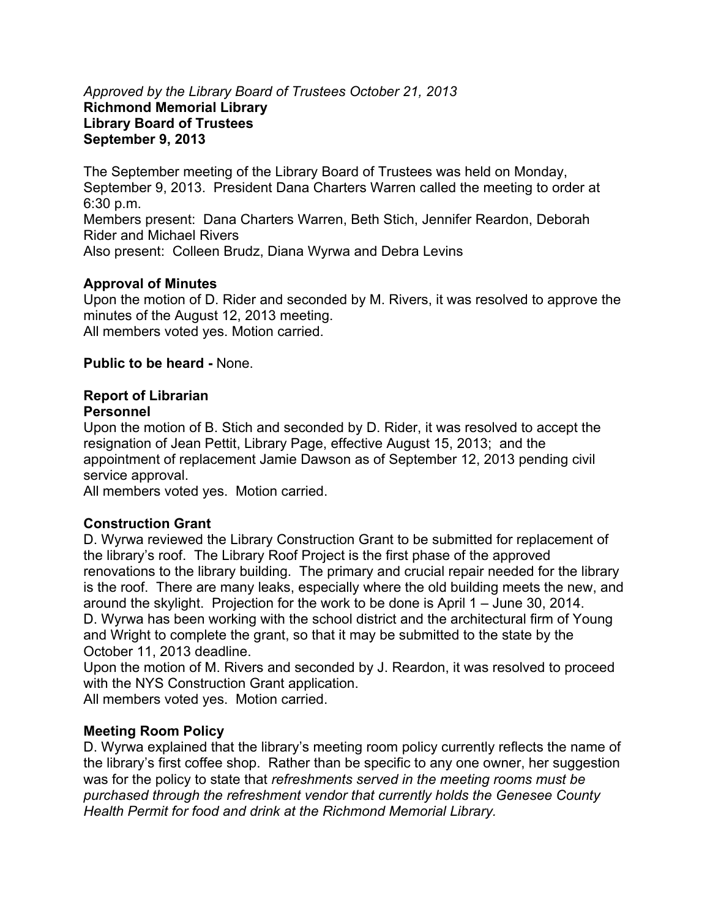*Approved by the Library Board of Trustees October 21, 2013*
**Richmond Memorial Library**
**Library Board of Trustees**
**September 9, 2013**

The September meeting of the Library Board of Trustees was held on Monday, September 9, 2013. President Dana Charters Warren called the meeting to order at 6:30 p.m.
Members present: Dana Charters Warren, Beth Stich, Jennifer Reardon, Deborah Rider and Michael Rivers
Also present: Colleen Brudz, Diana Wyrwa and Debra Levins

**Approval of Minutes**
Upon the motion of D. Rider and seconded by M. Rivers, it was resolved to approve the minutes of the August 12, 2013 meeting.
All members voted yes. Motion carried.

**Public to be heard -** None.

**Report of Librarian**
**Personnel**
Upon the motion of B. Stich and seconded by D. Rider, it was resolved to accept the resignation of Jean Pettit, Library Page, effective August 15, 2013; and the appointment of replacement Jamie Dawson as of September 12, 2013 pending civil service approval.
All members voted yes. Motion carried.

**Construction Grant**
D. Wyrwa reviewed the Library Construction Grant to be submitted for replacement of the library's roof. The Library Roof Project is the first phase of the approved renovations to the library building. The primary and crucial repair needed for the library is the roof. There are many leaks, especially where the old building meets the new, and around the skylight. Projection for the work to be done is April 1 – June 30, 2014.
D. Wyrwa has been working with the school district and the architectural firm of Young and Wright to complete the grant, so that it may be submitted to the state by the October 11, 2013 deadline.
Upon the motion of M. Rivers and seconded by J. Reardon, it was resolved to proceed with the NYS Construction Grant application.
All members voted yes. Motion carried.

**Meeting Room Policy**
D. Wyrwa explained that the library's meeting room policy currently reflects the name of the library's first coffee shop. Rather than be specific to any one owner, her suggestion was for the policy to state that *refreshments served in the meeting rooms must be purchased through the refreshment vendor that currently holds the Genesee County Health Permit for food and drink at the Richmond Memorial Library.*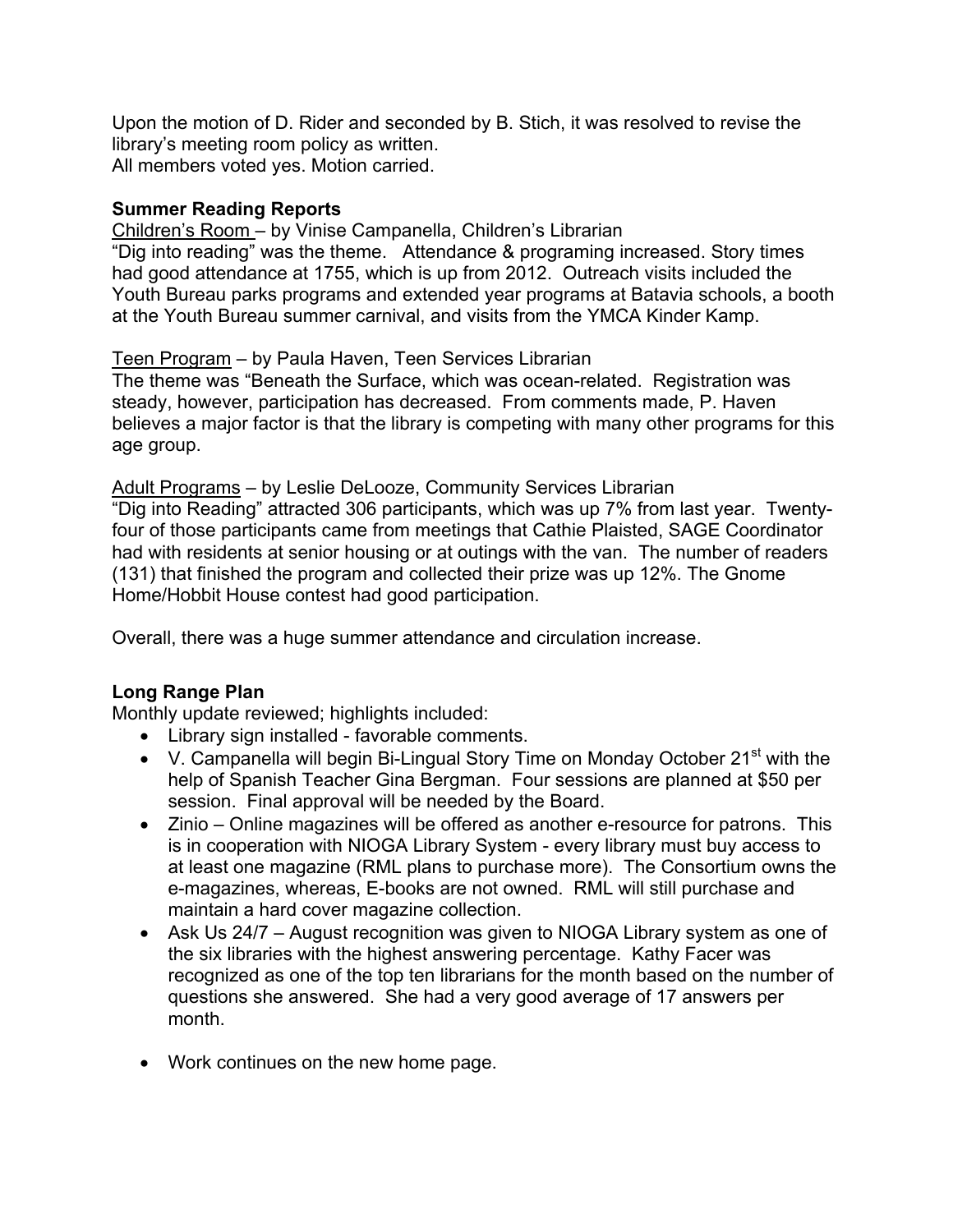Upon the motion of D. Rider and seconded by B. Stich, it was resolved to revise the library's meeting room policy as written.
All members voted yes. Motion carried.

**Summer Reading Reports**

Children's Room – by Vinise Campanella, Children's Librarian
"Dig into reading" was the theme. Attendance & programing increased. Story times had good attendance at 1755, which is up from 2012. Outreach visits included the Youth Bureau parks programs and extended year programs at Batavia schools, a booth at the Youth Bureau summer carnival, and visits from the YMCA Kinder Kamp.

Teen Program – by Paula Haven, Teen Services Librarian
The theme was "Beneath the Surface, which was ocean-related. Registration was steady, however, participation has decreased. From comments made, P. Haven believes a major factor is that the library is competing with many other programs for this age group.

Adult Programs – by Leslie DeLooze, Community Services Librarian
"Dig into Reading" attracted 306 participants, which was up 7% from last year. Twenty-four of those participants came from meetings that Cathie Plaisted, SAGE Coordinator had with residents at senior housing or at outings with the van. The number of readers (131) that finished the program and collected their prize was up 12%. The Gnome Home/Hobbit House contest had good participation.

Overall, there was a huge summer attendance and circulation increase.

**Long Range Plan**

Monthly update reviewed; highlights included:

- Library sign installed - favorable comments.
- V. Campanella will begin Bi-Lingual Story Time on Monday October 21st with the help of Spanish Teacher Gina Bergman. Four sessions are planned at $50 per session. Final approval will be needed by the Board.
- Zinio – Online magazines will be offered as another e-resource for patrons. This is in cooperation with NIOGA Library System - every library must buy access to at least one magazine (RML plans to purchase more). The Consortium owns the e-magazines, whereas, E-books are not owned. RML will still purchase and maintain a hard cover magazine collection.
- Ask Us 24/7 – August recognition was given to NIOGA Library system as one of the six libraries with the highest answering percentage. Kathy Facer was recognized as one of the top ten librarians for the month based on the number of questions she answered. She had a very good average of 17 answers per month.
- Work continues on the new home page.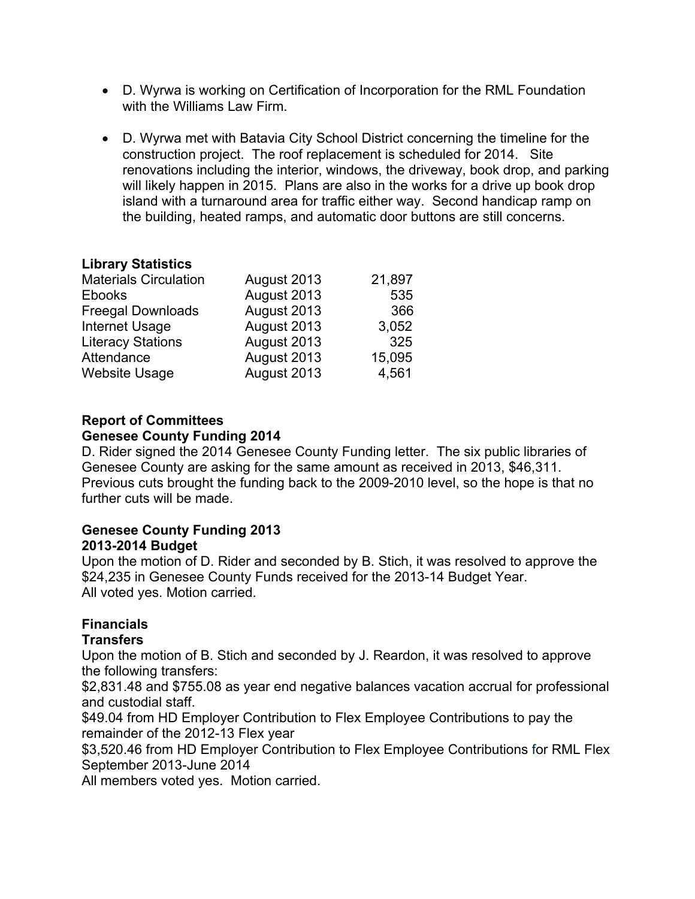- D. Wyrwa is working on Certification of Incorporation for the RML Foundation with the Williams Law Firm.

- D. Wyrwa met with Batavia City School District concerning the timeline for the construction project. The roof replacement is scheduled for 2014. Site renovations including the interior, windows, the driveway, book drop, and parking will likely happen in 2015. Plans are also in the works for a drive up book drop island with a turnaround area for traffic either way. Second handicap ramp on the building, heated ramps, and automatic door buttons are still concerns.

**Library Statistics**

| | | |
|---|---|---|
| Materials Circulation | August 2013 | 21,897 |
| Ebooks | August 2013 | 535 |
| Freegal Downloads | August 2013 | 366 |
| Internet Usage | August 2013 | 3,052 |
| Literacy Stations | August 2013 | 325 |
| Attendance | August 2013 | 15,095 |
| Website Usage | August 2013 | 4,561 |

**Report of Committees**
**Genesee County Funding 2014**

D. Rider signed the 2014 Genesee County Funding letter. The six public libraries of Genesee County are asking for the same amount as received in 2013, $46,311. Previous cuts brought the funding back to the 2009-2010 level, so the hope is that no further cuts will be made.

**Genesee County Funding 2013**
**2013-2014 Budget**

Upon the motion of D. Rider and seconded by B. Stich, it was resolved to approve the $24,235 in Genesee County Funds received for the 2013-14 Budget Year.
All voted yes. Motion carried.

**Financials**
**Transfers**

Upon the motion of B. Stich and seconded by J. Reardon, it was resolved to approve the following transfers:
$2,831.48 and $755.08 as year end negative balances vacation accrual for professional and custodial staff.
$49.04 from HD Employer Contribution to Flex Employee Contributions to pay the remainder of the 2012-13 Flex year
$3,520.46 from HD Employer Contribution to Flex Employee Contributions for RML Flex September 2013-June 2014
All members voted yes. Motion carried.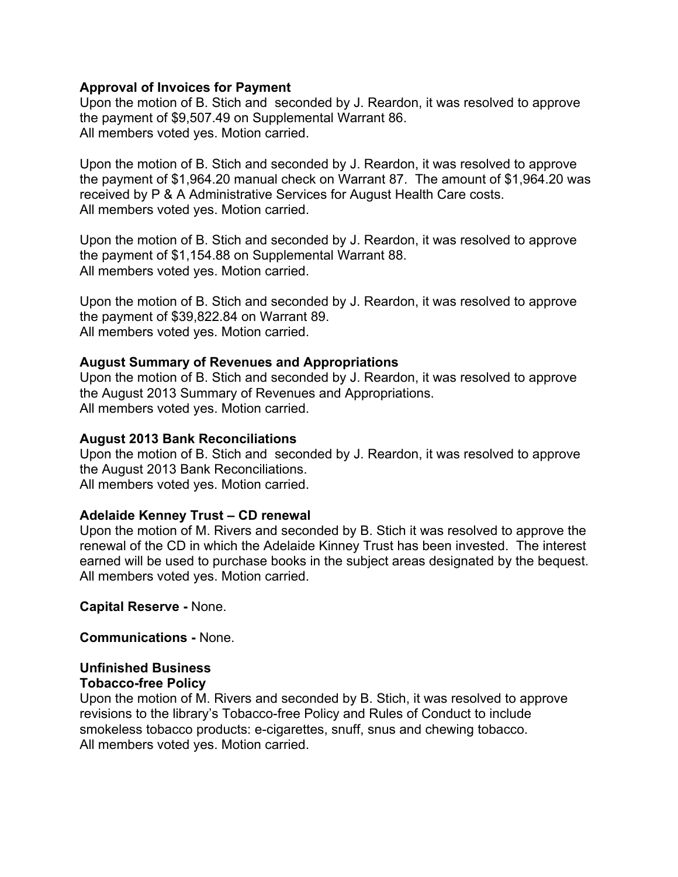**Approval of Invoices for Payment**
Upon the motion of B. Stich and seconded by J. Reardon, it was resolved to approve the payment of $9,507.49 on Supplemental Warrant 86.
All members voted yes. Motion carried.

Upon the motion of B. Stich and seconded by J. Reardon, it was resolved to approve the payment of $1,964.20 manual check on Warrant 87. The amount of $1,964.20 was received by P & A Administrative Services for August Health Care costs.
All members voted yes. Motion carried.

Upon the motion of B. Stich and seconded by J. Reardon, it was resolved to approve the payment of $1,154.88 on Supplemental Warrant 88.
All members voted yes. Motion carried.

Upon the motion of B. Stich and seconded by J. Reardon, it was resolved to approve the payment of $39,822.84 on Warrant 89.
All members voted yes. Motion carried.

**August Summary of Revenues and Appropriations**
Upon the motion of B. Stich and seconded by J. Reardon, it was resolved to approve the August 2013 Summary of Revenues and Appropriations.
All members voted yes. Motion carried.

**August 2013 Bank Reconciliations**
Upon the motion of B. Stich and seconded by J. Reardon, it was resolved to approve the August 2013 Bank Reconciliations.
All members voted yes. Motion carried.

**Adelaide Kenney Trust – CD renewal**
Upon the motion of M. Rivers and seconded by B. Stich it was resolved to approve the renewal of the CD in which the Adelaide Kinney Trust has been invested. The interest earned will be used to purchase books in the subject areas designated by the bequest.
All members voted yes. Motion carried.

**Capital Reserve -** None.

**Communications -** None.

**Unfinished Business**
**Tobacco-free Policy**
Upon the motion of M. Rivers and seconded by B. Stich, it was resolved to approve revisions to the library's Tobacco-free Policy and Rules of Conduct to include smokeless tobacco products: e-cigarettes, snuff, snus and chewing tobacco.
All members voted yes. Motion carried.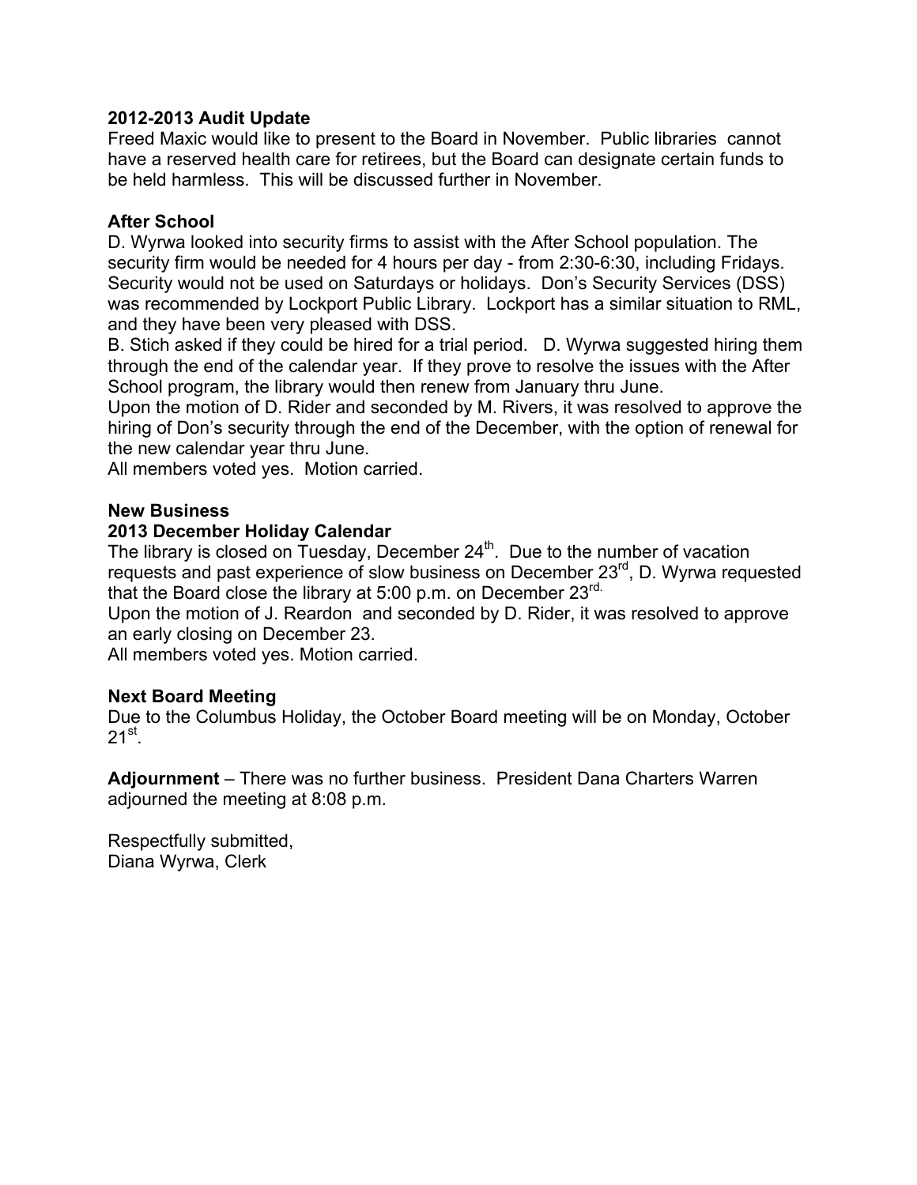**2012-2013 Audit Update**

Freed Maxic would like to present to the Board in November. Public libraries cannot have a reserved health care for retirees, but the Board can designate certain funds to be held harmless. This will be discussed further in November.

**After School**

D. Wyrwa looked into security firms to assist with the After School population. The security firm would be needed for 4 hours per day - from 2:30-6:30, including Fridays. Security would not be used on Saturdays or holidays. Don's Security Services (DSS) was recommended by Lockport Public Library. Lockport has a similar situation to RML, and they have been very pleased with DSS.

B. Stich asked if they could be hired for a trial period. D. Wyrwa suggested hiring them through the end of the calendar year. If they prove to resolve the issues with the After School program, the library would then renew from January thru June.

Upon the motion of D. Rider and seconded by M. Rivers, it was resolved to approve the hiring of Don's security through the end of the December, with the option of renewal for the new calendar year thru June.

All members voted yes. Motion carried.

**New Business**

**2013 December Holiday Calendar**

The library is closed on Tuesday, December 24th. Due to the number of vacation requests and past experience of slow business on December 23rd, D. Wyrwa requested that the Board close the library at 5:00 p.m. on December 23rd.

Upon the motion of J. Reardon and seconded by D. Rider, it was resolved to approve an early closing on December 23.

All members voted yes. Motion carried.

**Next Board Meeting**

Due to the Columbus Holiday, the October Board meeting will be on Monday, October 21st.

**Adjournment** – There was no further business. President Dana Charters Warren adjourned the meeting at 8:08 p.m.

Respectfully submitted,
Diana Wyrwa, Clerk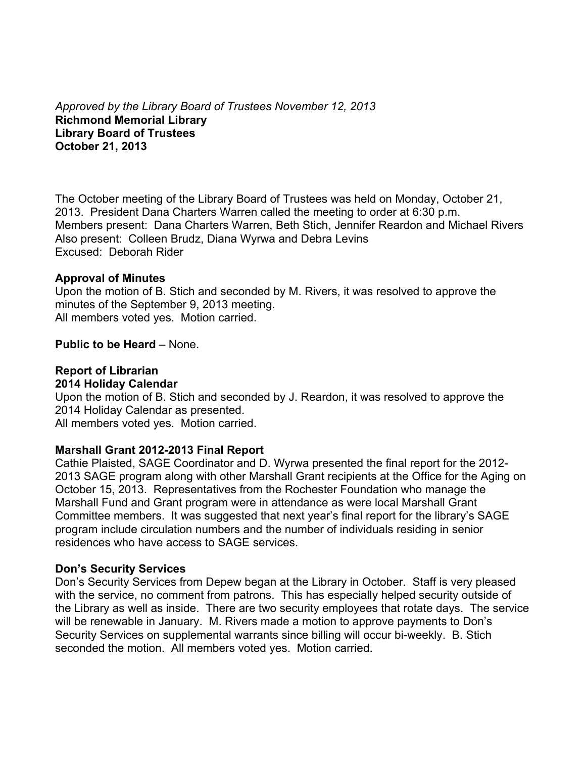*Approved by the Library Board of Trustees November 12, 2013*

**Richmond Memorial Library**
**Library Board of Trustees**
**October 21, 2013**

The October meeting of the Library Board of Trustees was held on Monday, October 21, 2013. President Dana Charters Warren called the meeting to order at 6:30 p.m.
Members present: Dana Charters Warren, Beth Stich, Jennifer Reardon and Michael Rivers
Also present: Colleen Brudz, Diana Wyrwa and Debra Levins
Excused: Deborah Rider

**Approval of Minutes**
Upon the motion of B. Stich and seconded by M. Rivers, it was resolved to approve the minutes of the September 9, 2013 meeting.
All members voted yes. Motion carried.

**Public to be Heard** – None.

**Report of Librarian**
**2014 Holiday Calendar**
Upon the motion of B. Stich and seconded by J. Reardon, it was resolved to approve the 2014 Holiday Calendar as presented.
All members voted yes. Motion carried.

**Marshall Grant 2012-2013 Final Report**
Cathie Plaisted, SAGE Coordinator and D. Wyrwa presented the final report for the 2012-2013 SAGE program along with other Marshall Grant recipients at the Office for the Aging on October 15, 2013. Representatives from the Rochester Foundation who manage the Marshall Fund and Grant program were in attendance as were local Marshall Grant Committee members. It was suggested that next year's final report for the library's SAGE program include circulation numbers and the number of individuals residing in senior residences who have access to SAGE services.

**Don's Security Services**
Don's Security Services from Depew began at the Library in October. Staff is very pleased with the service, no comment from patrons. This has especially helped security outside of the Library as well as inside. There are two security employees that rotate days. The service will be renewable in January. M. Rivers made a motion to approve payments to Don's Security Services on supplemental warrants since billing will occur bi-weekly. B. Stich seconded the motion. All members voted yes. Motion carried.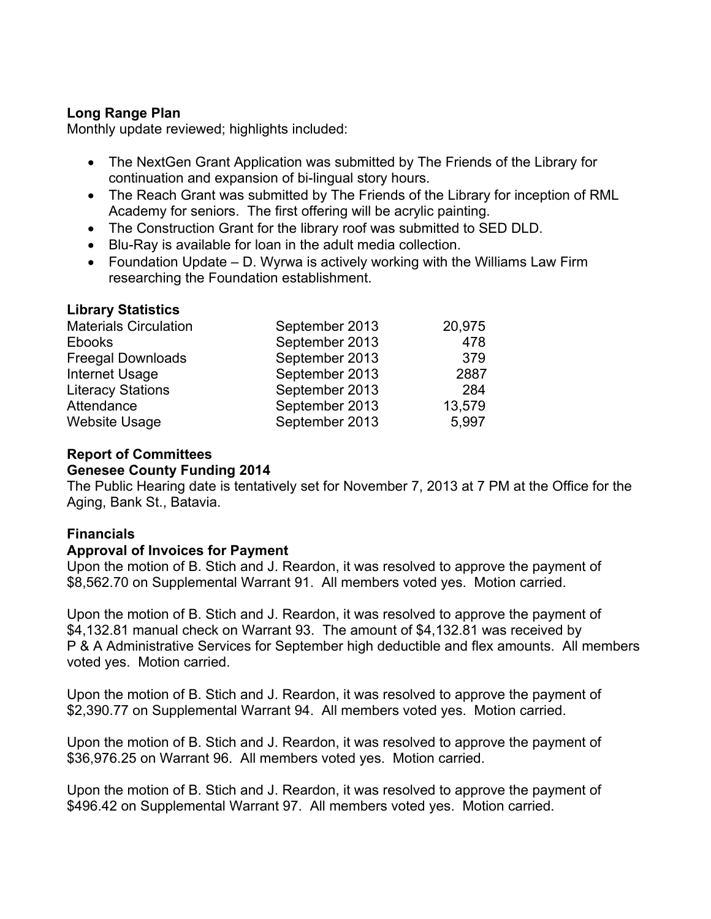**Long Range Plan**

Monthly update reviewed; highlights included:

- The NextGen Grant Application was submitted by The Friends of the Library for continuation and expansion of bi-lingual story hours.
- The Reach Grant was submitted by The Friends of the Library for inception of RML Academy for seniors. The first offering will be acrylic painting.
- The Construction Grant for the library roof was submitted to SED DLD.
- Blu-Ray is available for loan in the adult media collection.
- Foundation Update – D. Wyrwa is actively working with the Williams Law Firm researching the Foundation establishment.

**Library Statistics**

| | | |
|---|---|---|
| Materials Circulation | September 2013 | 20,975 |
| Ebooks | September 2013 | 478 |
| Freegal Downloads | September 2013 | 379 |
| Internet Usage | September 2013 | 2887 |
| Literacy Stations | September 2013 | 284 |
| Attendance | September 2013 | 13,579 |
| Website Usage | September 2013 | 5,997 |

**Report of Committees**

**Genesee County Funding 2014**

The Public Hearing date is tentatively set for November 7, 2013 at 7 PM at the Office for the Aging, Bank St., Batavia.

**Financials**

**Approval of Invoices for Payment**

Upon the motion of B. Stich and J. Reardon, it was resolved to approve the payment of $8,562.70 on Supplemental Warrant 91. All members voted yes. Motion carried.

Upon the motion of B. Stich and J. Reardon, it was resolved to approve the payment of $4,132.81 manual check on Warrant 93. The amount of $4,132.81 was received by P & A Administrative Services for September high deductible and flex amounts. All members voted yes. Motion carried.

Upon the motion of B. Stich and J. Reardon, it was resolved to approve the payment of $2,390.77 on Supplemental Warrant 94. All members voted yes. Motion carried.

Upon the motion of B. Stich and J. Reardon, it was resolved to approve the payment of $36,976.25 on Warrant 96. All members voted yes. Motion carried.

Upon the motion of B. Stich and J. Reardon, it was resolved to approve the payment of $496.42 on Supplemental Warrant 97. All members voted yes. Motion carried.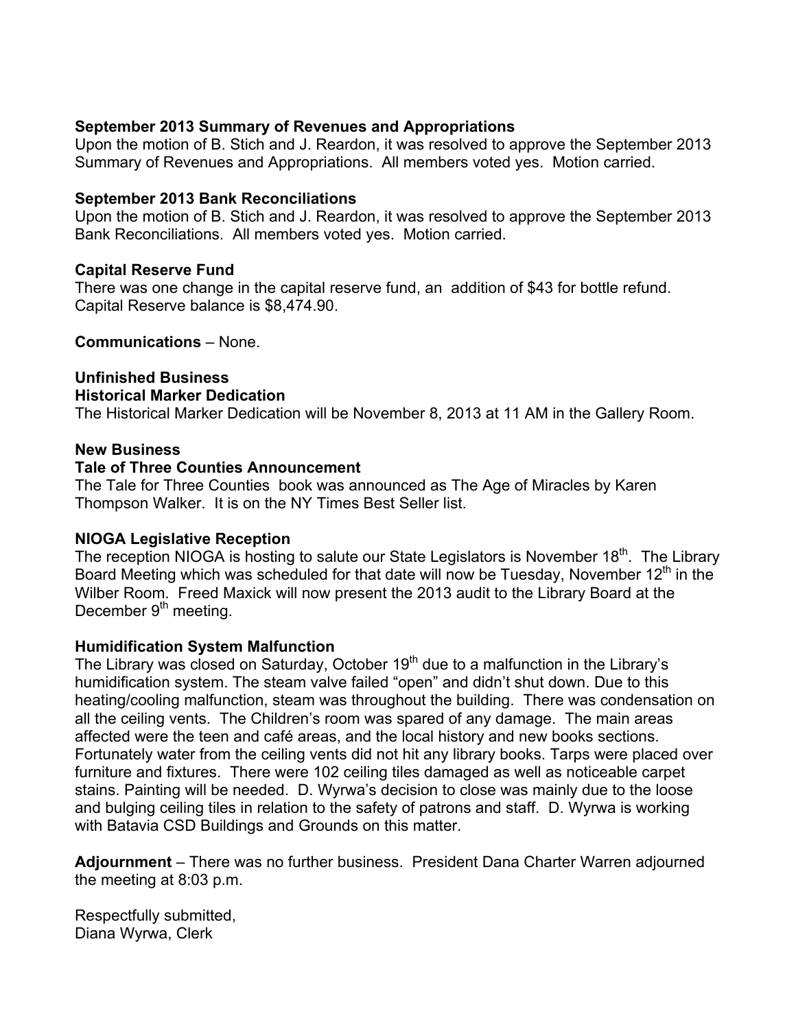**September 2013 Summary of Revenues and Appropriations**
Upon the motion of B. Stich and J. Reardon, it was resolved to approve the September 2013 Summary of Revenues and Appropriations. All members voted yes. Motion carried.

**September 2013 Bank Reconciliations**
Upon the motion of B. Stich and J. Reardon, it was resolved to approve the September 2013 Bank Reconciliations. All members voted yes. Motion carried.

**Capital Reserve Fund**
There was one change in the capital reserve fund, an addition of $43 for bottle refund. Capital Reserve balance is $8,474.90.

**Communications** – None.

**Unfinished Business**
**Historical Marker Dedication**
The Historical Marker Dedication will be November 8, 2013 at 11 AM in the Gallery Room.

**New Business**
**Tale of Three Counties Announcement**
The Tale for Three Counties book was announced as The Age of Miracles by Karen Thompson Walker. It is on the NY Times Best Seller list.

**NIOGA Legislative Reception**
The reception NIOGA is hosting to salute our State Legislators is November 18th. The Library Board Meeting which was scheduled for that date will now be Tuesday, November 12th in the Wilber Room. Freed Maxick will now present the 2013 audit to the Library Board at the December 9th meeting.

**Humidification System Malfunction**
The Library was closed on Saturday, October 19th due to a malfunction in the Library's humidification system. The steam valve failed "open" and didn't shut down. Due to this heating/cooling malfunction, steam was throughout the building. There was condensation on all the ceiling vents. The Children's room was spared of any damage. The main areas affected were the teen and café areas, and the local history and new books sections. Fortunately water from the ceiling vents did not hit any library books. Tarps were placed over furniture and fixtures. There were 102 ceiling tiles damaged as well as noticeable carpet stains. Painting will be needed. D. Wyrwa's decision to close was mainly due to the loose and bulging ceiling tiles in relation to the safety of patrons and staff. D. Wyrwa is working with Batavia CSD Buildings and Grounds on this matter.

**Adjournment** – There was no further business. President Dana Charter Warren adjourned the meeting at 8:03 p.m.

Respectfully submitted,
Diana Wyrwa, Clerk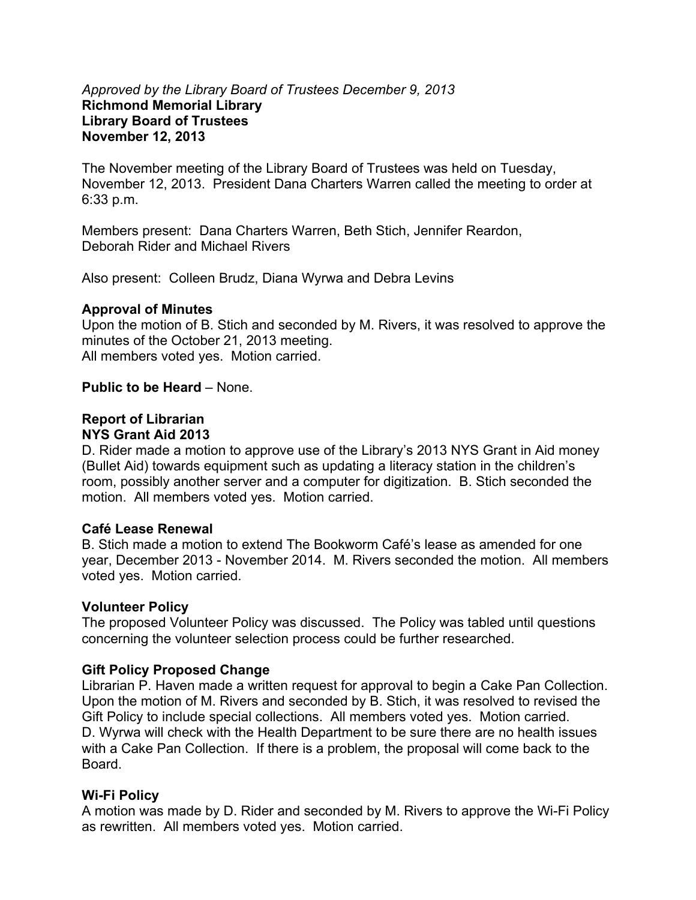*Approved by the Library Board of Trustees December 9, 2013*

**Richmond Memorial Library**
**Library Board of Trustees**
**November 12, 2013**

The November meeting of the Library Board of Trustees was held on Tuesday, November 12, 2013. President Dana Charters Warren called the meeting to order at 6:33 p.m.

Members present: Dana Charters Warren, Beth Stich, Jennifer Reardon, Deborah Rider and Michael Rivers

Also present: Colleen Brudz, Diana Wyrwa and Debra Levins

**Approval of Minutes**
Upon the motion of B. Stich and seconded by M. Rivers, it was resolved to approve the minutes of the October 21, 2013 meeting.
All members voted yes. Motion carried.

**Public to be Heard** – None.

**Report of Librarian**
**NYS Grant Aid 2013**
D. Rider made a motion to approve use of the Library's 2013 NYS Grant in Aid money (Bullet Aid) towards equipment such as updating a literacy station in the children's room, possibly another server and a computer for digitization. B. Stich seconded the motion. All members voted yes. Motion carried.

**Café Lease Renewal**
B. Stich made a motion to extend The Bookworm Café's lease as amended for one year, December 2013 - November 2014. M. Rivers seconded the motion. All members voted yes. Motion carried.

**Volunteer Policy**
The proposed Volunteer Policy was discussed. The Policy was tabled until questions concerning the volunteer selection process could be further researched.

**Gift Policy Proposed Change**
Librarian P. Haven made a written request for approval to begin a Cake Pan Collection. Upon the motion of M. Rivers and seconded by B. Stich, it was resolved to revised the Gift Policy to include special collections. All members voted yes. Motion carried.
D. Wyrwa will check with the Health Department to be sure there are no health issues with a Cake Pan Collection. If there is a problem, the proposal will come back to the Board.

**Wi-Fi Policy**
A motion was made by D. Rider and seconded by M. Rivers to approve the Wi-Fi Policy as rewritten. All members voted yes. Motion carried.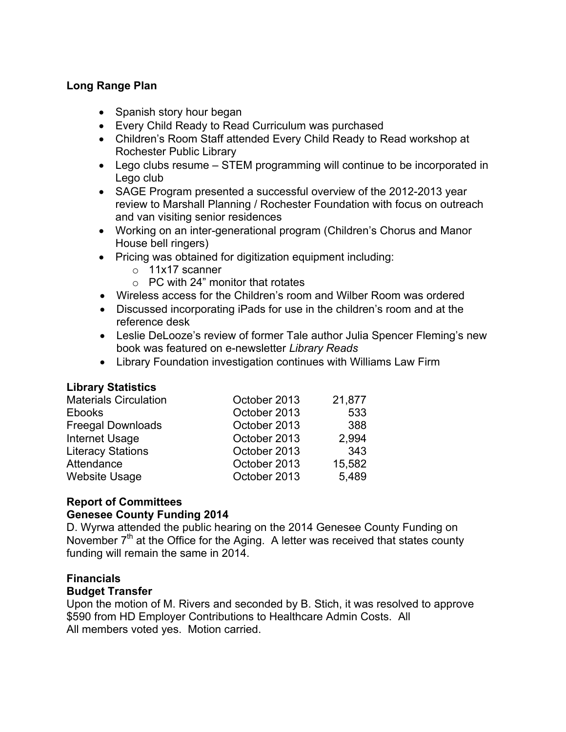**Long Range Plan**

- Spanish story hour began
- Every Child Ready to Read Curriculum was purchased
- Children's Room Staff attended Every Child Ready to Read workshop at Rochester Public Library
- Lego clubs resume – STEM programming will continue to be incorporated in Lego club
- SAGE Program presented a successful overview of the 2012-2013 year review to Marshall Planning / Rochester Foundation with focus on outreach and van visiting senior residences
- Working on an inter-generational program (Children's Chorus and Manor House bell ringers)
- Pricing was obtained for digitization equipment including:
  - 11x17 scanner
  - PC with 24" monitor that rotates
- Wireless access for the Children's room and Wilber Room was ordered
- Discussed incorporating iPads for use in the children's room and at the reference desk
- Leslie DeLooze's review of former Tale author Julia Spencer Fleming's new book was featured on e-newsletter *Library Reads*
- Library Foundation investigation continues with Williams Law Firm

**Library Statistics**

| | | |
|---|---|---|
| Materials Circulation | October 2013 | 21,877 |
| Ebooks | October 2013 | 533 |
| Freegal Downloads | October 2013 | 388 |
| Internet Usage | October 2013 | 2,994 |
| Literacy Stations | October 2013 | 343 |
| Attendance | October 2013 | 15,582 |
| Website Usage | October 2013 | 5,489 |

**Report of Committees**
**Genesee County Funding 2014**
D. Wyrwa attended the public hearing on the 2014 Genesee County Funding on November 7th at the Office for the Aging. A letter was received that states county funding will remain the same in 2014.

**Financials**
**Budget Transfer**
Upon the motion of M. Rivers and seconded by B. Stich, it was resolved to approve $590 from HD Employer Contributions to Healthcare Admin Costs. All
All members voted yes. Motion carried.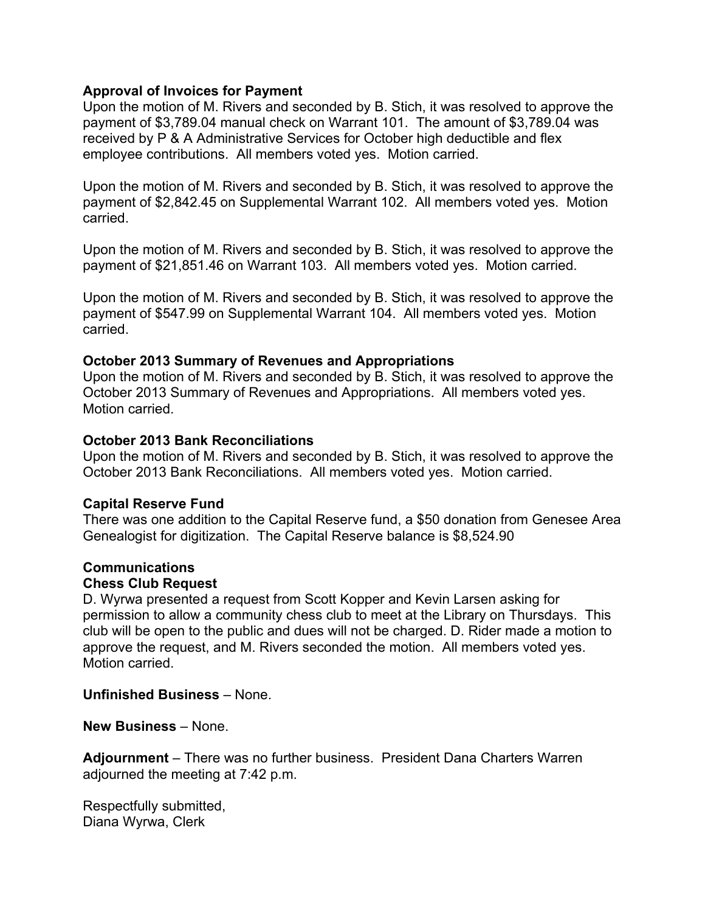**Approval of Invoices for Payment**

Upon the motion of M. Rivers and seconded by B. Stich, it was resolved to approve the payment of $3,789.04 manual check on Warrant 101. The amount of $3,789.04 was received by P & A Administrative Services for October high deductible and flex employee contributions. All members voted yes. Motion carried.

Upon the motion of M. Rivers and seconded by B. Stich, it was resolved to approve the payment of $2,842.45 on Supplemental Warrant 102. All members voted yes. Motion carried.

Upon the motion of M. Rivers and seconded by B. Stich, it was resolved to approve the payment of $21,851.46 on Warrant 103. All members voted yes. Motion carried.

Upon the motion of M. Rivers and seconded by B. Stich, it was resolved to approve the payment of $547.99 on Supplemental Warrant 104. All members voted yes. Motion carried.

**October 2013 Summary of Revenues and Appropriations**

Upon the motion of M. Rivers and seconded by B. Stich, it was resolved to approve the October 2013 Summary of Revenues and Appropriations. All members voted yes. Motion carried.

**October 2013 Bank Reconciliations**

Upon the motion of M. Rivers and seconded by B. Stich, it was resolved to approve the October 2013 Bank Reconciliations. All members voted yes. Motion carried.

**Capital Reserve Fund**

There was one addition to the Capital Reserve fund, a $50 donation from Genesee Area Genealogist for digitization. The Capital Reserve balance is $8,524.90

**Communications**

**Chess Club Request**

D. Wyrwa presented a request from Scott Kopper and Kevin Larsen asking for permission to allow a community chess club to meet at the Library on Thursdays. This club will be open to the public and dues will not be charged. D. Rider made a motion to approve the request, and M. Rivers seconded the motion. All members voted yes. Motion carried.

**Unfinished Business** – None.

**New Business** – None.

**Adjournment** – There was no further business. President Dana Charters Warren adjourned the meeting at 7:42 p.m.

Respectfully submitted,
Diana Wyrwa, Clerk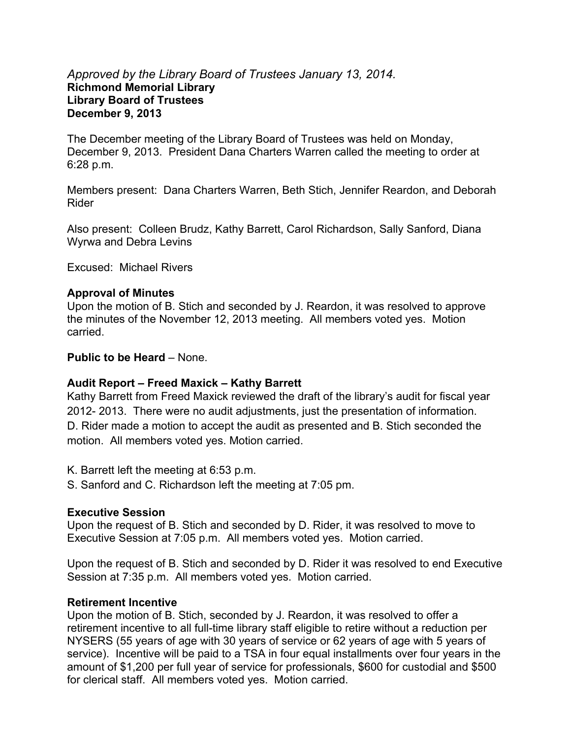*Approved by the Library Board of Trustees January 13, 2014.*
**Richmond Memorial Library**
**Library Board of Trustees**
**December 9, 2013**

The December meeting of the Library Board of Trustees was held on Monday, December 9, 2013. President Dana Charters Warren called the meeting to order at 6:28 p.m.

Members present: Dana Charters Warren, Beth Stich, Jennifer Reardon, and Deborah Rider

Also present: Colleen Brudz, Kathy Barrett, Carol Richardson, Sally Sanford, Diana Wyrwa and Debra Levins

Excused: Michael Rivers

**Approval of Minutes**
Upon the motion of B. Stich and seconded by J. Reardon, it was resolved to approve the minutes of the November 12, 2013 meeting. All members voted yes. Motion carried.

**Public to be Heard** – None.

**Audit Report – Freed Maxick – Kathy Barrett**
Kathy Barrett from Freed Maxick reviewed the draft of the library's audit for fiscal year 2012- 2013. There were no audit adjustments, just the presentation of information. D. Rider made a motion to accept the audit as presented and B. Stich seconded the motion. All members voted yes. Motion carried.

K. Barrett left the meeting at 6:53 p.m.
S. Sanford and C. Richardson left the meeting at 7:05 pm.

**Executive Session**
Upon the request of B. Stich and seconded by D. Rider, it was resolved to move to Executive Session at 7:05 p.m. All members voted yes. Motion carried.

Upon the request of B. Stich and seconded by D. Rider it was resolved to end Executive Session at 7:35 p.m. All members voted yes. Motion carried.

**Retirement Incentive**
Upon the motion of B. Stich, seconded by J. Reardon, it was resolved to offer a retirement incentive to all full-time library staff eligible to retire without a reduction per NYSERS (55 years of age with 30 years of service or 62 years of age with 5 years of service). Incentive will be paid to a TSA in four equal installments over four years in the amount of $1,200 per full year of service for professionals, $600 for custodial and $500 for clerical staff. All members voted yes. Motion carried.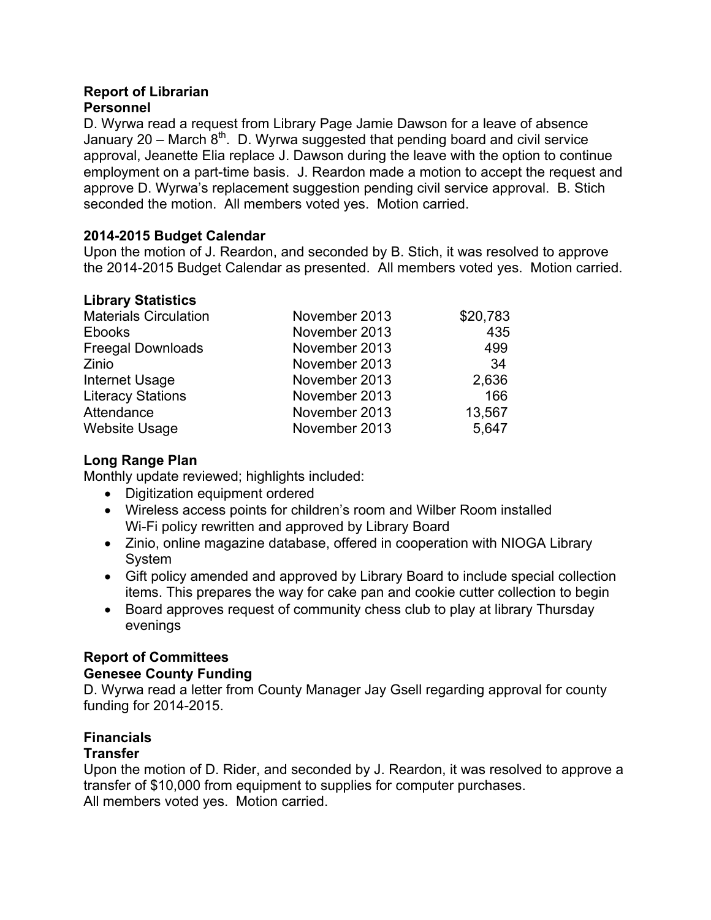**Report of Librarian**
**Personnel**

D. Wyrwa read a request from Library Page Jamie Dawson for a leave of absence January 20 – March 8th. D. Wyrwa suggested that pending board and civil service approval, Jeanette Elia replace J. Dawson during the leave with the option to continue employment on a part-time basis. J. Reardon made a motion to accept the request and approve D. Wyrwa's replacement suggestion pending civil service approval. B. Stich seconded the motion. All members voted yes. Motion carried.

**2014-2015 Budget Calendar**

Upon the motion of J. Reardon, and seconded by B. Stich, it was resolved to approve the 2014-2015 Budget Calendar as presented. All members voted yes. Motion carried.

**Library Statistics**

| | | |
|---|---|---|
| Materials Circulation | November 2013 | $20,783 |
| Ebooks | November 2013 | 435 |
| Freegal Downloads | November 2013 | 499 |
| Zinio | November 2013 | 34 |
| Internet Usage | November 2013 | 2,636 |
| Literacy Stations | November 2013 | 166 |
| Attendance | November 2013 | 13,567 |
| Website Usage | November 2013 | 5,647 |

**Long Range Plan**

Monthly update reviewed; highlights included:

- Digitization equipment ordered
- Wireless access points for children's room and Wilber Room installed
  Wi-Fi policy rewritten and approved by Library Board
- Zinio, online magazine database, offered in cooperation with NIOGA Library System
- Gift policy amended and approved by Library Board to include special collection items. This prepares the way for cake pan and cookie cutter collection to begin
- Board approves request of community chess club to play at library Thursday evenings

**Report of Committees**
**Genesee County Funding**

D. Wyrwa read a letter from County Manager Jay Gsell regarding approval for county funding for 2014-2015.

**Financials**
**Transfer**

Upon the motion of D. Rider, and seconded by J. Reardon, it was resolved to approve a transfer of $10,000 from equipment to supplies for computer purchases.
All members voted yes. Motion carried.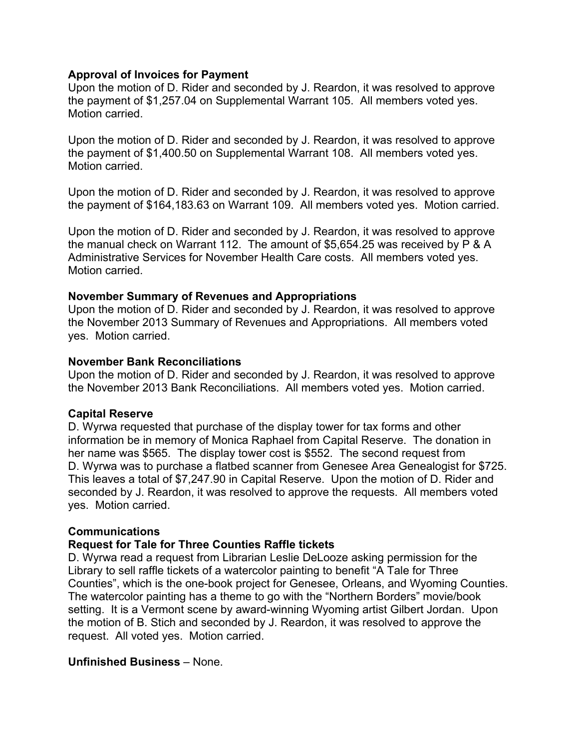**Approval of Invoices for Payment**

Upon the motion of D. Rider and seconded by J. Reardon, it was resolved to approve the payment of $1,257.04 on Supplemental Warrant 105. All members voted yes. Motion carried.

Upon the motion of D. Rider and seconded by J. Reardon, it was resolved to approve the payment of $1,400.50 on Supplemental Warrant 108. All members voted yes. Motion carried.

Upon the motion of D. Rider and seconded by J. Reardon, it was resolved to approve the payment of $164,183.63 on Warrant 109. All members voted yes. Motion carried.

Upon the motion of D. Rider and seconded by J. Reardon, it was resolved to approve the manual check on Warrant 112. The amount of $5,654.25 was received by P & A Administrative Services for November Health Care costs. All members voted yes. Motion carried.

**November Summary of Revenues and Appropriations**

Upon the motion of D. Rider and seconded by J. Reardon, it was resolved to approve the November 2013 Summary of Revenues and Appropriations. All members voted yes. Motion carried.

**November Bank Reconciliations**

Upon the motion of D. Rider and seconded by J. Reardon, it was resolved to approve the November 2013 Bank Reconciliations. All members voted yes. Motion carried.

**Capital Reserve**

D. Wyrwa requested that purchase of the display tower for tax forms and other information be in memory of Monica Raphael from Capital Reserve. The donation in her name was $565. The display tower cost is $552. The second request from D. Wyrwa was to purchase a flatbed scanner from Genesee Area Genealogist for $725. This leaves a total of $7,247.90 in Capital Reserve. Upon the motion of D. Rider and seconded by J. Reardon, it was resolved to approve the requests. All members voted yes. Motion carried.

**Communications**

**Request for Tale for Three Counties Raffle tickets**

D. Wyrwa read a request from Librarian Leslie DeLooze asking permission for the Library to sell raffle tickets of a watercolor painting to benefit "A Tale for Three Counties", which is the one-book project for Genesee, Orleans, and Wyoming Counties. The watercolor painting has a theme to go with the "Northern Borders" movie/book setting. It is a Vermont scene by award-winning Wyoming artist Gilbert Jordan. Upon the motion of B. Stich and seconded by J. Reardon, it was resolved to approve the request. All voted yes. Motion carried.

**Unfinished Business** – None.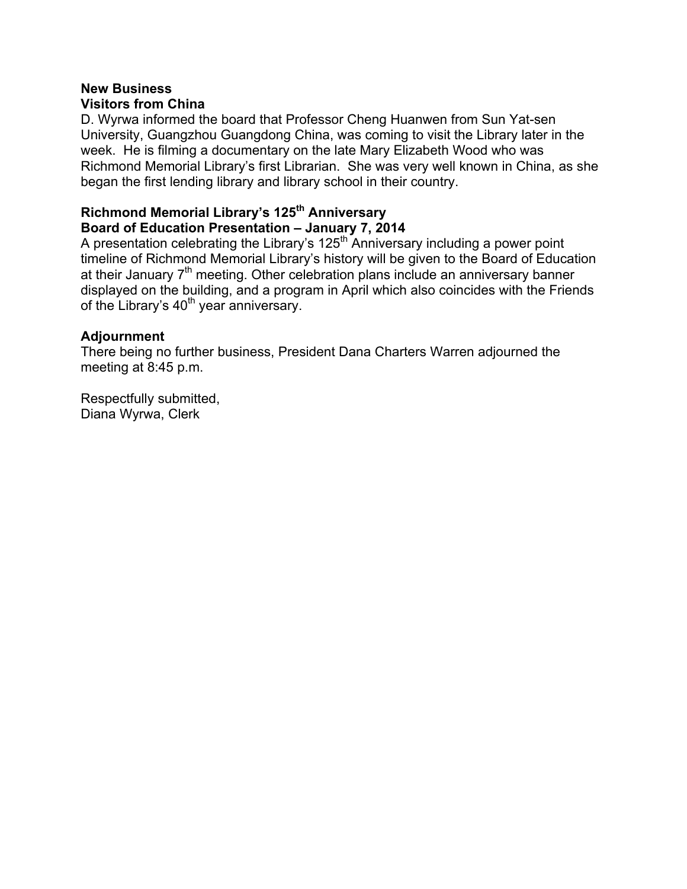**New Business**

**Visitors from China**

D. Wyrwa informed the board that Professor Cheng Huanwen from Sun Yat-sen University, Guangzhou Guangdong China, was coming to visit the Library later in the week. He is filming a documentary on the late Mary Elizabeth Wood who was Richmond Memorial Library's first Librarian. She was very well known in China, as she began the first lending library and library school in their country.

**Richmond Memorial Library's 125th Anniversary**

**Board of Education Presentation – January 7, 2014**

A presentation celebrating the Library's 125th Anniversary including a power point timeline of Richmond Memorial Library's history will be given to the Board of Education at their January 7th meeting. Other celebration plans include an anniversary banner displayed on the building, and a program in April which also coincides with the Friends of the Library's 40th year anniversary.

**Adjournment**

There being no further business, President Dana Charters Warren adjourned the meeting at 8:45 p.m.

Respectfully submitted,
Diana Wyrwa, Clerk